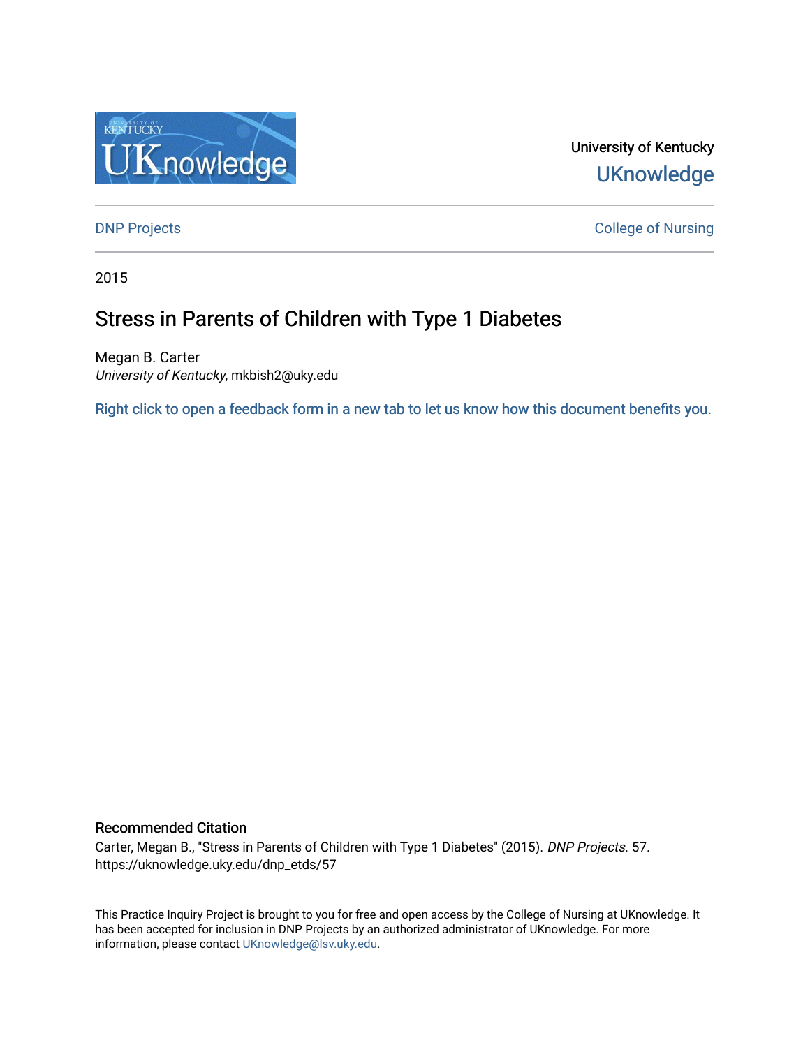University of Kentucky

UKnowledge

DNP Projects

College of Nursing

2015

# Stress in Parents of Children with Type 1 Diabetes

Megan B. Carter
*University of Kentucky*, mkbish2@uky.edu

Right click to open a feedback form in a new tab to let us know how this document benefits you.

## Recommended Citation

Carter, Megan B., "Stress in Parents of Children with Type 1 Diabetes" (2015). *DNP Projects*. 57.
https://uknowledge.uky.edu/dnp_etds/57

This Practice Inquiry Project is brought to you for free and open access by the College of Nursing at UKnowledge. It has been accepted for inclusion in DNP Projects by an authorized administrator of UKnowledge. For more information, please contact UKnowledge@lsv.uky.edu.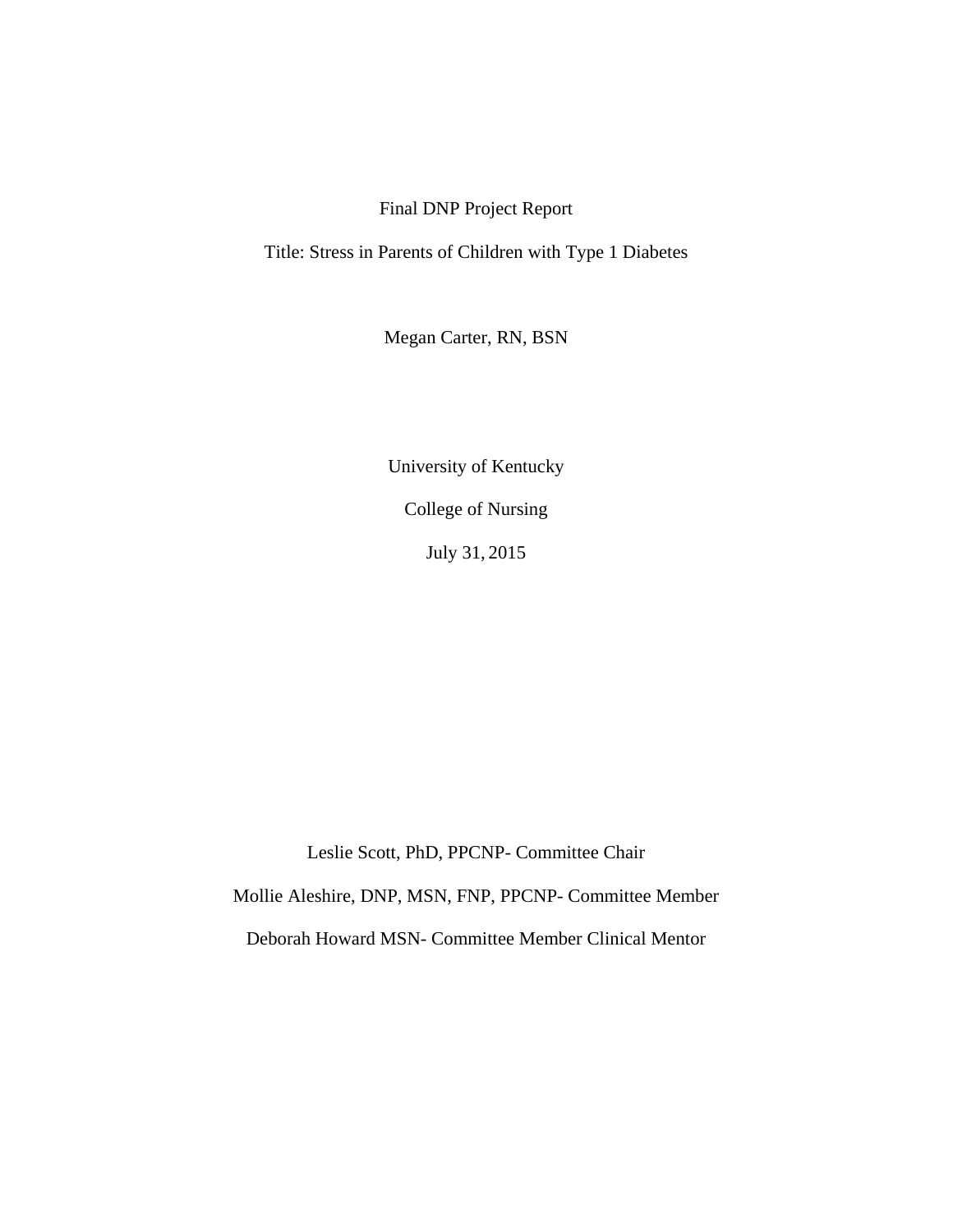Final DNP Project Report

Title: Stress in Parents of Children with Type 1 Diabetes

Megan Carter, RN, BSN

University of Kentucky

College of Nursing

July 31, 2015

Leslie Scott, PhD, PPCNP- Committee Chair

Mollie Aleshire, DNP, MSN, FNP, PPCNP- Committee Member

Deborah Howard MSN- Committee Member Clinical Mentor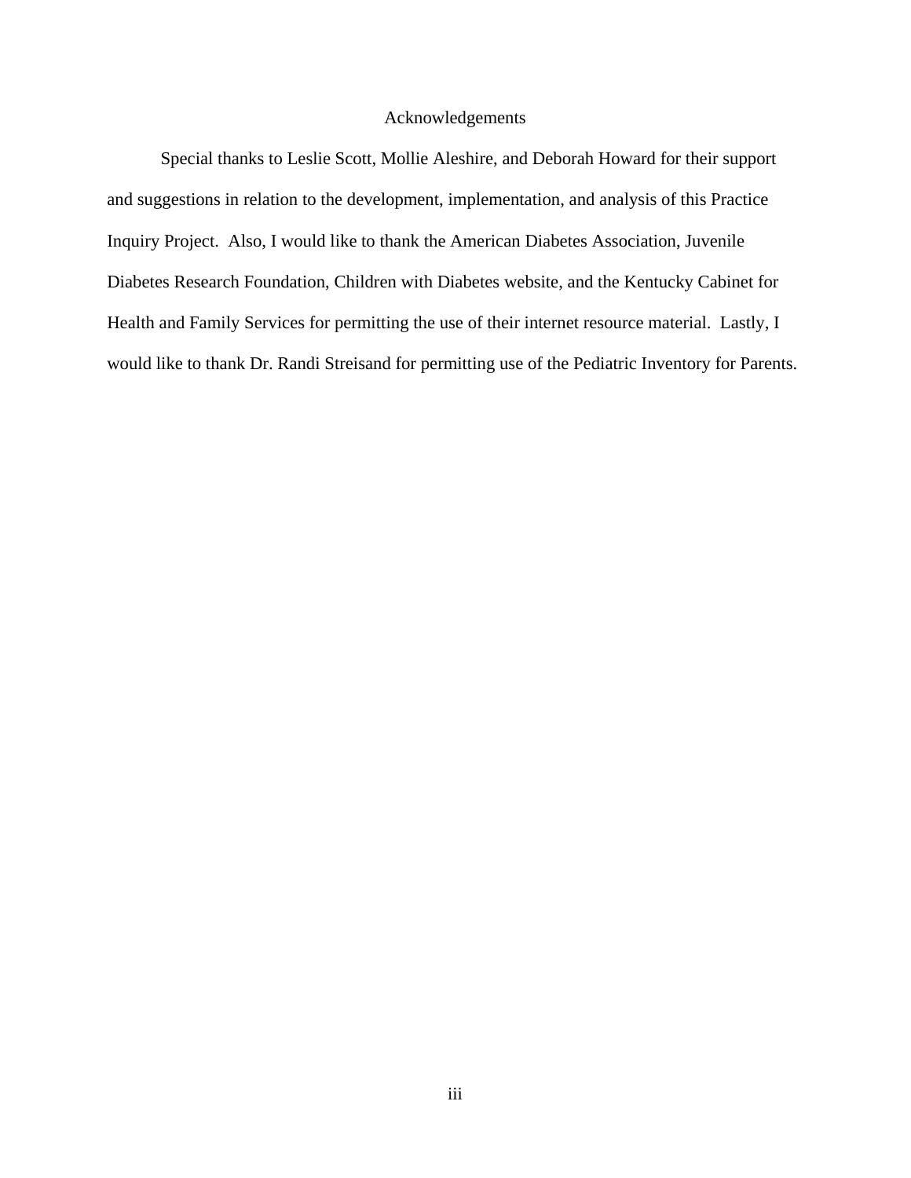# Acknowledgements

Special thanks to Leslie Scott, Mollie Aleshire, and Deborah Howard for their support and suggestions in relation to the development, implementation, and analysis of this Practice Inquiry Project. Also, I would like to thank the American Diabetes Association, Juvenile Diabetes Research Foundation, Children with Diabetes website, and the Kentucky Cabinet for Health and Family Services for permitting the use of their internet resource material. Lastly, I would like to thank Dr. Randi Streisand for permitting use of the Pediatric Inventory for Parents.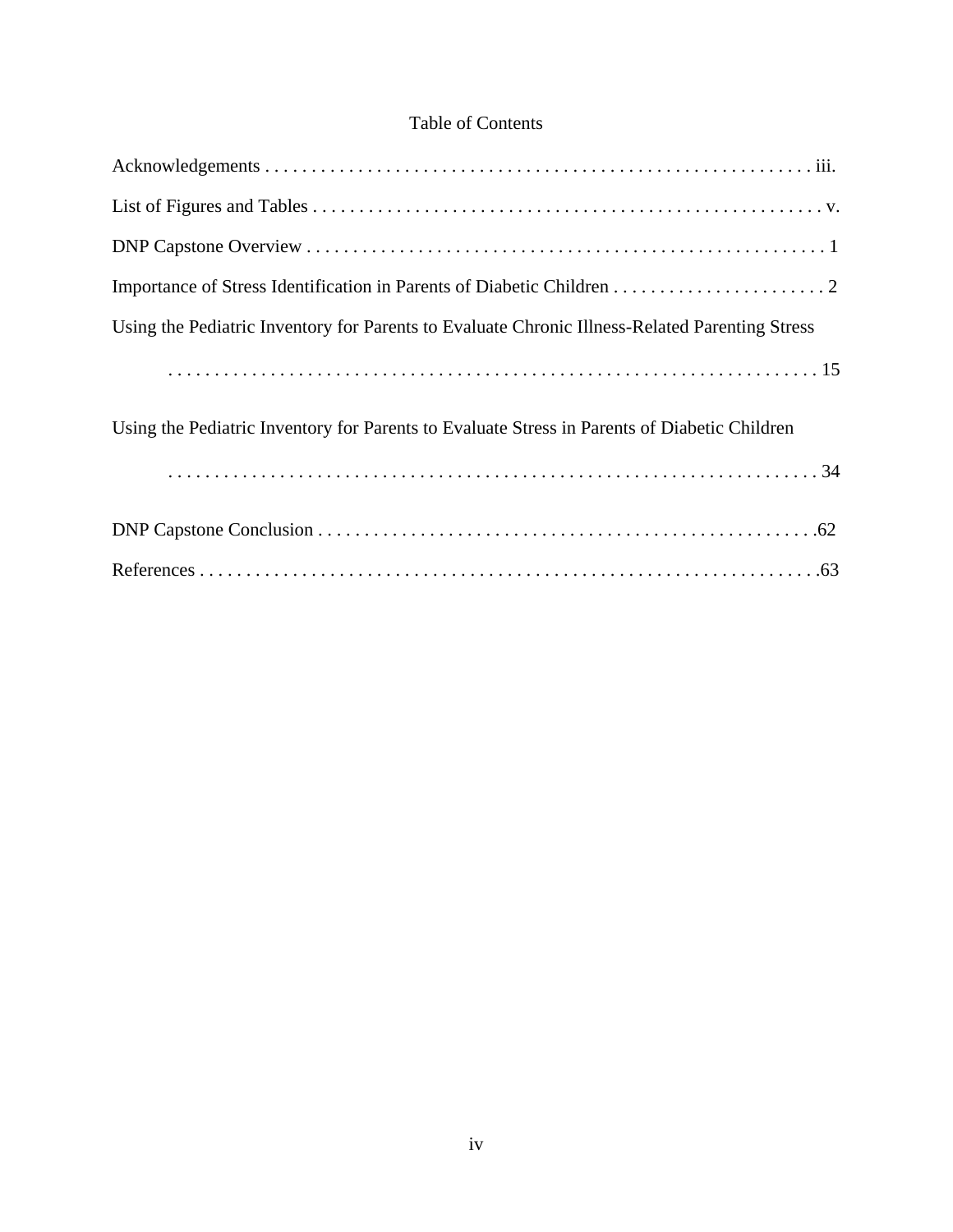# Table of Contents

Acknowledgements . . . . . . . . . . . . . . . . . . . . . . . . . . . . . . . . . . . . . . . . . . . . . . . . . . . . . . . . . . iii.

List of Figures and Tables . . . . . . . . . . . . . . . . . . . . . . . . . . . . . . . . . . . . . . . . . . . . . . . . . . . . . . v.

DNP Capstone Overview . . . . . . . . . . . . . . . . . . . . . . . . . . . . . . . . . . . . . . . . . . . . . . . . . . . . . . . 1

Importance of Stress Identification in Parents of Diabetic Children . . . . . . . . . . . . . . . . . . . . . . . 2

Using the Pediatric Inventory for Parents to Evaluate Chronic Illness-Related Parenting Stress . . . . . . . . . . . . . . . . . . . . . . . . . . . . . . . . . . . . . . . . . . . . . . . . . . . . . . . . . . . . . . . . . . . . 15

Using the Pediatric Inventory for Parents to Evaluate Stress in Parents of Diabetic Children . . . . . . . . . . . . . . . . . . . . . . . . . . . . . . . . . . . . . . . . . . . . . . . . . . . . . . . . . . . . . . . . . . . . . 34

DNP Capstone Conclusion . . . . . . . . . . . . . . . . . . . . . . . . . . . . . . . . . . . . . . . . . . . . . . . . . . . . . .62

References . . . . . . . . . . . . . . . . . . . . . . . . . . . . . . . . . . . . . . . . . . . . . . . . . . . . . . . . . . . . . . . . . .63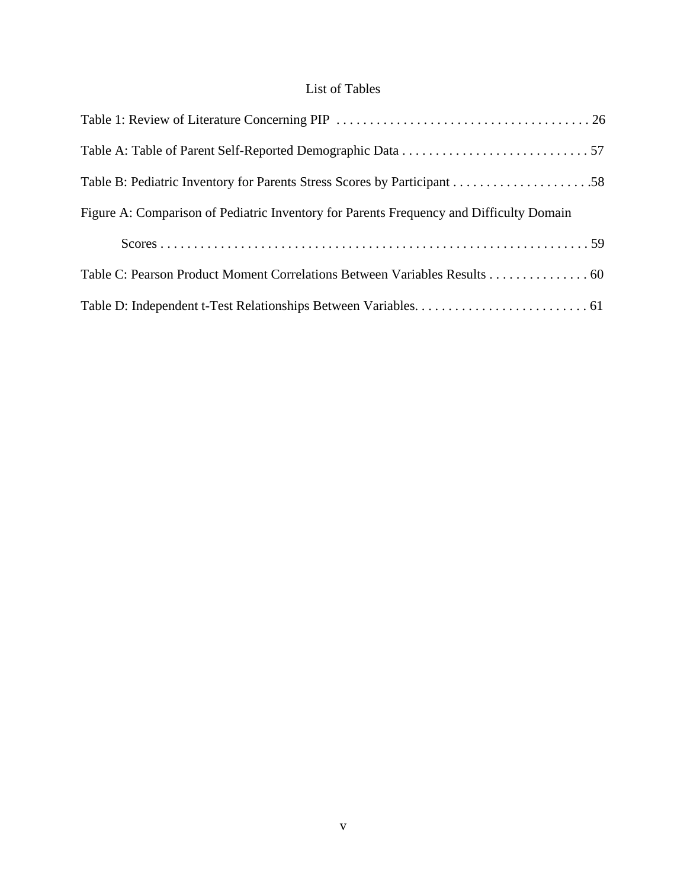# List of Tables

Table 1: Review of Literature Concerning PIP . . . . . . . . . . . . . . . . . . . . . . . . . . . . . . . . . . . . . . 26

Table A: Table of Parent Self-Reported Demographic Data . . . . . . . . . . . . . . . . . . . . . . . . . . . . 57

Table B: Pediatric Inventory for Parents Stress Scores by Participant . . . . . . . . . . . . . . . . . . . . .58

Figure A: Comparison of Pediatric Inventory for Parents Frequency and Difficulty Domain Scores . . . . . . . . . . . . . . . . . . . . . . . . . . . . . . . . . . . . . . . . . . . . . . . . . . . . . . . . . . . . . . . . . 59

Table C: Pearson Product Moment Correlations Between Variables Results . . . . . . . . . . . . . . . 60

Table D: Independent t-Test Relationships Between Variables. . . . . . . . . . . . . . . . . . . . . . . . . . 61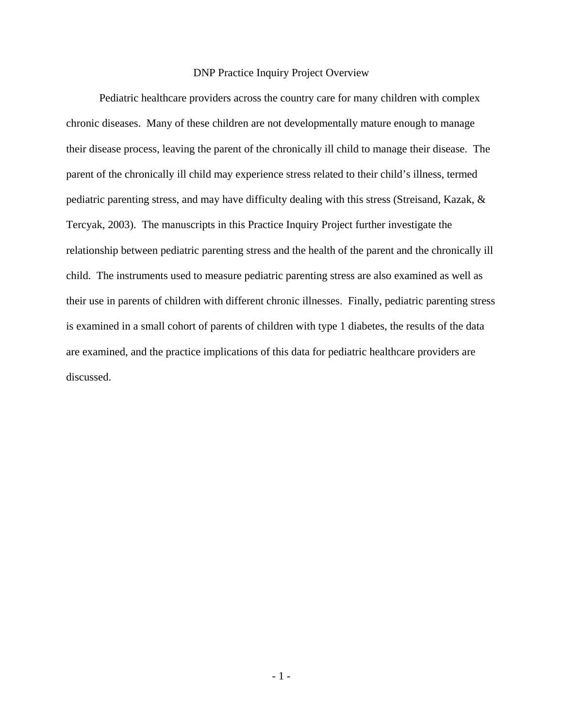# DNP Practice Inquiry Project Overview

Pediatric healthcare providers across the country care for many children with complex chronic diseases. Many of these children are not developmentally mature enough to manage their disease process, leaving the parent of the chronically ill child to manage their disease. The parent of the chronically ill child may experience stress related to their child's illness, termed pediatric parenting stress, and may have difficulty dealing with this stress (Streisand, Kazak, & Tercyak, 2003). The manuscripts in this Practice Inquiry Project further investigate the relationship between pediatric parenting stress and the health of the parent and the chronically ill child. The instruments used to measure pediatric parenting stress are also examined as well as their use in parents of children with different chronic illnesses. Finally, pediatric parenting stress is examined in a small cohort of parents of children with type 1 diabetes, the results of the data are examined, and the practice implications of this data for pediatric healthcare providers are discussed.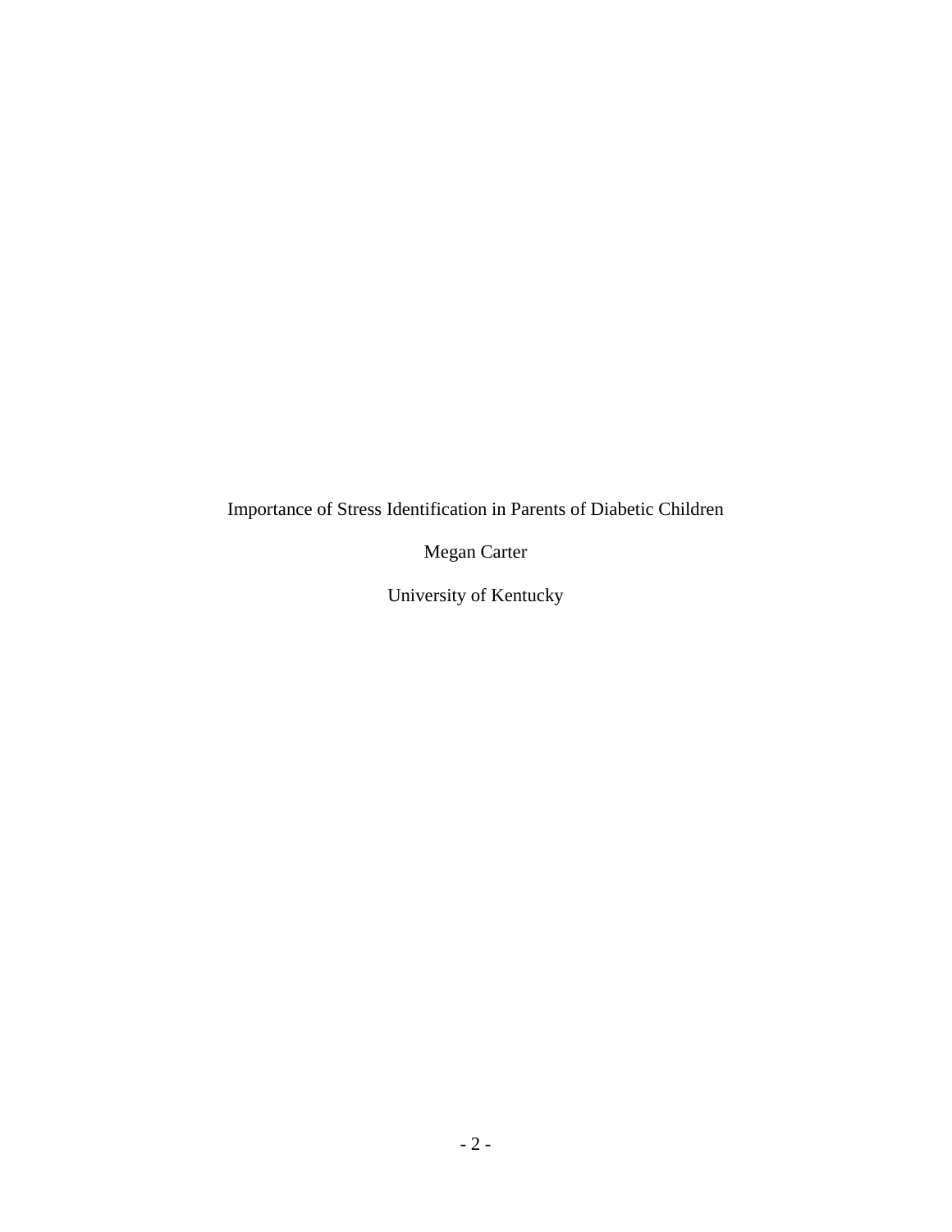Importance of Stress Identification in Parents of Diabetic Children

Megan Carter

University of Kentucky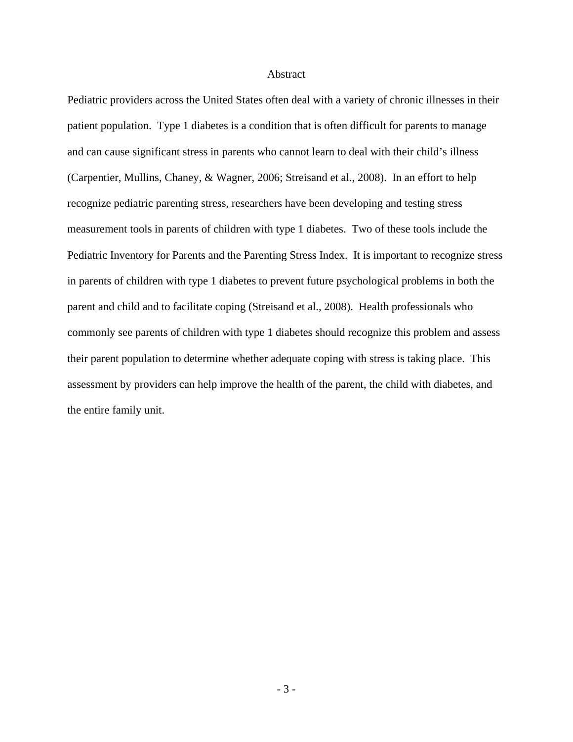# Abstract

Pediatric providers across the United States often deal with a variety of chronic illnesses in their patient population. Type 1 diabetes is a condition that is often difficult for parents to manage and can cause significant stress in parents who cannot learn to deal with their child's illness (Carpentier, Mullins, Chaney, & Wagner, 2006; Streisand et al., 2008). In an effort to help recognize pediatric parenting stress, researchers have been developing and testing stress measurement tools in parents of children with type 1 diabetes. Two of these tools include the Pediatric Inventory for Parents and the Parenting Stress Index. It is important to recognize stress in parents of children with type 1 diabetes to prevent future psychological problems in both the parent and child and to facilitate coping (Streisand et al., 2008). Health professionals who commonly see parents of children with type 1 diabetes should recognize this problem and assess their parent population to determine whether adequate coping with stress is taking place. This assessment by providers can help improve the health of the parent, the child with diabetes, and the entire family unit.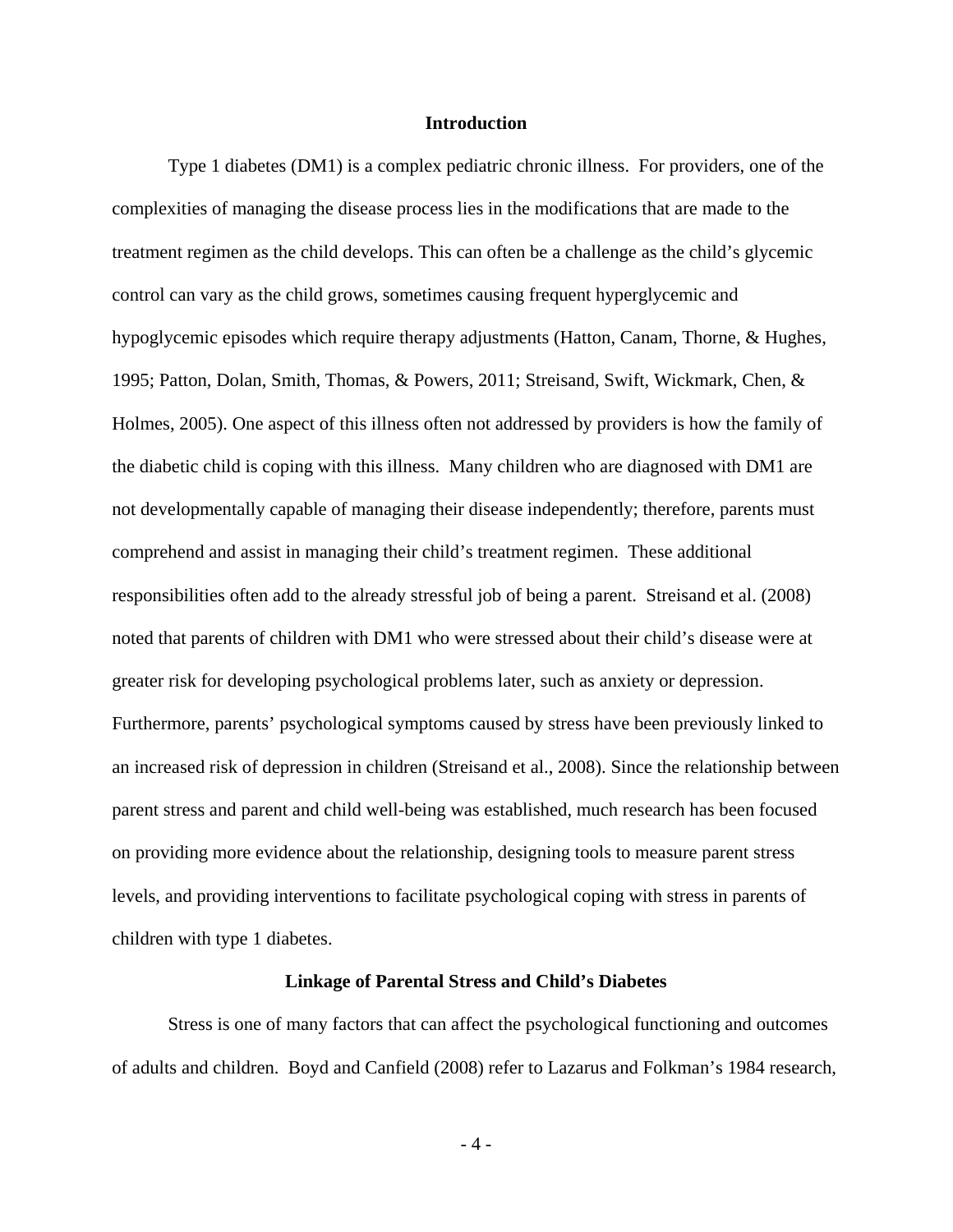## Introduction

Type 1 diabetes (DM1) is a complex pediatric chronic illness. For providers, one of the complexities of managing the disease process lies in the modifications that are made to the treatment regimen as the child develops. This can often be a challenge as the child's glycemic control can vary as the child grows, sometimes causing frequent hyperglycemic and hypoglycemic episodes which require therapy adjustments (Hatton, Canam, Thorne, & Hughes, 1995; Patton, Dolan, Smith, Thomas, & Powers, 2011; Streisand, Swift, Wickmark, Chen, & Holmes, 2005). One aspect of this illness often not addressed by providers is how the family of the diabetic child is coping with this illness. Many children who are diagnosed with DM1 are not developmentally capable of managing their disease independently; therefore, parents must comprehend and assist in managing their child's treatment regimen. These additional responsibilities often add to the already stressful job of being a parent. Streisand et al. (2008) noted that parents of children with DM1 who were stressed about their child's disease were at greater risk for developing psychological problems later, such as anxiety or depression. Furthermore, parents' psychological symptoms caused by stress have been previously linked to an increased risk of depression in children (Streisand et al., 2008). Since the relationship between parent stress and parent and child well-being was established, much research has been focused on providing more evidence about the relationship, designing tools to measure parent stress levels, and providing interventions to facilitate psychological coping with stress in parents of children with type 1 diabetes.

## Linkage of Parental Stress and Child's Diabetes

Stress is one of many factors that can affect the psychological functioning and outcomes of adults and children. Boyd and Canfield (2008) refer to Lazarus and Folkman's 1984 research,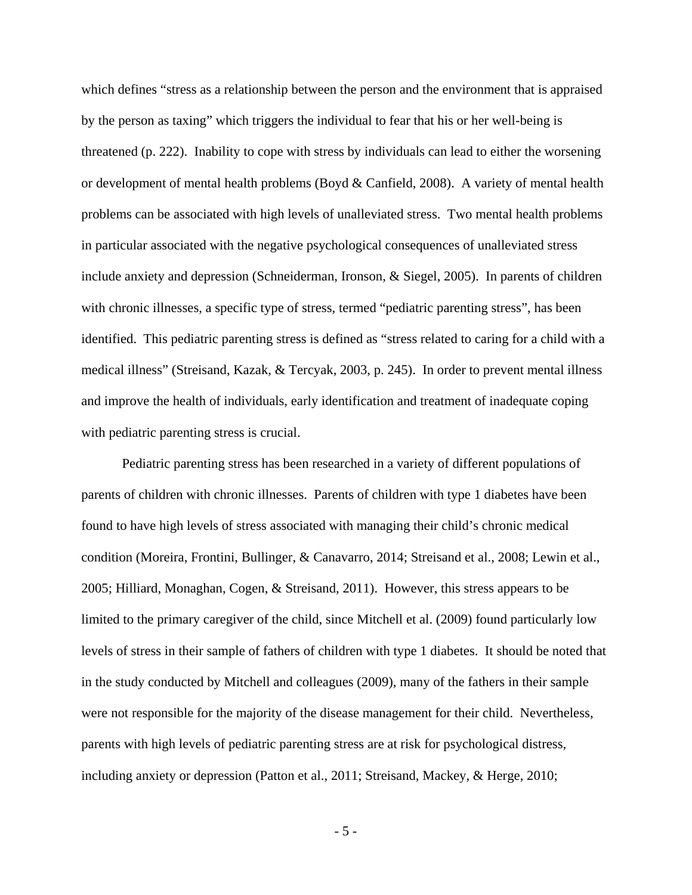which defines “stress as a relationship between the person and the environment that is appraised by the person as taxing” which triggers the individual to fear that his or her well-being is threatened (p. 222). Inability to cope with stress by individuals can lead to either the worsening or development of mental health problems (Boyd & Canfield, 2008). A variety of mental health problems can be associated with high levels of unalleviated stress. Two mental health problems in particular associated with the negative psychological consequences of unalleviated stress include anxiety and depression (Schneiderman, Ironson, & Siegel, 2005). In parents of children with chronic illnesses, a specific type of stress, termed “pediatric parenting stress”, has been identified. This pediatric parenting stress is defined as “stress related to caring for a child with a medical illness” (Streisand, Kazak, & Tercyak, 2003, p. 245). In order to prevent mental illness and improve the health of individuals, early identification and treatment of inadequate coping with pediatric parenting stress is crucial.

Pediatric parenting stress has been researched in a variety of different populations of parents of children with chronic illnesses. Parents of children with type 1 diabetes have been found to have high levels of stress associated with managing their child’s chronic medical condition (Moreira, Frontini, Bullinger, & Canavarro, 2014; Streisand et al., 2008; Lewin et al., 2005; Hilliard, Monaghan, Cogen, & Streisand, 2011). However, this stress appears to be limited to the primary caregiver of the child, since Mitchell et al. (2009) found particularly low levels of stress in their sample of fathers of children with type 1 diabetes. It should be noted that in the study conducted by Mitchell and colleagues (2009), many of the fathers in their sample were not responsible for the majority of the disease management for their child. Nevertheless, parents with high levels of pediatric parenting stress are at risk for psychological distress, including anxiety or depression (Patton et al., 2011; Streisand, Mackey, & Herge, 2010;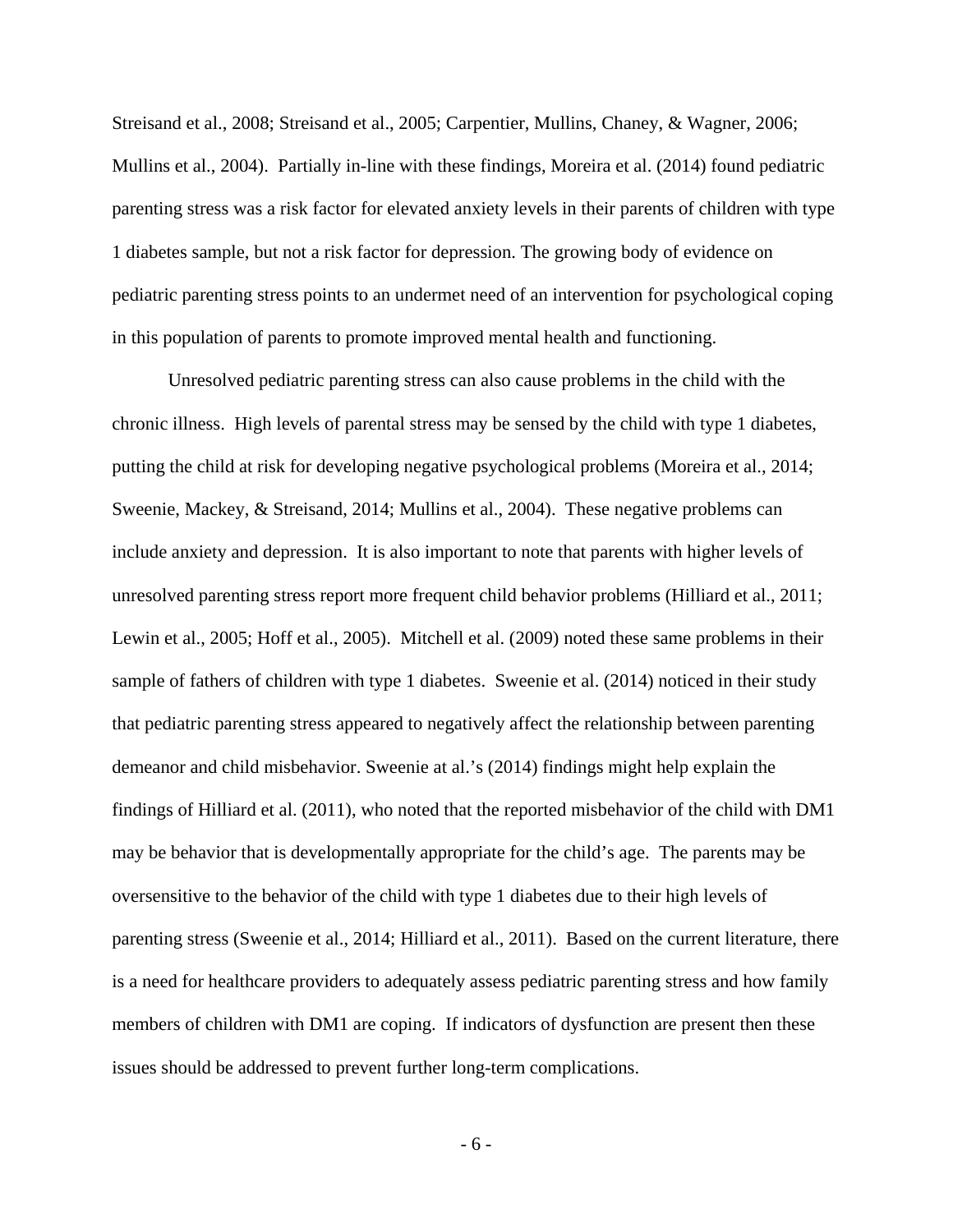Streisand et al., 2008; Streisand et al., 2005; Carpentier, Mullins, Chaney, & Wagner, 2006; Mullins et al., 2004). Partially in-line with these findings, Moreira et al. (2014) found pediatric parenting stress was a risk factor for elevated anxiety levels in their parents of children with type 1 diabetes sample, but not a risk factor for depression. The growing body of evidence on pediatric parenting stress points to an undermet need of an intervention for psychological coping in this population of parents to promote improved mental health and functioning.

Unresolved pediatric parenting stress can also cause problems in the child with the chronic illness. High levels of parental stress may be sensed by the child with type 1 diabetes, putting the child at risk for developing negative psychological problems (Moreira et al., 2014; Sweenie, Mackey, & Streisand, 2014; Mullins et al., 2004). These negative problems can include anxiety and depression. It is also important to note that parents with higher levels of unresolved parenting stress report more frequent child behavior problems (Hilliard et al., 2011; Lewin et al., 2005; Hoff et al., 2005). Mitchell et al. (2009) noted these same problems in their sample of fathers of children with type 1 diabetes. Sweenie et al. (2014) noticed in their study that pediatric parenting stress appeared to negatively affect the relationship between parenting demeanor and child misbehavior. Sweenie at al.'s (2014) findings might help explain the findings of Hilliard et al. (2011), who noted that the reported misbehavior of the child with DM1 may be behavior that is developmentally appropriate for the child's age. The parents may be oversensitive to the behavior of the child with type 1 diabetes due to their high levels of parenting stress (Sweenie et al., 2014; Hilliard et al., 2011). Based on the current literature, there is a need for healthcare providers to adequately assess pediatric parenting stress and how family members of children with DM1 are coping. If indicators of dysfunction are present then these issues should be addressed to prevent further long-term complications.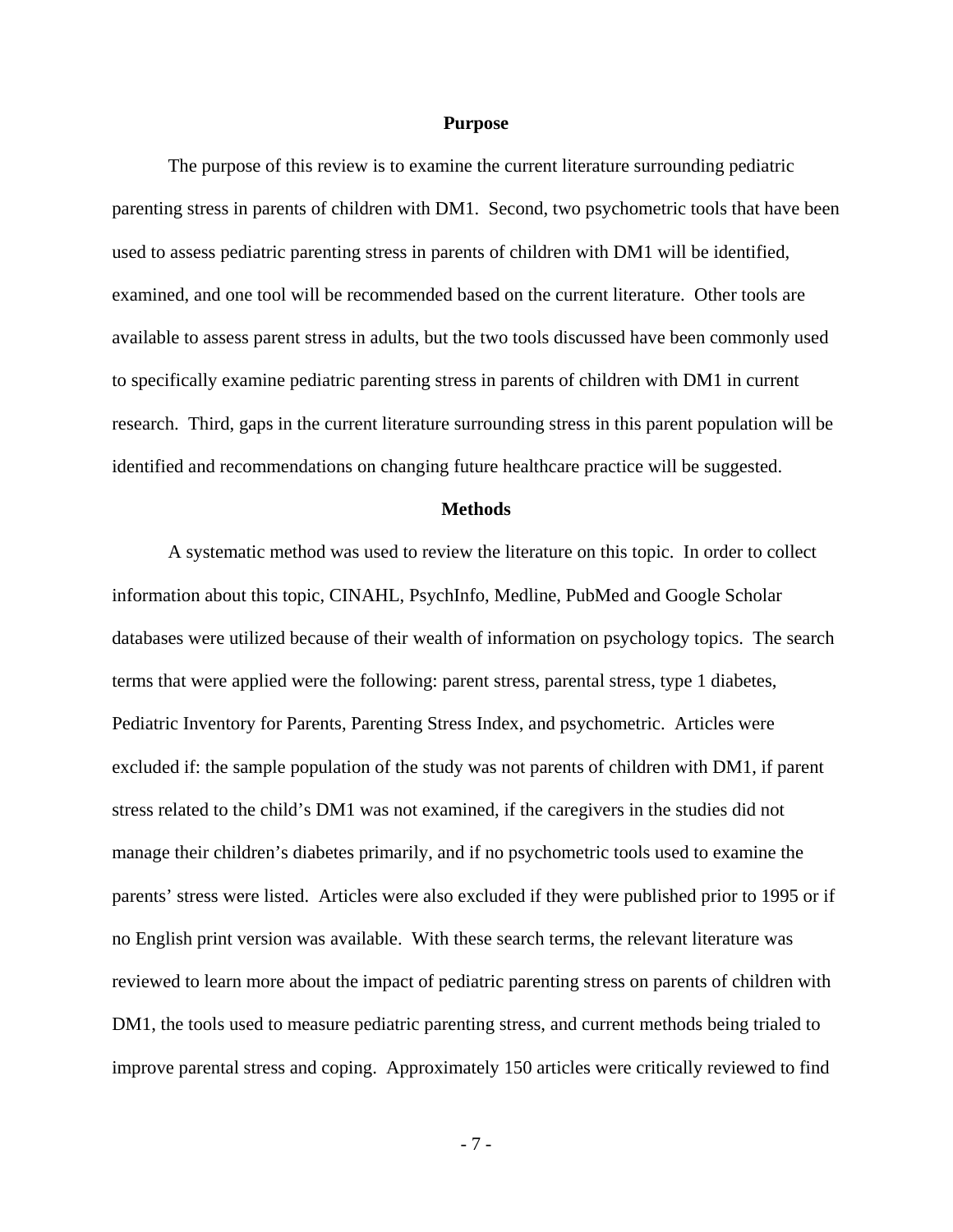## Purpose

The purpose of this review is to examine the current literature surrounding pediatric parenting stress in parents of children with DM1. Second, two psychometric tools that have been used to assess pediatric parenting stress in parents of children with DM1 will be identified, examined, and one tool will be recommended based on the current literature. Other tools are available to assess parent stress in adults, but the two tools discussed have been commonly used to specifically examine pediatric parenting stress in parents of children with DM1 in current research. Third, gaps in the current literature surrounding stress in this parent population will be identified and recommendations on changing future healthcare practice will be suggested.

## Methods

A systematic method was used to review the literature on this topic. In order to collect information about this topic, CINAHL, PsychInfo, Medline, PubMed and Google Scholar databases were utilized because of their wealth of information on psychology topics. The search terms that were applied were the following: parent stress, parental stress, type 1 diabetes, Pediatric Inventory for Parents, Parenting Stress Index, and psychometric. Articles were excluded if: the sample population of the study was not parents of children with DM1, if parent stress related to the child's DM1 was not examined, if the caregivers in the studies did not manage their children's diabetes primarily, and if no psychometric tools used to examine the parents' stress were listed. Articles were also excluded if they were published prior to 1995 or if no English print version was available. With these search terms, the relevant literature was reviewed to learn more about the impact of pediatric parenting stress on parents of children with DM1, the tools used to measure pediatric parenting stress, and current methods being trialed to improve parental stress and coping. Approximately 150 articles were critically reviewed to find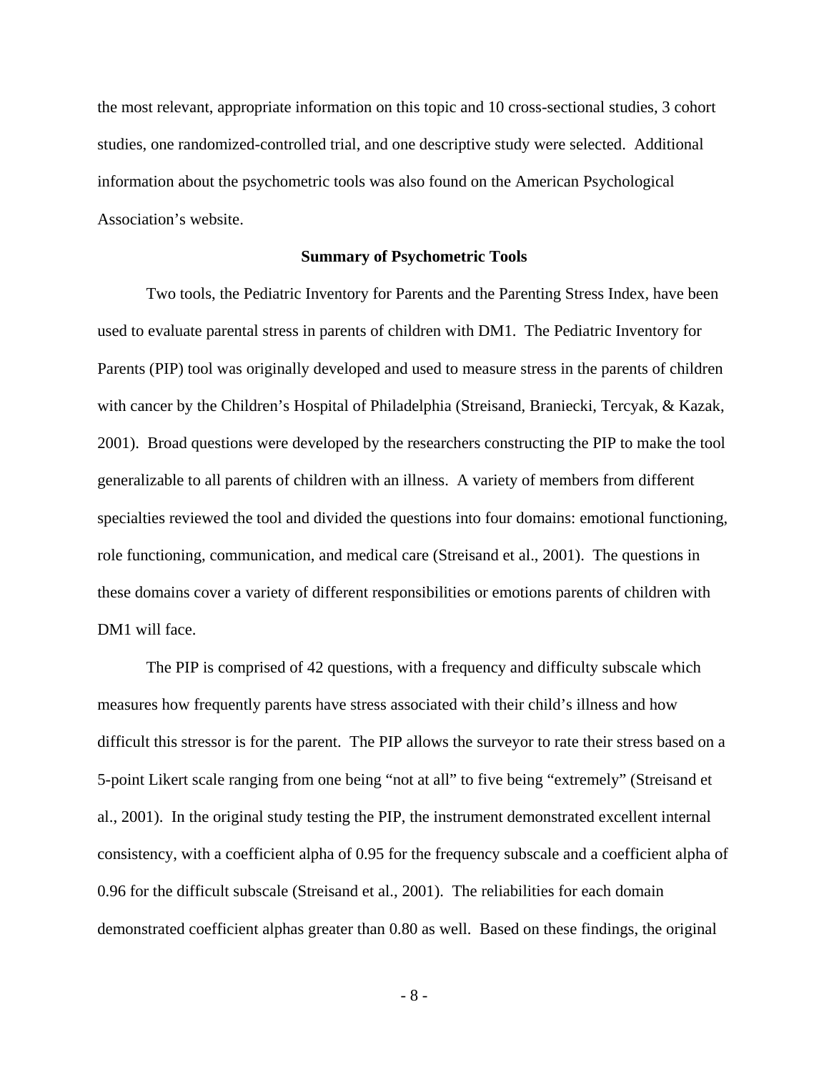the most relevant, appropriate information on this topic and 10 cross-sectional studies, 3 cohort studies, one randomized-controlled trial, and one descriptive study were selected. Additional information about the psychometric tools was also found on the American Psychological Association's website.

## Summary of Psychometric Tools

Two tools, the Pediatric Inventory for Parents and the Parenting Stress Index, have been used to evaluate parental stress in parents of children with DM1. The Pediatric Inventory for Parents (PIP) tool was originally developed and used to measure stress in the parents of children with cancer by the Children's Hospital of Philadelphia (Streisand, Braniecki, Tercyak, & Kazak, 2001). Broad questions were developed by the researchers constructing the PIP to make the tool generalizable to all parents of children with an illness. A variety of members from different specialties reviewed the tool and divided the questions into four domains: emotional functioning, role functioning, communication, and medical care (Streisand et al., 2001). The questions in these domains cover a variety of different responsibilities or emotions parents of children with DM1 will face.

The PIP is comprised of 42 questions, with a frequency and difficulty subscale which measures how frequently parents have stress associated with their child's illness and how difficult this stressor is for the parent. The PIP allows the surveyor to rate their stress based on a 5-point Likert scale ranging from one being "not at all" to five being "extremely" (Streisand et al., 2001). In the original study testing the PIP, the instrument demonstrated excellent internal consistency, with a coefficient alpha of 0.95 for the frequency subscale and a coefficient alpha of 0.96 for the difficult subscale (Streisand et al., 2001). The reliabilities for each domain demonstrated coefficient alphas greater than 0.80 as well. Based on these findings, the original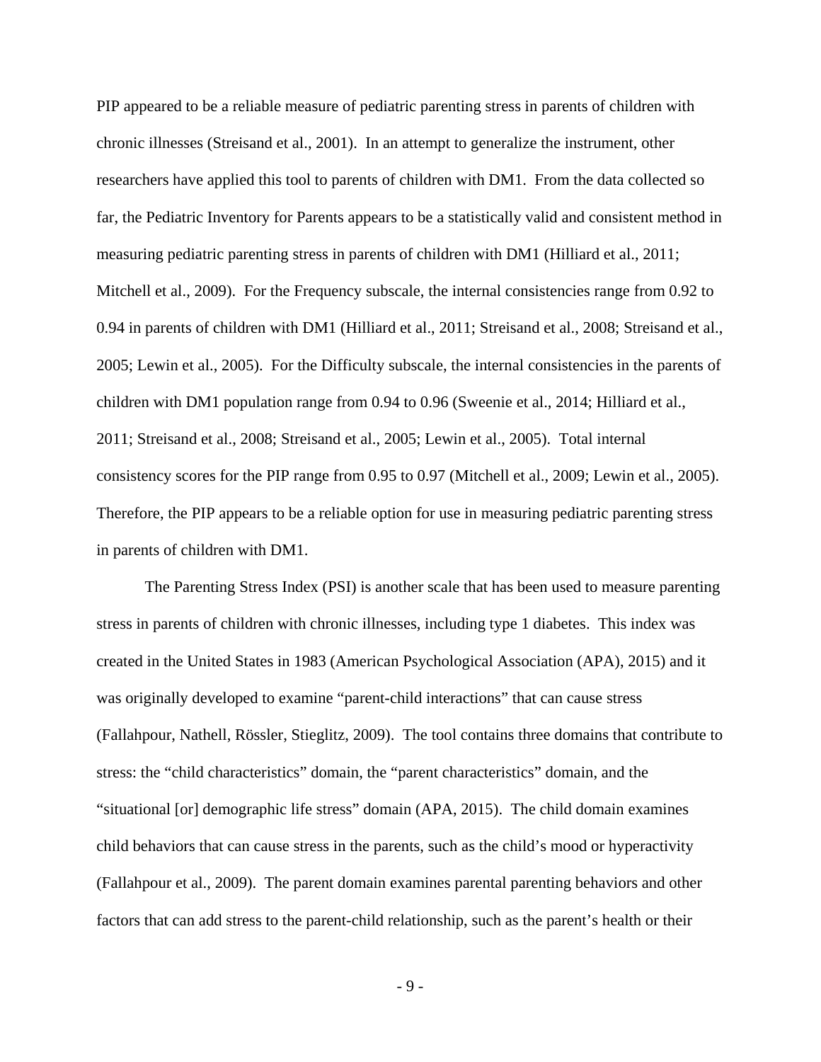PIP appeared to be a reliable measure of pediatric parenting stress in parents of children with chronic illnesses (Streisand et al., 2001). In an attempt to generalize the instrument, other researchers have applied this tool to parents of children with DM1. From the data collected so far, the Pediatric Inventory for Parents appears to be a statistically valid and consistent method in measuring pediatric parenting stress in parents of children with DM1 (Hilliard et al., 2011; Mitchell et al., 2009). For the Frequency subscale, the internal consistencies range from 0.92 to 0.94 in parents of children with DM1 (Hilliard et al., 2011; Streisand et al., 2008; Streisand et al., 2005; Lewin et al., 2005). For the Difficulty subscale, the internal consistencies in the parents of children with DM1 population range from 0.94 to 0.96 (Sweenie et al., 2014; Hilliard et al., 2011; Streisand et al., 2008; Streisand et al., 2005; Lewin et al., 2005). Total internal consistency scores for the PIP range from 0.95 to 0.97 (Mitchell et al., 2009; Lewin et al., 2005). Therefore, the PIP appears to be a reliable option for use in measuring pediatric parenting stress in parents of children with DM1.

The Parenting Stress Index (PSI) is another scale that has been used to measure parenting stress in parents of children with chronic illnesses, including type 1 diabetes. This index was created in the United States in 1983 (American Psychological Association (APA), 2015) and it was originally developed to examine "parent-child interactions" that can cause stress (Fallahpour, Nathell, Rössler, Stieglitz, 2009). The tool contains three domains that contribute to stress: the "child characteristics" domain, the "parent characteristics" domain, and the "situational [or] demographic life stress" domain (APA, 2015). The child domain examines child behaviors that can cause stress in the parents, such as the child's mood or hyperactivity (Fallahpour et al., 2009). The parent domain examines parental parenting behaviors and other factors that can add stress to the parent-child relationship, such as the parent's health or their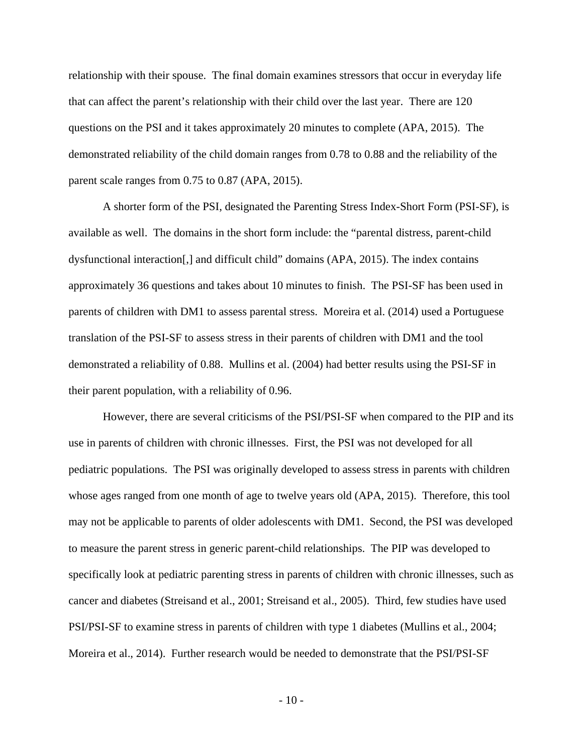relationship with their spouse. The final domain examines stressors that occur in everyday life that can affect the parent's relationship with their child over the last year. There are 120 questions on the PSI and it takes approximately 20 minutes to complete (APA, 2015). The demonstrated reliability of the child domain ranges from 0.78 to 0.88 and the reliability of the parent scale ranges from 0.75 to 0.87 (APA, 2015).

A shorter form of the PSI, designated the Parenting Stress Index-Short Form (PSI-SF), is available as well. The domains in the short form include: the "parental distress, parent-child dysfunctional interaction[,] and difficult child" domains (APA, 2015). The index contains approximately 36 questions and takes about 10 minutes to finish. The PSI-SF has been used in parents of children with DM1 to assess parental stress. Moreira et al. (2014) used a Portuguese translation of the PSI-SF to assess stress in their parents of children with DM1 and the tool demonstrated a reliability of 0.88. Mullins et al. (2004) had better results using the PSI-SF in their parent population, with a reliability of 0.96.

However, there are several criticisms of the PSI/PSI-SF when compared to the PIP and its use in parents of children with chronic illnesses. First, the PSI was not developed for all pediatric populations. The PSI was originally developed to assess stress in parents with children whose ages ranged from one month of age to twelve years old (APA, 2015). Therefore, this tool may not be applicable to parents of older adolescents with DM1. Second, the PSI was developed to measure the parent stress in generic parent-child relationships. The PIP was developed to specifically look at pediatric parenting stress in parents of children with chronic illnesses, such as cancer and diabetes (Streisand et al., 2001; Streisand et al., 2005). Third, few studies have used PSI/PSI-SF to examine stress in parents of children with type 1 diabetes (Mullins et al., 2004; Moreira et al., 2014). Further research would be needed to demonstrate that the PSI/PSI-SF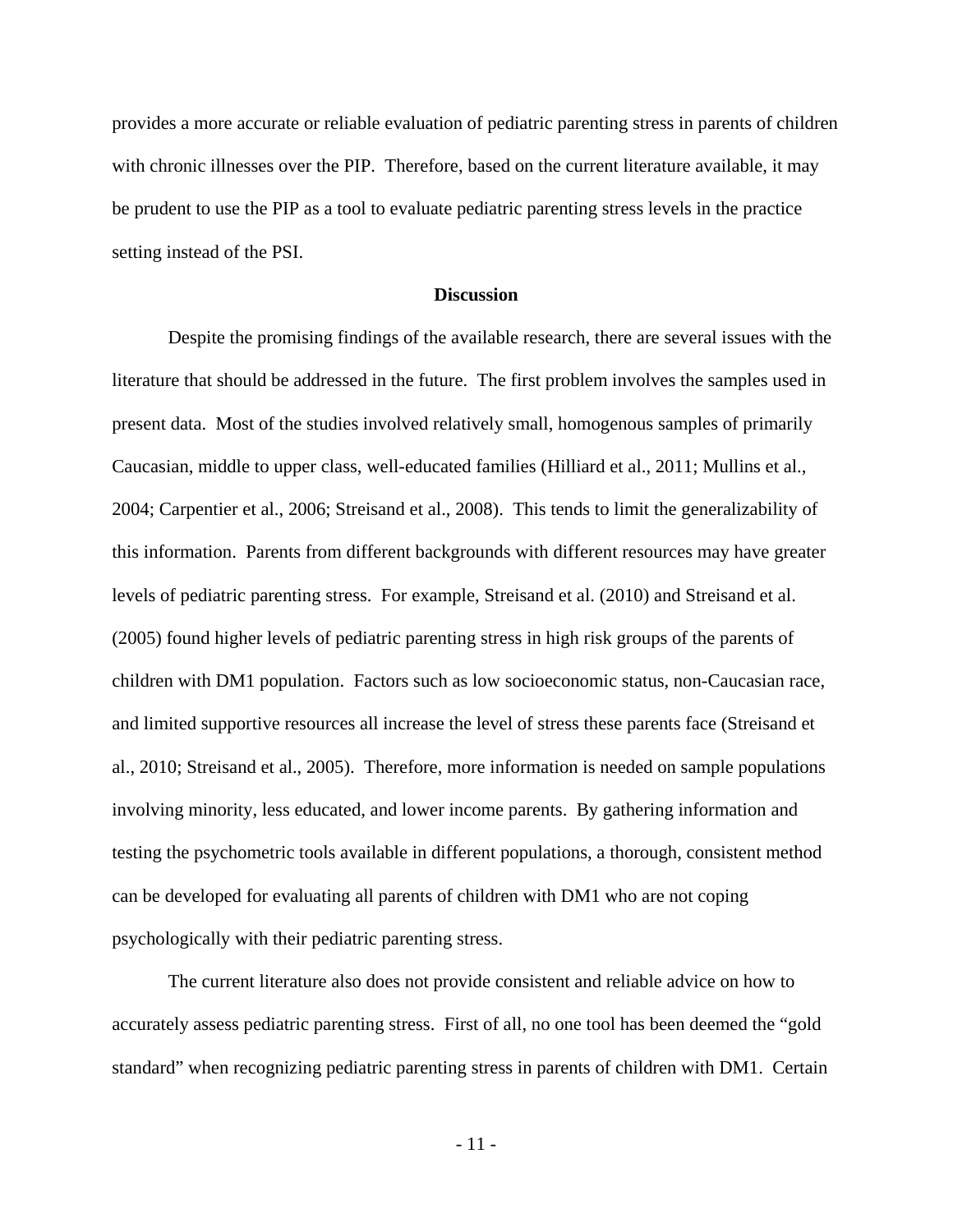provides a more accurate or reliable evaluation of pediatric parenting stress in parents of children with chronic illnesses over the PIP. Therefore, based on the current literature available, it may be prudent to use the PIP as a tool to evaluate pediatric parenting stress levels in the practice setting instead of the PSI.

## Discussion

Despite the promising findings of the available research, there are several issues with the literature that should be addressed in the future. The first problem involves the samples used in present data. Most of the studies involved relatively small, homogenous samples of primarily Caucasian, middle to upper class, well-educated families (Hilliard et al., 2011; Mullins et al., 2004; Carpentier et al., 2006; Streisand et al., 2008). This tends to limit the generalizability of this information. Parents from different backgrounds with different resources may have greater levels of pediatric parenting stress. For example, Streisand et al. (2010) and Streisand et al. (2005) found higher levels of pediatric parenting stress in high risk groups of the parents of children with DM1 population. Factors such as low socioeconomic status, non-Caucasian race, and limited supportive resources all increase the level of stress these parents face (Streisand et al., 2010; Streisand et al., 2005). Therefore, more information is needed on sample populations involving minority, less educated, and lower income parents. By gathering information and testing the psychometric tools available in different populations, a thorough, consistent method can be developed for evaluating all parents of children with DM1 who are not coping psychologically with their pediatric parenting stress.

The current literature also does not provide consistent and reliable advice on how to accurately assess pediatric parenting stress. First of all, no one tool has been deemed the "gold standard" when recognizing pediatric parenting stress in parents of children with DM1. Certain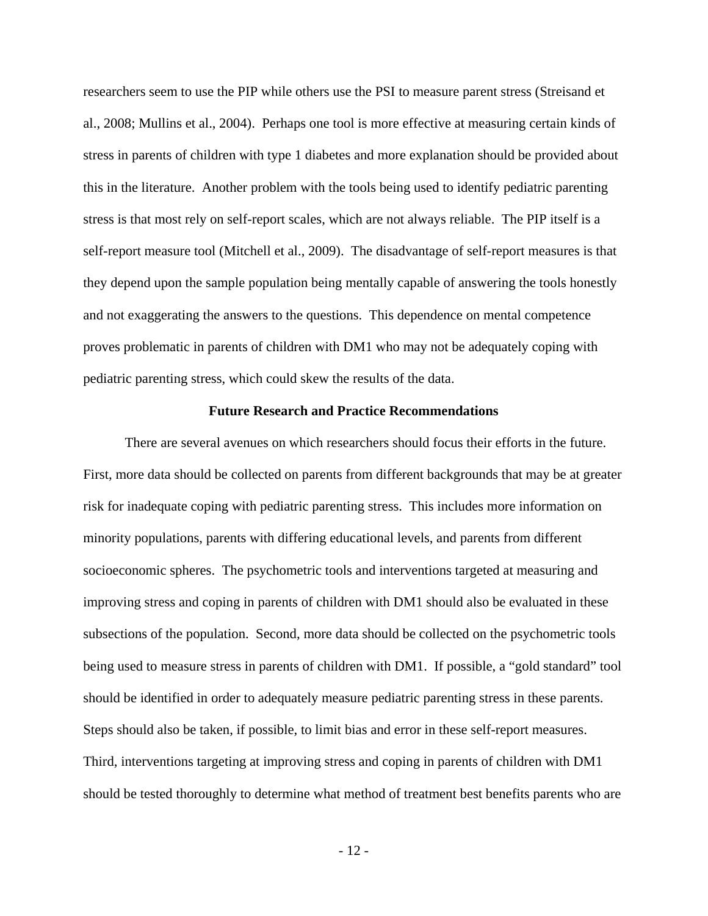researchers seem to use the PIP while others use the PSI to measure parent stress (Streisand et al., 2008; Mullins et al., 2004). Perhaps one tool is more effective at measuring certain kinds of stress in parents of children with type 1 diabetes and more explanation should be provided about this in the literature. Another problem with the tools being used to identify pediatric parenting stress is that most rely on self-report scales, which are not always reliable. The PIP itself is a self-report measure tool (Mitchell et al., 2009). The disadvantage of self-report measures is that they depend upon the sample population being mentally capable of answering the tools honestly and not exaggerating the answers to the questions. This dependence on mental competence proves problematic in parents of children with DM1 who may not be adequately coping with pediatric parenting stress, which could skew the results of the data.

## Future Research and Practice Recommendations

There are several avenues on which researchers should focus their efforts in the future. First, more data should be collected on parents from different backgrounds that may be at greater risk for inadequate coping with pediatric parenting stress. This includes more information on minority populations, parents with differing educational levels, and parents from different socioeconomic spheres. The psychometric tools and interventions targeted at measuring and improving stress and coping in parents of children with DM1 should also be evaluated in these subsections of the population. Second, more data should be collected on the psychometric tools being used to measure stress in parents of children with DM1. If possible, a "gold standard" tool should be identified in order to adequately measure pediatric parenting stress in these parents. Steps should also be taken, if possible, to limit bias and error in these self-report measures. Third, interventions targeting at improving stress and coping in parents of children with DM1 should be tested thoroughly to determine what method of treatment best benefits parents who are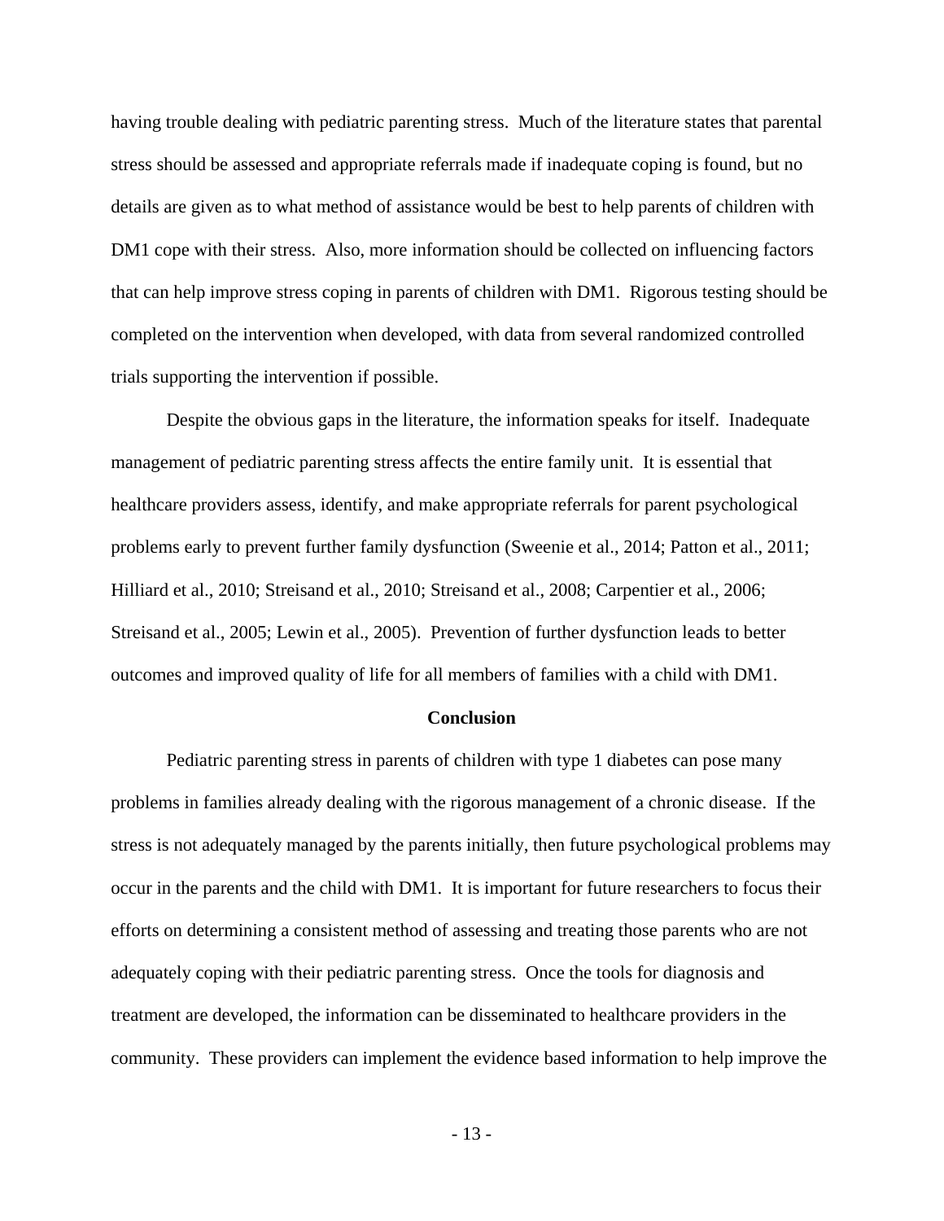having trouble dealing with pediatric parenting stress. Much of the literature states that parental stress should be assessed and appropriate referrals made if inadequate coping is found, but no details are given as to what method of assistance would be best to help parents of children with DM1 cope with their stress. Also, more information should be collected on influencing factors that can help improve stress coping in parents of children with DM1. Rigorous testing should be completed on the intervention when developed, with data from several randomized controlled trials supporting the intervention if possible.

Despite the obvious gaps in the literature, the information speaks for itself. Inadequate management of pediatric parenting stress affects the entire family unit. It is essential that healthcare providers assess, identify, and make appropriate referrals for parent psychological problems early to prevent further family dysfunction (Sweenie et al., 2014; Patton et al., 2011; Hilliard et al., 2010; Streisand et al., 2010; Streisand et al., 2008; Carpentier et al., 2006; Streisand et al., 2005; Lewin et al., 2005). Prevention of further dysfunction leads to better outcomes and improved quality of life for all members of families with a child with DM1.

## Conclusion

Pediatric parenting stress in parents of children with type 1 diabetes can pose many problems in families already dealing with the rigorous management of a chronic disease. If the stress is not adequately managed by the parents initially, then future psychological problems may occur in the parents and the child with DM1. It is important for future researchers to focus their efforts on determining a consistent method of assessing and treating those parents who are not adequately coping with their pediatric parenting stress. Once the tools for diagnosis and treatment are developed, the information can be disseminated to healthcare providers in the community. These providers can implement the evidence based information to help improve the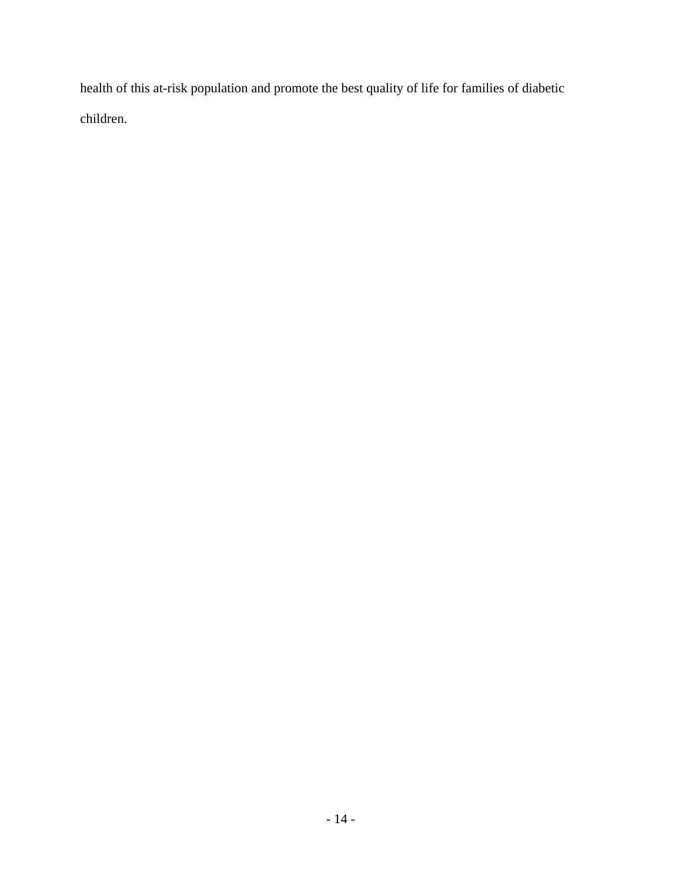health of this at-risk population and promote the best quality of life for families of diabetic children.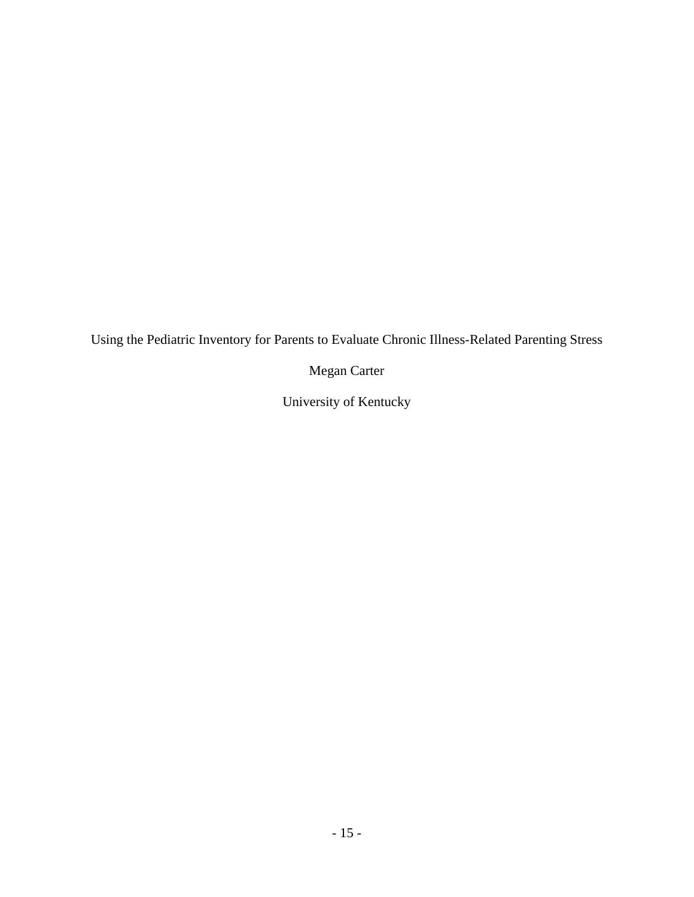Using the Pediatric Inventory for Parents to Evaluate Chronic Illness-Related Parenting Stress

Megan Carter

University of Kentucky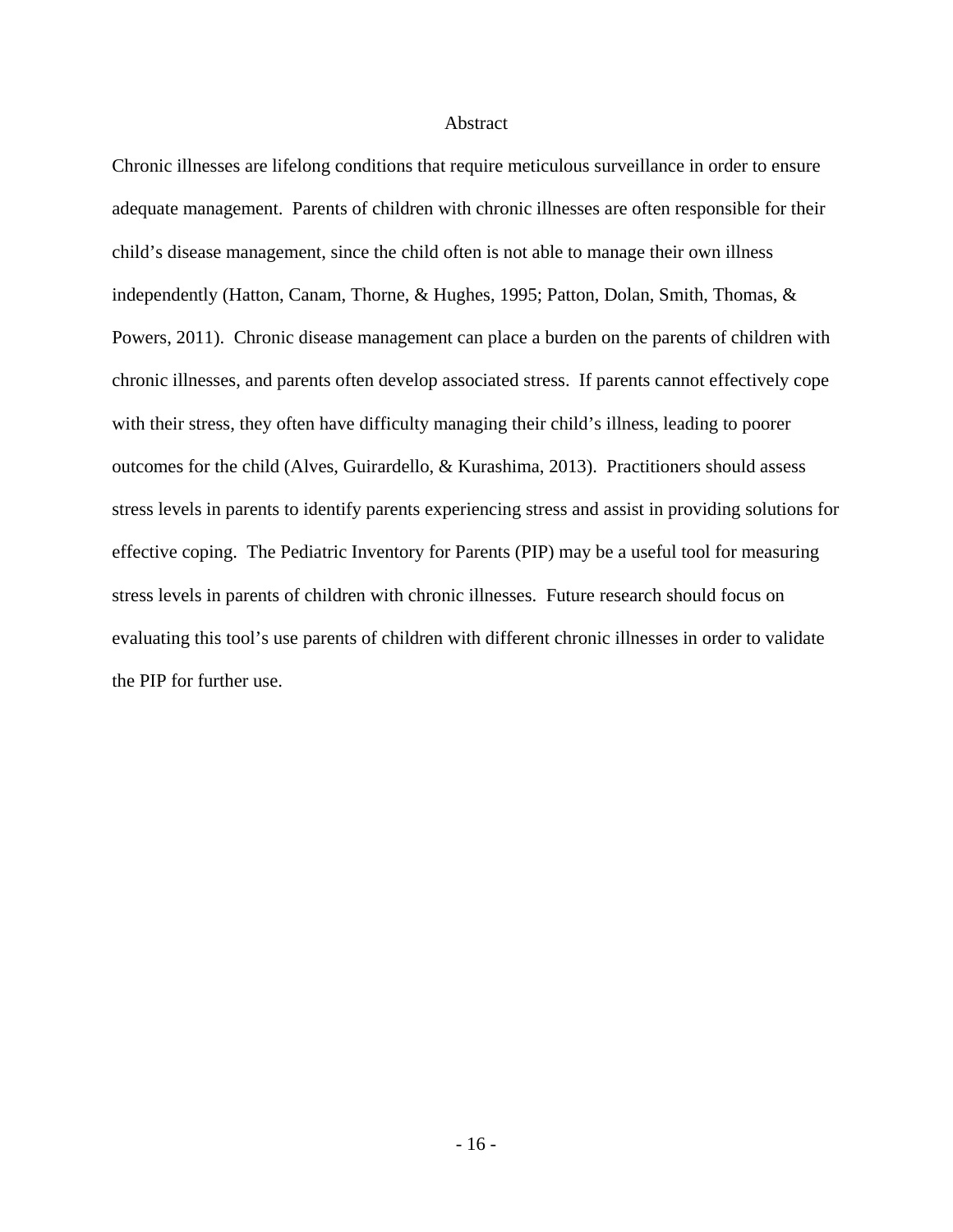# Abstract

Chronic illnesses are lifelong conditions that require meticulous surveillance in order to ensure adequate management. Parents of children with chronic illnesses are often responsible for their child's disease management, since the child often is not able to manage their own illness independently (Hatton, Canam, Thorne, & Hughes, 1995; Patton, Dolan, Smith, Thomas, & Powers, 2011). Chronic disease management can place a burden on the parents of children with chronic illnesses, and parents often develop associated stress. If parents cannot effectively cope with their stress, they often have difficulty managing their child's illness, leading to poorer outcomes for the child (Alves, Guirardello, & Kurashima, 2013). Practitioners should assess stress levels in parents to identify parents experiencing stress and assist in providing solutions for effective coping. The Pediatric Inventory for Parents (PIP) may be a useful tool for measuring stress levels in parents of children with chronic illnesses. Future research should focus on evaluating this tool's use parents of children with different chronic illnesses in order to validate the PIP for further use.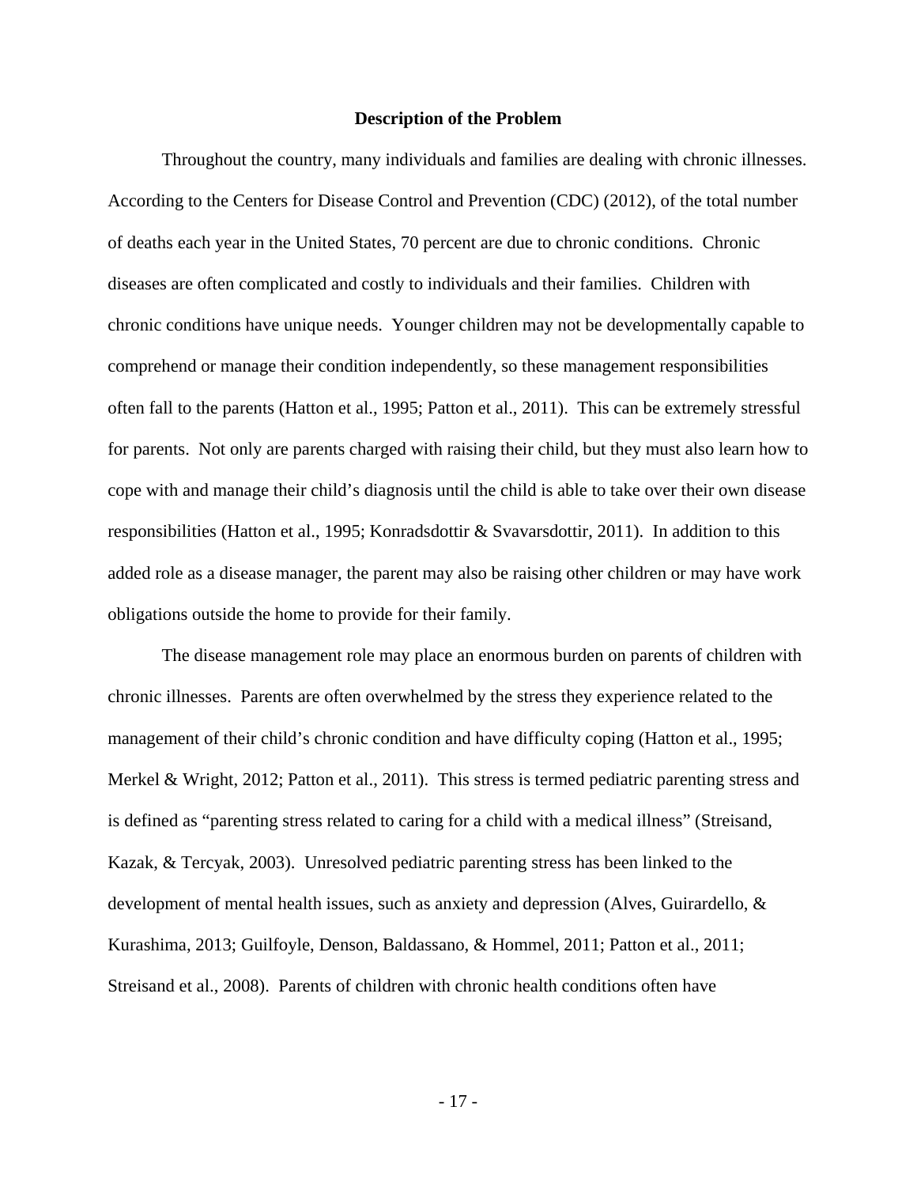## Description of the Problem

Throughout the country, many individuals and families are dealing with chronic illnesses. According to the Centers for Disease Control and Prevention (CDC) (2012), of the total number of deaths each year in the United States, 70 percent are due to chronic conditions. Chronic diseases are often complicated and costly to individuals and their families. Children with chronic conditions have unique needs. Younger children may not be developmentally capable to comprehend or manage their condition independently, so these management responsibilities often fall to the parents (Hatton et al., 1995; Patton et al., 2011). This can be extremely stressful for parents. Not only are parents charged with raising their child, but they must also learn how to cope with and manage their child's diagnosis until the child is able to take over their own disease responsibilities (Hatton et al., 1995; Konradsdottir & Svavarsdottir, 2011). In addition to this added role as a disease manager, the parent may also be raising other children or may have work obligations outside the home to provide for their family.

The disease management role may place an enormous burden on parents of children with chronic illnesses. Parents are often overwhelmed by the stress they experience related to the management of their child's chronic condition and have difficulty coping (Hatton et al., 1995; Merkel & Wright, 2012; Patton et al., 2011). This stress is termed pediatric parenting stress and is defined as "parenting stress related to caring for a child with a medical illness" (Streisand, Kazak, & Tercyak, 2003). Unresolved pediatric parenting stress has been linked to the development of mental health issues, such as anxiety and depression (Alves, Guirardello, & Kurashima, 2013; Guilfoyle, Denson, Baldassano, & Hommel, 2011; Patton et al., 2011; Streisand et al., 2008). Parents of children with chronic health conditions often have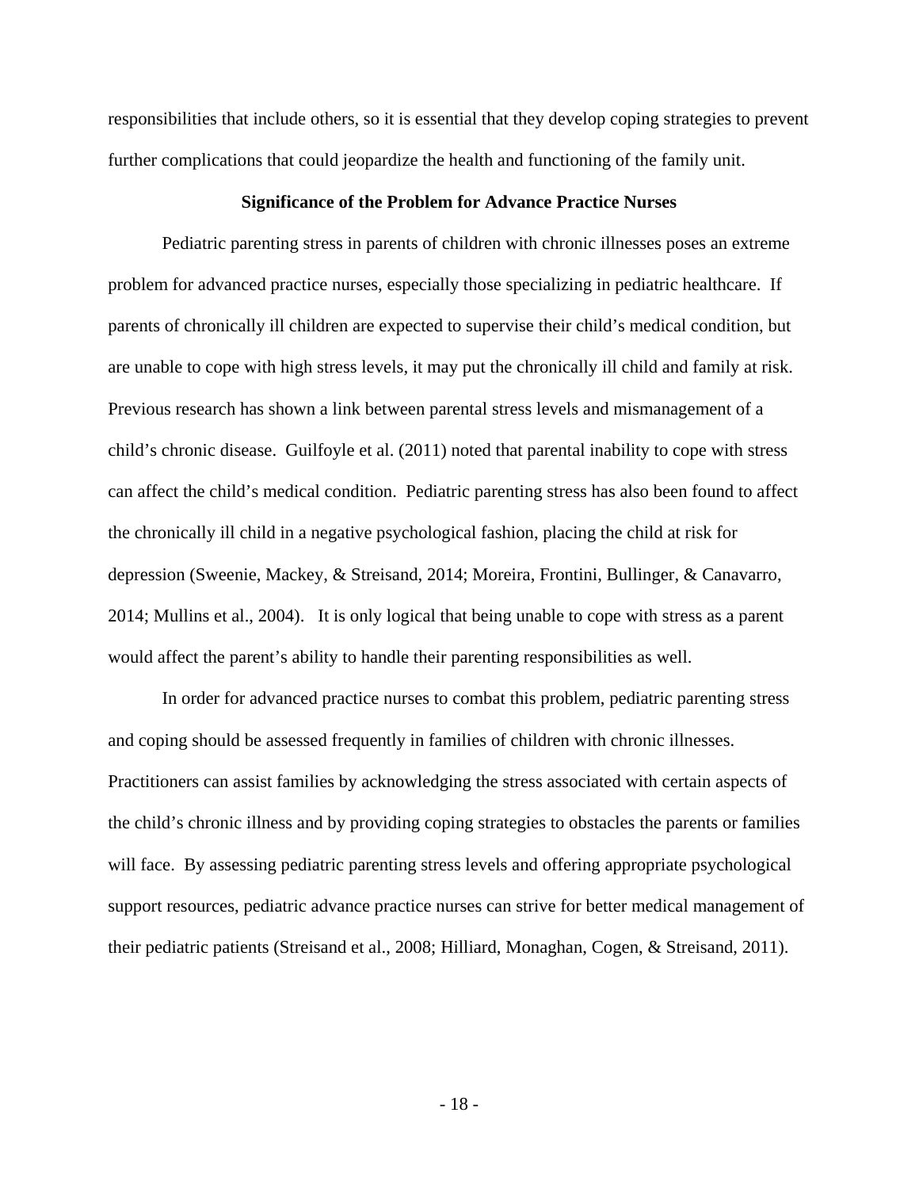responsibilities that include others, so it is essential that they develop coping strategies to prevent further complications that could jeopardize the health and functioning of the family unit.

## Significance of the Problem for Advance Practice Nurses

Pediatric parenting stress in parents of children with chronic illnesses poses an extreme problem for advanced practice nurses, especially those specializing in pediatric healthcare. If parents of chronically ill children are expected to supervise their child's medical condition, but are unable to cope with high stress levels, it may put the chronically ill child and family at risk. Previous research has shown a link between parental stress levels and mismanagement of a child's chronic disease. Guilfoyle et al. (2011) noted that parental inability to cope with stress can affect the child's medical condition. Pediatric parenting stress has also been found to affect the chronically ill child in a negative psychological fashion, placing the child at risk for depression (Sweenie, Mackey, & Streisand, 2014; Moreira, Frontini, Bullinger, & Canavarro, 2014; Mullins et al., 2004). It is only logical that being unable to cope with stress as a parent would affect the parent's ability to handle their parenting responsibilities as well.

In order for advanced practice nurses to combat this problem, pediatric parenting stress and coping should be assessed frequently in families of children with chronic illnesses. Practitioners can assist families by acknowledging the stress associated with certain aspects of the child's chronic illness and by providing coping strategies to obstacles the parents or families will face. By assessing pediatric parenting stress levels and offering appropriate psychological support resources, pediatric advance practice nurses can strive for better medical management of their pediatric patients (Streisand et al., 2008; Hilliard, Monaghan, Cogen, & Streisand, 2011).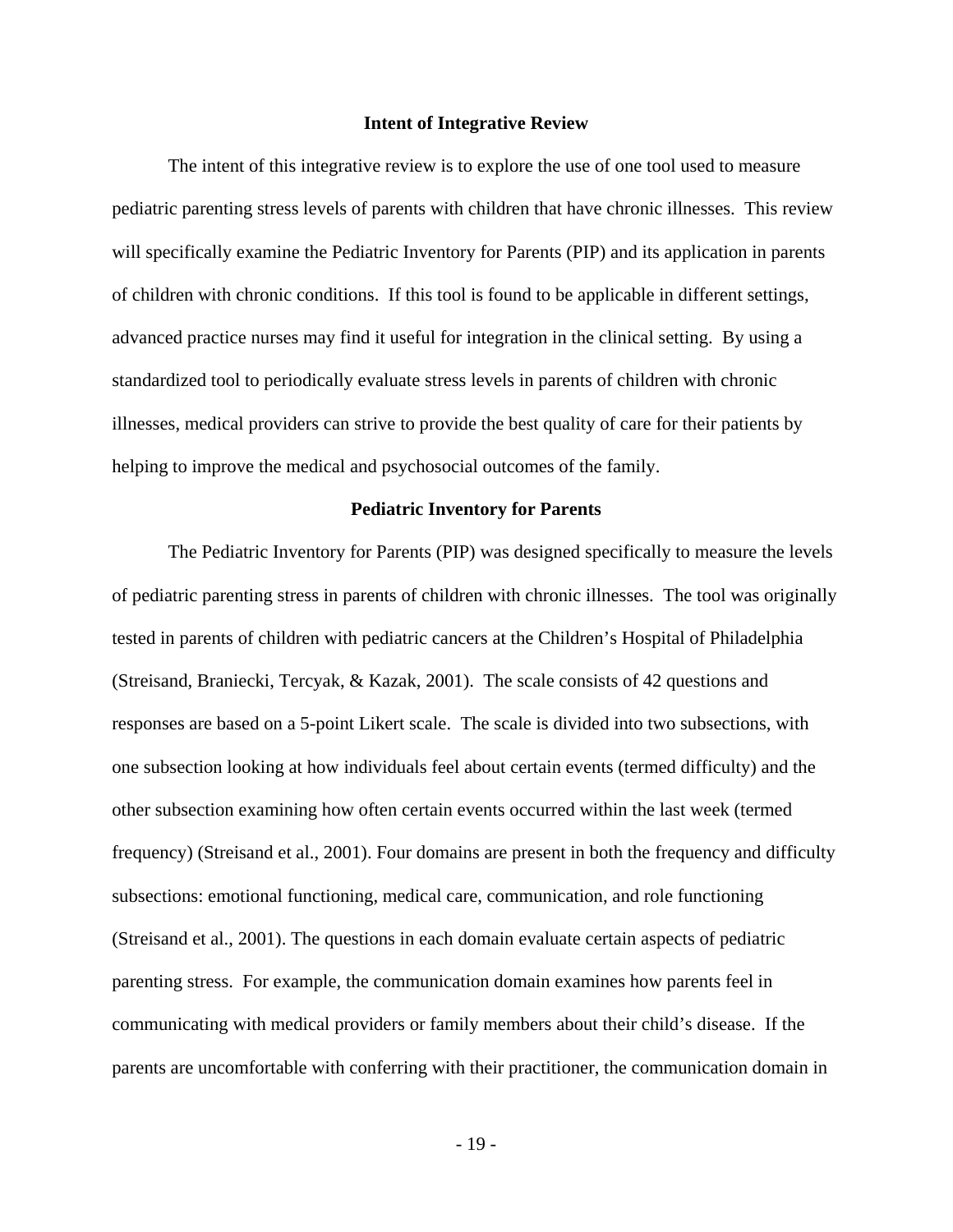## Intent of Integrative Review

The intent of this integrative review is to explore the use of one tool used to measure pediatric parenting stress levels of parents with children that have chronic illnesses. This review will specifically examine the Pediatric Inventory for Parents (PIP) and its application in parents of children with chronic conditions. If this tool is found to be applicable in different settings, advanced practice nurses may find it useful for integration in the clinical setting. By using a standardized tool to periodically evaluate stress levels in parents of children with chronic illnesses, medical providers can strive to provide the best quality of care for their patients by helping to improve the medical and psychosocial outcomes of the family.

## Pediatric Inventory for Parents

The Pediatric Inventory for Parents (PIP) was designed specifically to measure the levels of pediatric parenting stress in parents of children with chronic illnesses. The tool was originally tested in parents of children with pediatric cancers at the Children's Hospital of Philadelphia (Streisand, Braniecki, Tercyak, & Kazak, 2001). The scale consists of 42 questions and responses are based on a 5-point Likert scale. The scale is divided into two subsections, with one subsection looking at how individuals feel about certain events (termed difficulty) and the other subsection examining how often certain events occurred within the last week (termed frequency) (Streisand et al., 2001). Four domains are present in both the frequency and difficulty subsections: emotional functioning, medical care, communication, and role functioning (Streisand et al., 2001). The questions in each domain evaluate certain aspects of pediatric parenting stress. For example, the communication domain examines how parents feel in communicating with medical providers or family members about their child's disease. If the parents are uncomfortable with conferring with their practitioner, the communication domain in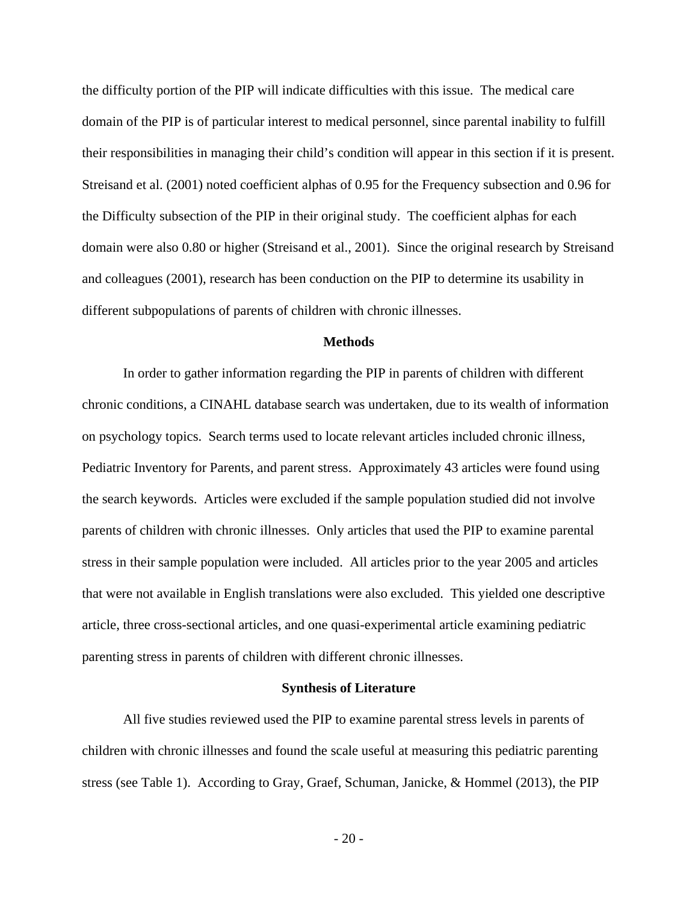the difficulty portion of the PIP will indicate difficulties with this issue. The medical care domain of the PIP is of particular interest to medical personnel, since parental inability to fulfill their responsibilities in managing their child's condition will appear in this section if it is present. Streisand et al. (2001) noted coefficient alphas of 0.95 for the Frequency subsection and 0.96 for the Difficulty subsection of the PIP in their original study. The coefficient alphas for each domain were also 0.80 or higher (Streisand et al., 2001). Since the original research by Streisand and colleagues (2001), research has been conduction on the PIP to determine its usability in different subpopulations of parents of children with chronic illnesses.

## Methods

In order to gather information regarding the PIP in parents of children with different chronic conditions, a CINAHL database search was undertaken, due to its wealth of information on psychology topics. Search terms used to locate relevant articles included chronic illness, Pediatric Inventory for Parents, and parent stress. Approximately 43 articles were found using the search keywords. Articles were excluded if the sample population studied did not involve parents of children with chronic illnesses. Only articles that used the PIP to examine parental stress in their sample population were included. All articles prior to the year 2005 and articles that were not available in English translations were also excluded. This yielded one descriptive article, three cross-sectional articles, and one quasi-experimental article examining pediatric parenting stress in parents of children with different chronic illnesses.

## Synthesis of Literature

All five studies reviewed used the PIP to examine parental stress levels in parents of children with chronic illnesses and found the scale useful at measuring this pediatric parenting stress (see Table 1). According to Gray, Graef, Schuman, Janicke, & Hommel (2013), the PIP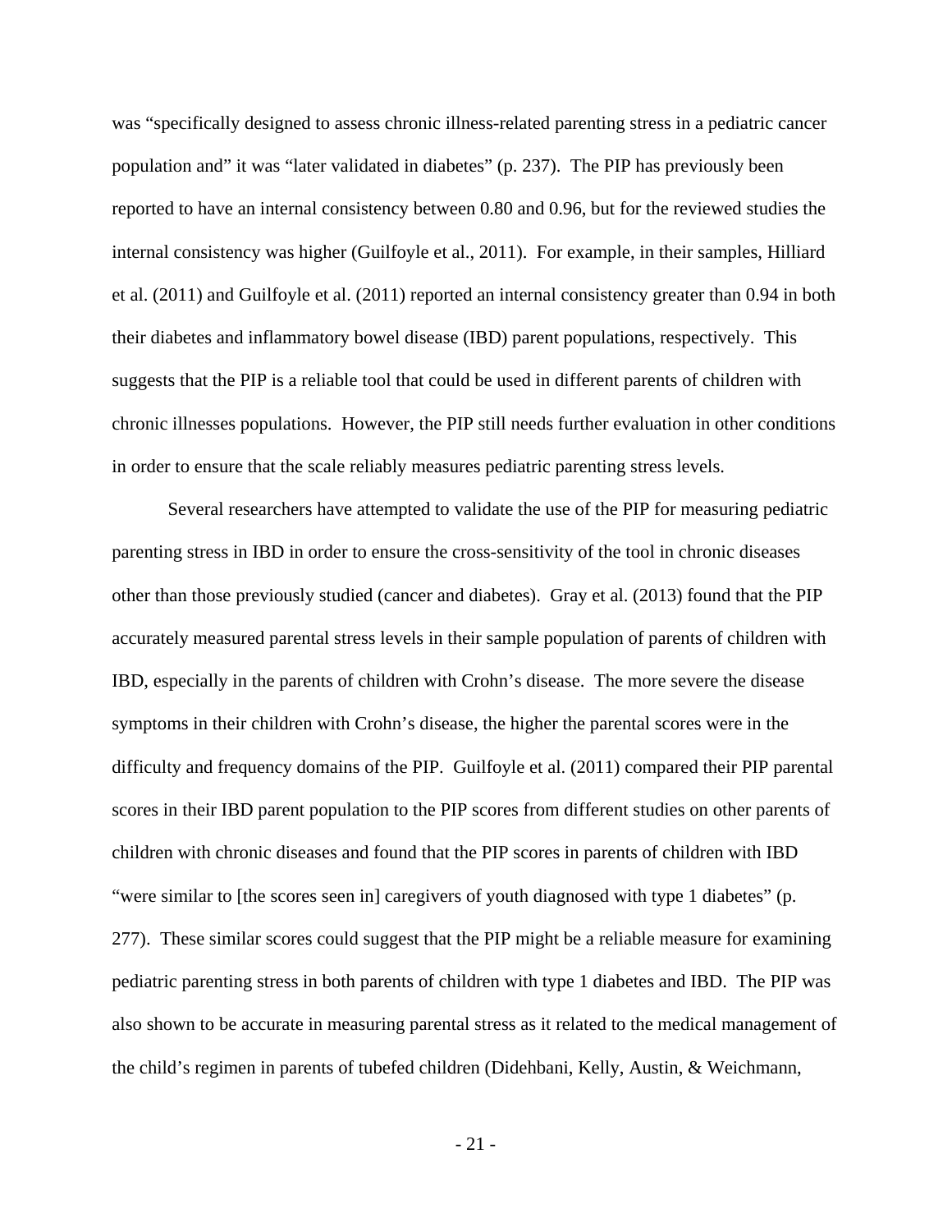was "specifically designed to assess chronic illness-related parenting stress in a pediatric cancer population and" it was "later validated in diabetes" (p. 237). The PIP has previously been reported to have an internal consistency between 0.80 and 0.96, but for the reviewed studies the internal consistency was higher (Guilfoyle et al., 2011). For example, in their samples, Hilliard et al. (2011) and Guilfoyle et al. (2011) reported an internal consistency greater than 0.94 in both their diabetes and inflammatory bowel disease (IBD) parent populations, respectively. This suggests that the PIP is a reliable tool that could be used in different parents of children with chronic illnesses populations. However, the PIP still needs further evaluation in other conditions in order to ensure that the scale reliably measures pediatric parenting stress levels.

Several researchers have attempted to validate the use of the PIP for measuring pediatric parenting stress in IBD in order to ensure the cross-sensitivity of the tool in chronic diseases other than those previously studied (cancer and diabetes). Gray et al. (2013) found that the PIP accurately measured parental stress levels in their sample population of parents of children with IBD, especially in the parents of children with Crohn's disease. The more severe the disease symptoms in their children with Crohn's disease, the higher the parental scores were in the difficulty and frequency domains of the PIP. Guilfoyle et al. (2011) compared their PIP parental scores in their IBD parent population to the PIP scores from different studies on other parents of children with chronic diseases and found that the PIP scores in parents of children with IBD "were similar to [the scores seen in] caregivers of youth diagnosed with type 1 diabetes" (p. 277). These similar scores could suggest that the PIP might be a reliable measure for examining pediatric parenting stress in both parents of children with type 1 diabetes and IBD. The PIP was also shown to be accurate in measuring parental stress as it related to the medical management of the child's regimen in parents of tubefed children (Didehbani, Kelly, Austin, & Weichmann,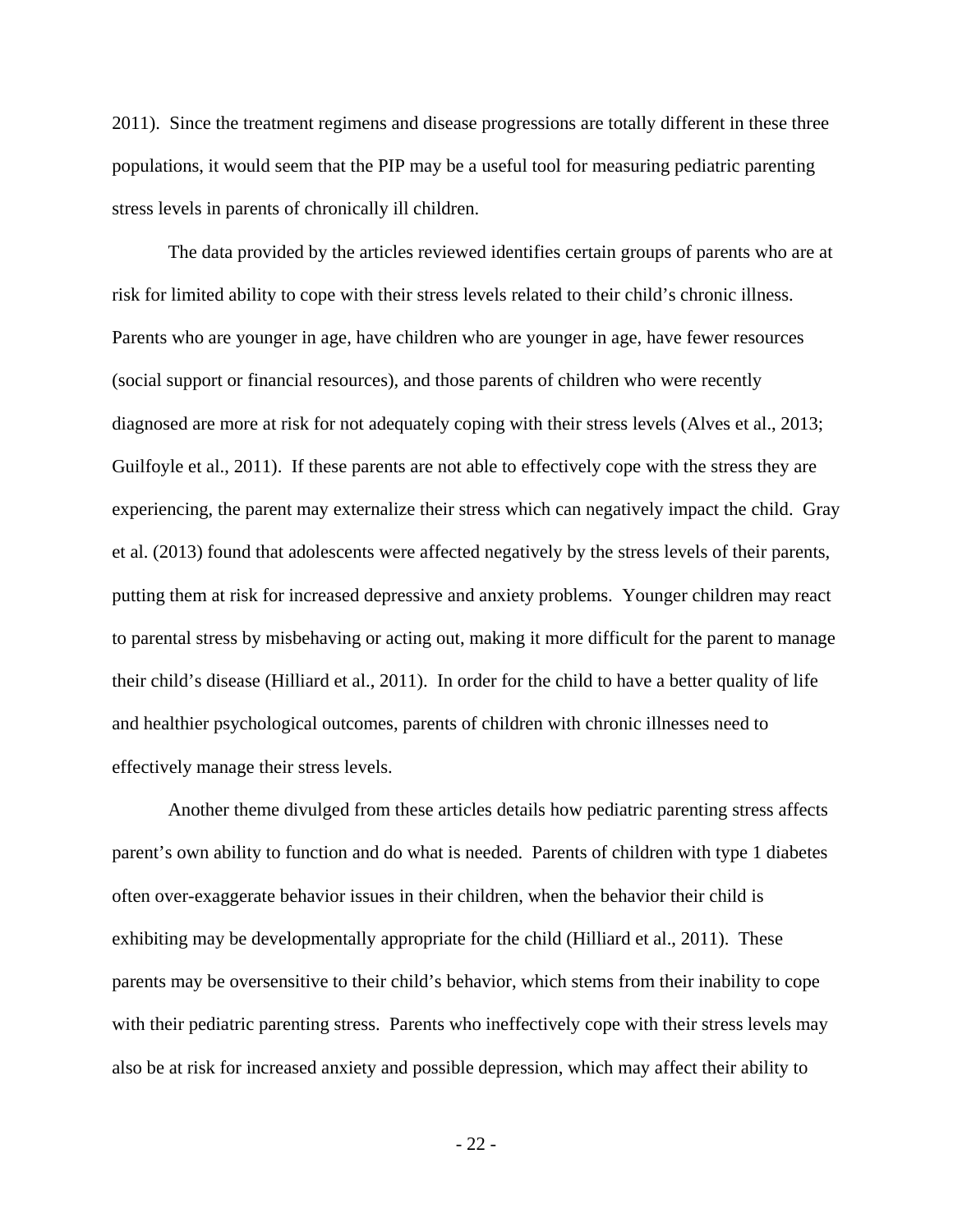2011). Since the treatment regimens and disease progressions are totally different in these three populations, it would seem that the PIP may be a useful tool for measuring pediatric parenting stress levels in parents of chronically ill children.

The data provided by the articles reviewed identifies certain groups of parents who are at risk for limited ability to cope with their stress levels related to their child's chronic illness. Parents who are younger in age, have children who are younger in age, have fewer resources (social support or financial resources), and those parents of children who were recently diagnosed are more at risk for not adequately coping with their stress levels (Alves et al., 2013; Guilfoyle et al., 2011). If these parents are not able to effectively cope with the stress they are experiencing, the parent may externalize their stress which can negatively impact the child. Gray et al. (2013) found that adolescents were affected negatively by the stress levels of their parents, putting them at risk for increased depressive and anxiety problems. Younger children may react to parental stress by misbehaving or acting out, making it more difficult for the parent to manage their child's disease (Hilliard et al., 2011). In order for the child to have a better quality of life and healthier psychological outcomes, parents of children with chronic illnesses need to effectively manage their stress levels.

Another theme divulged from these articles details how pediatric parenting stress affects parent's own ability to function and do what is needed. Parents of children with type 1 diabetes often over-exaggerate behavior issues in their children, when the behavior their child is exhibiting may be developmentally appropriate for the child (Hilliard et al., 2011). These parents may be oversensitive to their child's behavior, which stems from their inability to cope with their pediatric parenting stress. Parents who ineffectively cope with their stress levels may also be at risk for increased anxiety and possible depression, which may affect their ability to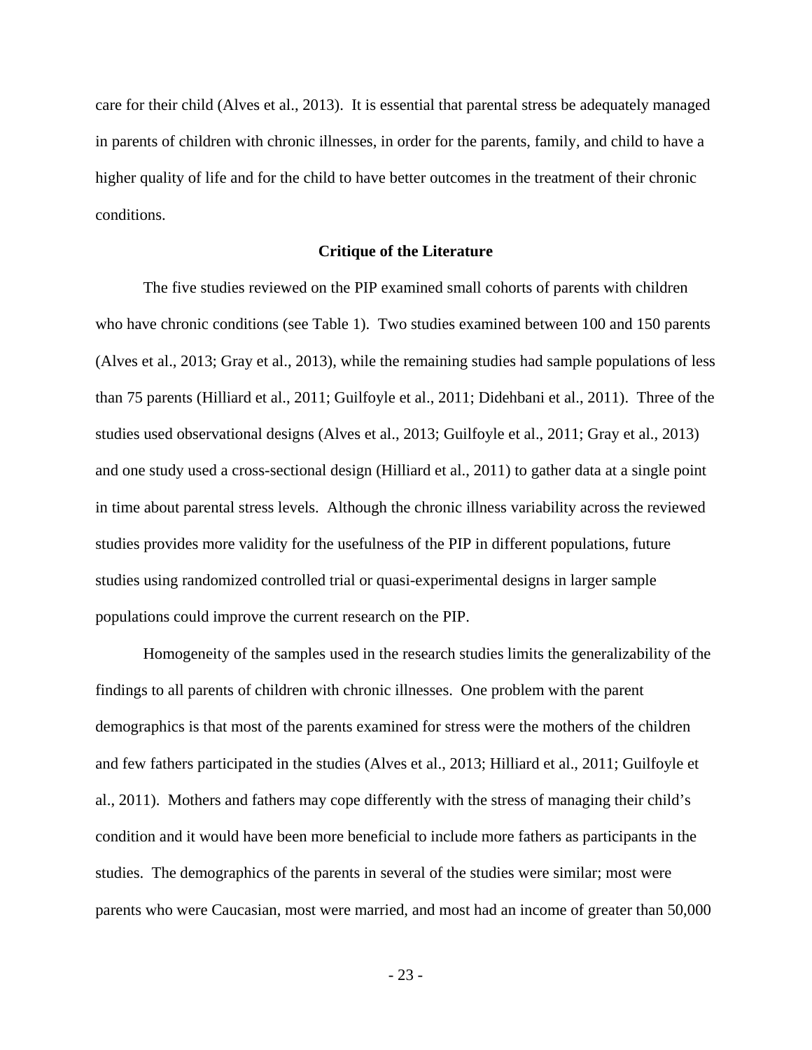care for their child (Alves et al., 2013). It is essential that parental stress be adequately managed in parents of children with chronic illnesses, in order for the parents, family, and child to have a higher quality of life and for the child to have better outcomes in the treatment of their chronic conditions.

## Critique of the Literature

The five studies reviewed on the PIP examined small cohorts of parents with children who have chronic conditions (see Table 1). Two studies examined between 100 and 150 parents (Alves et al., 2013; Gray et al., 2013), while the remaining studies had sample populations of less than 75 parents (Hilliard et al., 2011; Guilfoyle et al., 2011; Didehbani et al., 2011). Three of the studies used observational designs (Alves et al., 2013; Guilfoyle et al., 2011; Gray et al., 2013) and one study used a cross-sectional design (Hilliard et al., 2011) to gather data at a single point in time about parental stress levels. Although the chronic illness variability across the reviewed studies provides more validity for the usefulness of the PIP in different populations, future studies using randomized controlled trial or quasi-experimental designs in larger sample populations could improve the current research on the PIP.

Homogeneity of the samples used in the research studies limits the generalizability of the findings to all parents of children with chronic illnesses. One problem with the parent demographics is that most of the parents examined for stress were the mothers of the children and few fathers participated in the studies (Alves et al., 2013; Hilliard et al., 2011; Guilfoyle et al., 2011). Mothers and fathers may cope differently with the stress of managing their child's condition and it would have been more beneficial to include more fathers as participants in the studies. The demographics of the parents in several of the studies were similar; most were parents who were Caucasian, most were married, and most had an income of greater than 50,000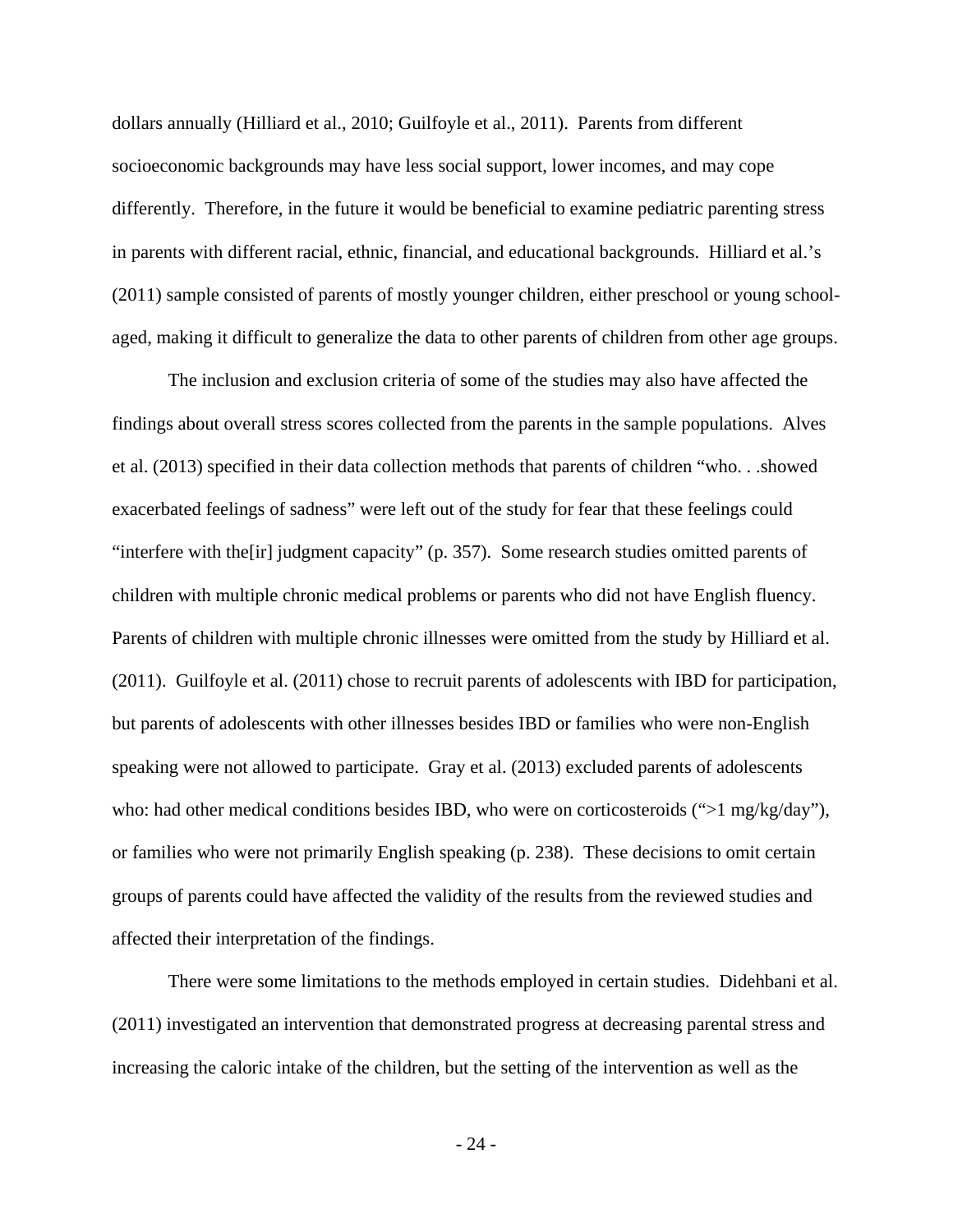dollars annually (Hilliard et al., 2010; Guilfoyle et al., 2011). Parents from different socioeconomic backgrounds may have less social support, lower incomes, and may cope differently. Therefore, in the future it would be beneficial to examine pediatric parenting stress in parents with different racial, ethnic, financial, and educational backgrounds. Hilliard et al.'s (2011) sample consisted of parents of mostly younger children, either preschool or young school-aged, making it difficult to generalize the data to other parents of children from other age groups.

The inclusion and exclusion criteria of some of the studies may also have affected the findings about overall stress scores collected from the parents in the sample populations. Alves et al. (2013) specified in their data collection methods that parents of children "who. . .showed exacerbated feelings of sadness" were left out of the study for fear that these feelings could "interfere with the[ir] judgment capacity" (p. 357). Some research studies omitted parents of children with multiple chronic medical problems or parents who did not have English fluency. Parents of children with multiple chronic illnesses were omitted from the study by Hilliard et al. (2011). Guilfoyle et al. (2011) chose to recruit parents of adolescents with IBD for participation, but parents of adolescents with other illnesses besides IBD or families who were non-English speaking were not allowed to participate. Gray et al. (2013) excluded parents of adolescents who: had other medical conditions besides IBD, who were on corticosteroids (">1 mg/kg/day"), or families who were not primarily English speaking (p. 238). These decisions to omit certain groups of parents could have affected the validity of the results from the reviewed studies and affected their interpretation of the findings.

There were some limitations to the methods employed in certain studies. Didehbani et al. (2011) investigated an intervention that demonstrated progress at decreasing parental stress and increasing the caloric intake of the children, but the setting of the intervention as well as the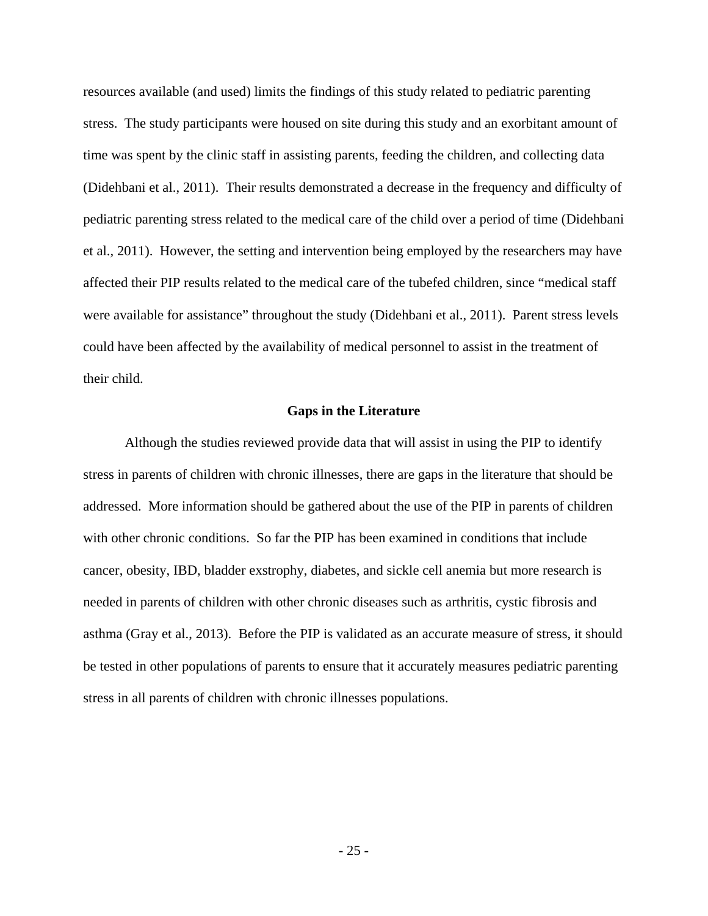resources available (and used) limits the findings of this study related to pediatric parenting stress. The study participants were housed on site during this study and an exorbitant amount of time was spent by the clinic staff in assisting parents, feeding the children, and collecting data (Didehbani et al., 2011). Their results demonstrated a decrease in the frequency and difficulty of pediatric parenting stress related to the medical care of the child over a period of time (Didehbani et al., 2011). However, the setting and intervention being employed by the researchers may have affected their PIP results related to the medical care of the tubefed children, since "medical staff were available for assistance" throughout the study (Didehbani et al., 2011). Parent stress levels could have been affected by the availability of medical personnel to assist in the treatment of their child.

## Gaps in the Literature

Although the studies reviewed provide data that will assist in using the PIP to identify stress in parents of children with chronic illnesses, there are gaps in the literature that should be addressed. More information should be gathered about the use of the PIP in parents of children with other chronic conditions. So far the PIP has been examined in conditions that include cancer, obesity, IBD, bladder exstrophy, diabetes, and sickle cell anemia but more research is needed in parents of children with other chronic diseases such as arthritis, cystic fibrosis and asthma (Gray et al., 2013). Before the PIP is validated as an accurate measure of stress, it should be tested in other populations of parents to ensure that it accurately measures pediatric parenting stress in all parents of children with chronic illnesses populations.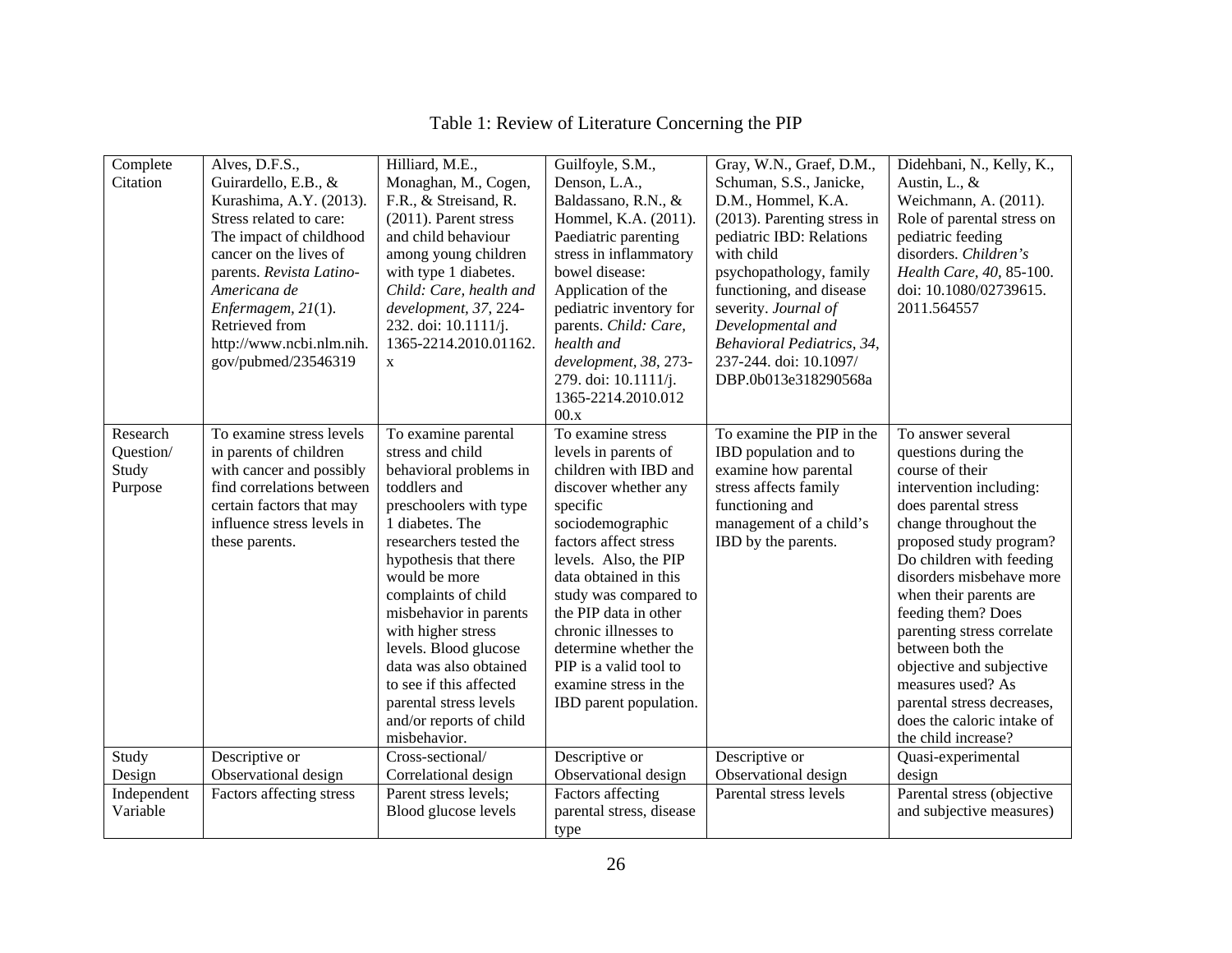## Table 1: Review of Literature Concerning the PIP

| Complete Citation | Alves, D.F.S., Guirardello, E.B., & Kurashima, A.Y. (2013). Stress related to care: The impact of childhood cancer on the lives of parents. *Revista Latino-Americana de Enfermagem, 21*(1). Retrieved from http://www.ncbi.nlm.nih.gov/pubmed/23546319 | Hilliard, M.E., Monaghan, M., Cogen, F.R., & Streisand, R. (2011). Parent stress and child behaviour among young children with type 1 diabetes. *Child: Care, health and development, 37*, 224-232. doi: 10.1111/j.1365-2214.2010.01162.x | Guilfoyle, S.M., Denson, L.A., Baldassano, R.N., & Hommel, K.A. (2011). Paediatric parenting stress in inflammatory bowel disease: Application of the pediatric inventory for parents. *Child: Care, health and development, 38*, 273-279. doi: 10.1111/j.1365-2214.2010.01200.x | Gray, W.N., Graef, D.M., Schuman, S.S., Janicke, D.M., Hommel, K.A. (2013). Parenting stress in pediatric IBD: Relations with child psychopathology, family functioning, and disease severity. *Journal of Developmental and Behavioral Pediatrics, 34*, 237-244. doi: 10.1097/DBP.0b013e318290568a | Didehbani, N., Kelly, K., Austin, L., & Weichmann, A. (2011). Role of parental stress on pediatric feeding disorders. *Children's Health Care, 40*, 85-100. doi: 10.1080/02739615.2011.564557 |
|---|---|---|---|---|---|
| Research Question/ Study Purpose | To examine stress levels in parents of children with cancer and possibly find correlations between certain factors that may influence stress levels in these parents. | To examine parental stress and child behavioral problems in toddlers and preschoolers with type 1 diabetes. The researchers tested the hypothesis that there would be more complaints of child misbehavior in parents with higher stress levels. Blood glucose data was also obtained to see if this affected parental stress levels and/or reports of child misbehavior. | To examine stress levels in parents of children with IBD and discover whether any specific sociodemographic factors affect stress levels. Also, the PIP data obtained in this study was compared to the PIP data in other chronic illnesses to determine whether the PIP is a valid tool to examine stress in the IBD parent population. | To examine the PIP in the IBD population and to examine how parental stress affects family functioning and management of a child's IBD by the parents. | To answer several questions during the course of their intervention including: does parental stress change throughout the proposed study program? Do children with feeding disorders misbehave more when their parents are feeding them? Does parenting stress correlate between both the objective and subjective measures used? As parental stress decreases, does the caloric intake of the child increase? |
| Study Design | Descriptive or Observational design | Cross-sectional/ Correlational design | Descriptive or Observational design | Descriptive or Observational design | Quasi-experimental design |
| Independent Variable | Factors affecting stress | Parent stress levels; Blood glucose levels | Factors affecting parental stress, disease type | Parental stress levels | Parental stress (objective and subjective measures) |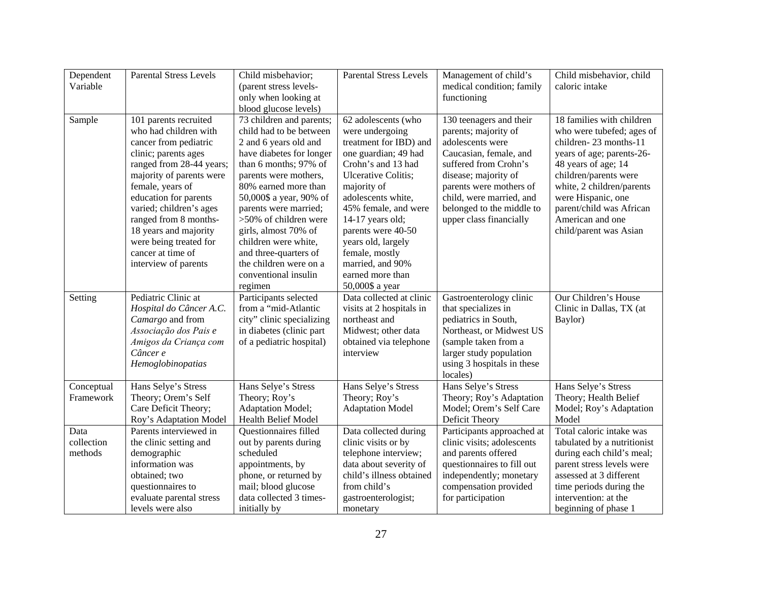| Dependent Variable | Parental Stress Levels | Child misbehavior; (parent stress levels-only when looking at blood glucose levels) | Parental Stress Levels | Management of child's medical condition; family functioning | Child misbehavior, child caloric intake |
|---|---|---|---|---|---|
| Sample | 101 parents recruited who had children with cancer from pediatric clinic; parents ages ranged from 28-44 years; majority of parents were female, years of education for parents varied; children's ages ranged from 8 months-18 years and majority were being treated for cancer at time of interview of parents | 73 children and parents; child had to be between 2 and 6 years old and have diabetes for longer than 6 months; 97% of parents were mothers, 80% earned more than 50,000$ a year, 90% of parents were married; >50% of children were girls, almost 70% of children were white, and three-quarters of the children were on a conventional insulin regimen | 62 adolescents (who were undergoing treatment for IBD) and one guardian; 49 had Crohn's and 13 had Ulcerative Colitis; majority of adolescents white, 45% female, and were 14-17 years old; parents were 40-50 years old, largely female, mostly married, and 90% earned more than 50,000$ a year | 130 teenagers and their parents; majority of adolescents were Caucasian, female, and suffered from Crohn's disease; majority of parents were mothers of child, were married, and belonged to the middle to upper class financially | 18 families with children who were tubefed; ages of children- 23 months-11 years of age; parents-26-48 years of age; 14 children/parents were white, 2 children/parents were Hispanic, one parent/child was African American and one child/parent was Asian |
| Setting | Pediatric Clinic at *Hospital do Câncer A.C. Camargo* and from *Associação dos Pais e Amigos da Criança com Câncer e Hemoglobinopatias* | Participants selected from a "mid-Atlantic city" clinic specializing in diabetes (clinic part of a pediatric hospital) | Data collected at clinic visits at 2 hospitals in northeast and Midwest; other data obtained via telephone interview | Gastroenterology clinic that specializes in pediatrics in South, Northeast, or Midwest US (sample taken from a larger study population using 3 hospitals in these locales) | Our Children's House Clinic in Dallas, TX (at Baylor) |
| Conceptual Framework | Hans Selye's Stress Theory; Orem's Self Care Deficit Theory; Roy's Adaptation Model | Hans Selye's Stress Theory; Roy's Adaptation Model; Health Belief Model | Hans Selye's Stress Theory; Roy's Adaptation Model | Hans Selye's Stress Theory; Roy's Adaptation Model; Orem's Self Care Deficit Theory | Hans Selye's Stress Theory; Health Belief Model; Roy's Adaptation Model |
| Data collection methods | Parents interviewed in the clinic setting and demographic information was obtained; two questionnaires to evaluate parental stress levels were also | Questionnaires filled out by parents during scheduled appointments, by phone, or returned by mail; blood glucose data collected 3 times-initially by | Data collected during clinic visits or by telephone interview; data about severity of child's illness obtained from child's gastroenterologist; monetary | Participants approached at clinic visits; adolescents and parents offered questionnaires to fill out independently; monetary compensation provided for participation | Total caloric intake was tabulated by a nutritionist during each child's meal; parent stress levels were assessed at 3 different time periods during the intervention: at the beginning of phase 1 |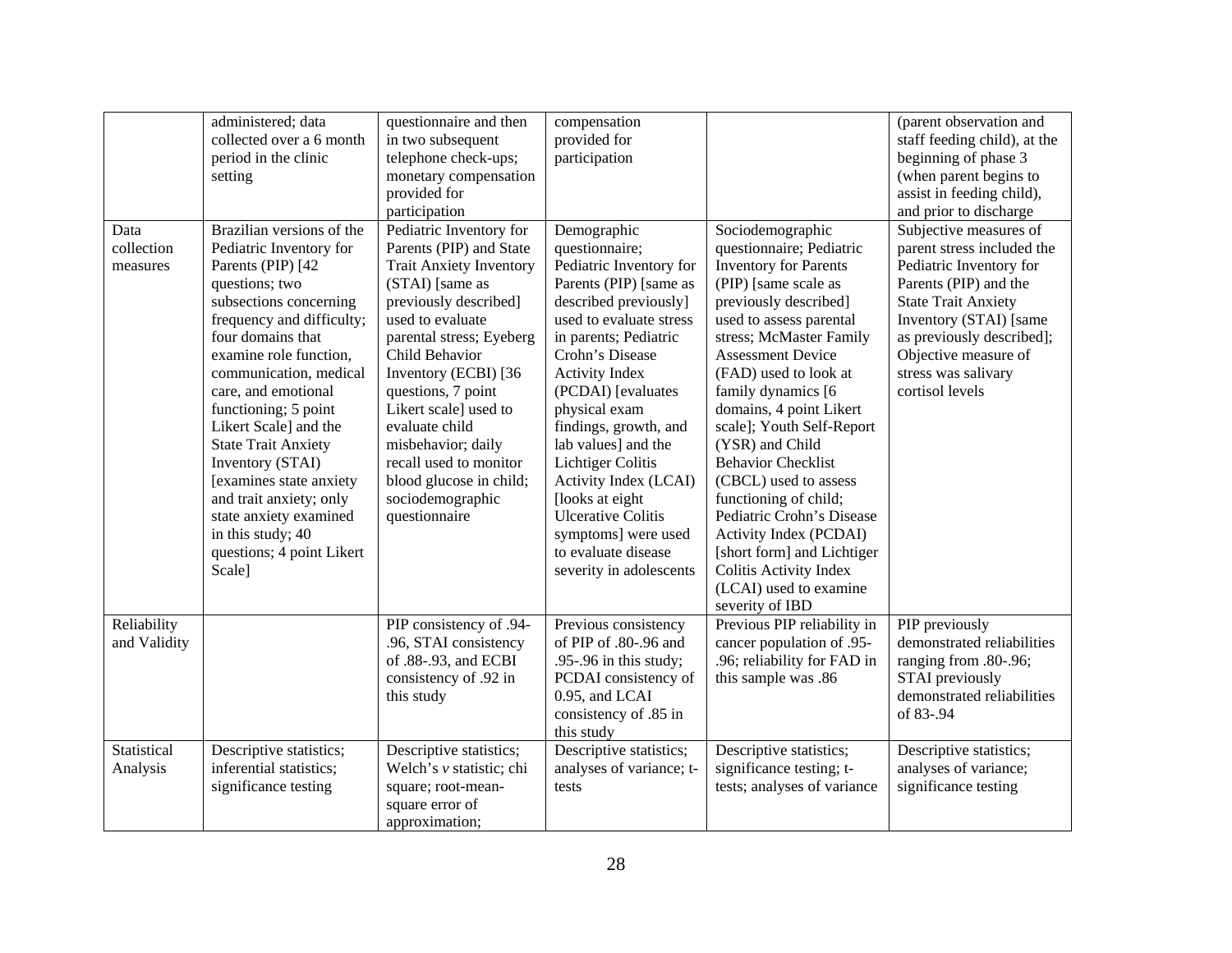| | | | | | |
|---|---|---|---|---|---|
| | administered; data collected over a 6 month period in the clinic setting | questionnaire and then in two subsequent telephone check-ups; monetary compensation provided for participation | compensation provided for participation | | (parent observation and staff feeding child), at the beginning of phase 3 (when parent begins to assist in feeding child), and prior to discharge |
| Data collection measures | Brazilian versions of the Pediatric Inventory for Parents (PIP) [42 questions; two subsections concerning frequency and difficulty; four domains that examine role function, communication, medical care, and emotional functioning; 5 point Likert Scale] and the State Trait Anxiety Inventory (STAI) [examines state anxiety and trait anxiety; only state anxiety examined in this study; 40 questions; 4 point Likert Scale] | Pediatric Inventory for Parents (PIP) and State Trait Anxiety Inventory (STAI) [same as previously described] used to evaluate parental stress; Eyeberg Child Behavior Inventory (ECBI) [36 questions, 7 point Likert scale] used to evaluate child misbehavior; daily recall used to monitor blood glucose in child; sociodemographic questionnaire | Demographic questionnaire; Pediatric Inventory for Parents (PIP) [same as described previously] used to evaluate stress in parents; Pediatric Crohn's Disease Activity Index (PCDAI) [evaluates physical exam findings, growth, and lab values] and the Lichtiger Colitis Activity Index (LCAI) [looks at eight Ulcerative Colitis symptoms] were used to evaluate disease severity in adolescents | Sociodemographic questionnaire; Pediatric Inventory for Parents (PIP) [same scale as previously described] used to assess parental stress; McMaster Family Assessment Device (FAD) used to look at family dynamics [6 domains, 4 point Likert scale]; Youth Self-Report (YSR) and Child Behavior Checklist (CBCL) used to assess functioning of child; Pediatric Crohn's Disease Activity Index (PCDAI) [short form] and Lichtiger Colitis Activity Index (LCAI) used to examine severity of IBD | Subjective measures of parent stress included the Pediatric Inventory for Parents (PIP) and the State Trait Anxiety Inventory (STAI) [same as previously described]; Objective measure of stress was salivary cortisol levels |
| Reliability and Validity | | PIP consistency of .94-.96, STAI consistency of .88-.93, and ECBI consistency of .92 in this study | Previous consistency of PIP of .80-.96 and .95-.96 in this study; PCDAI consistency of 0.95, and LCAI consistency of .85 in this study | Previous PIP reliability in cancer population of .95-.96; reliability for FAD in this sample was .86 | PIP previously demonstrated reliabilities ranging from .80-.96; STAI previously demonstrated reliabilities of 83-.94 |
| Statistical Analysis | Descriptive statistics; inferential statistics; significance testing | Descriptive statistics; Welch's *v* statistic; chi square; root-mean-square error of approximation; | Descriptive statistics; analyses of variance; t-tests | Descriptive statistics; significance testing; t-tests; analyses of variance | Descriptive statistics; analyses of variance; significance testing |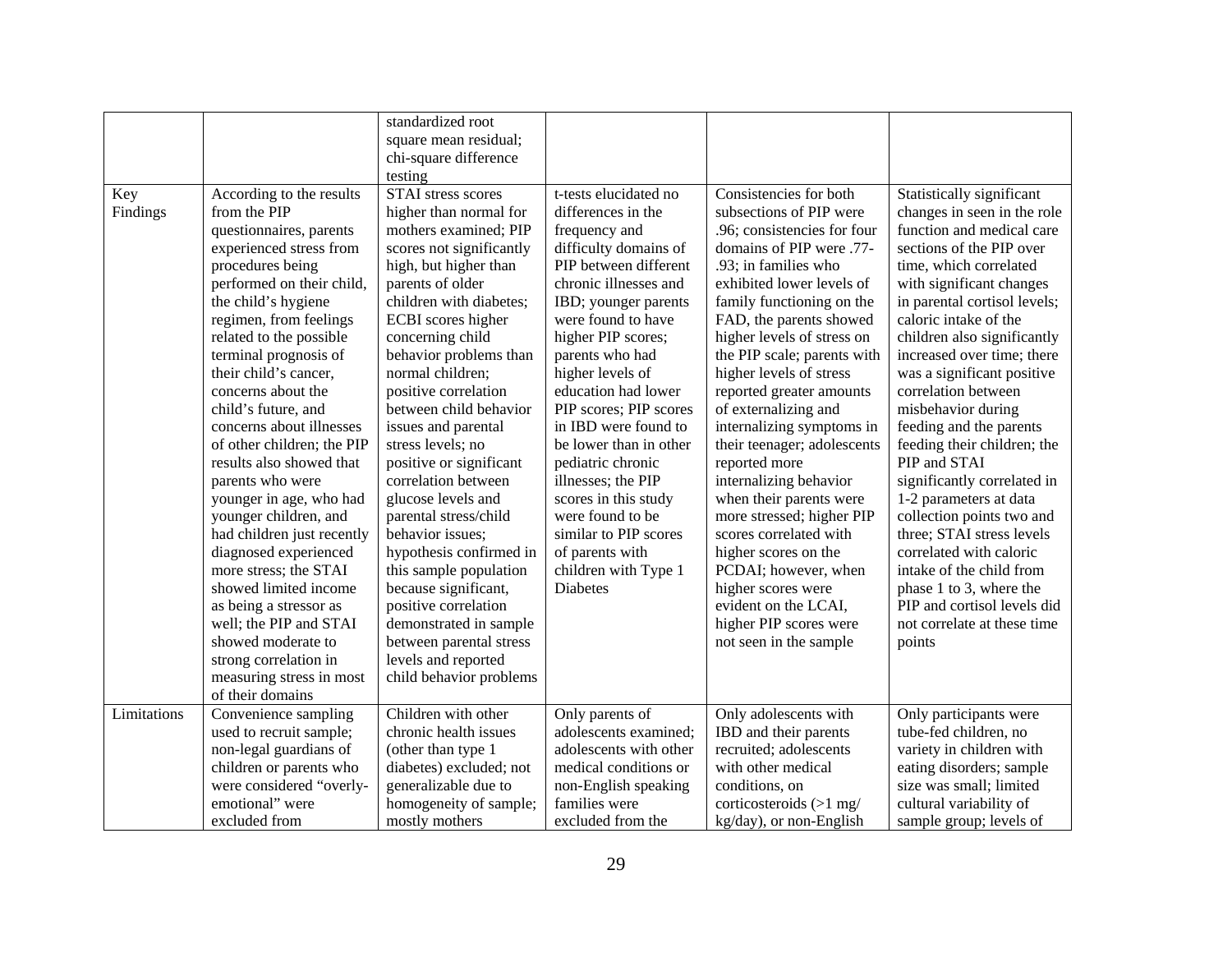| | | | | | |
|---|---|---|---|---|---|
| | | standardized root square mean residual; chi-square difference testing | | | |
| Key Findings | According to the results from the PIP questionnaires, parents experienced stress from procedures being performed on their child, the child's hygiene regimen, from feelings related to the possible terminal prognosis of their child's cancer, concerns about the child's future, and concerns about illnesses of other children; the PIP results also showed that parents who were younger in age, who had younger children, and had children just recently diagnosed experienced more stress; the STAI showed limited income as being a stressor as well; the PIP and STAI showed moderate to strong correlation in measuring stress in most of their domains | STAI stress scores higher than normal for mothers examined; PIP scores not significantly high, but higher than parents of older children with diabetes; ECBI scores higher concerning child behavior problems than normal children; positive correlation between child behavior issues and parental stress levels; no positive or significant correlation between glucose levels and parental stress/child behavior issues; hypothesis confirmed in this sample population because significant, positive correlation demonstrated in sample between parental stress levels and reported child behavior problems | t-tests elucidated no differences in the frequency and difficulty domains of PIP between different chronic illnesses and IBD; younger parents were found to have higher PIP scores; parents who had higher levels of education had lower PIP scores; PIP scores in IBD were found to be lower than in other pediatric chronic illnesses; the PIP scores in this study were found to be similar to PIP scores of parents with children with Type 1 Diabetes | Consistencies for both subsections of PIP were .96; consistencies for four domains of PIP were .77-.93; in families who exhibited lower levels of family functioning on the FAD, the parents showed higher levels of stress on the PIP scale; parents with higher levels of stress reported greater amounts of externalizing and internalizing symptoms in their teenager; adolescents reported more internalizing behavior when their parents were more stressed; higher PIP scores correlated with higher scores on the PCDAI; however, when higher scores were evident on the LCAI, higher PIP scores were not seen in the sample | Statistically significant changes in seen in the role function and medical care sections of the PIP over time, which correlated with significant changes in parental cortisol levels; caloric intake of the children also significantly increased over time; there was a significant positive correlation between misbehavior during feeding and the parents feeding their children; the PIP and STAI significantly correlated in 1-2 parameters at data collection points two and three; STAI stress levels correlated with caloric intake of the child from phase 1 to 3, where the PIP and cortisol levels did not correlate at these time points |
| Limitations | Convenience sampling used to recruit sample; non-legal guardians of children or parents who were considered "overly-emotional" were excluded from | Children with other chronic health issues (other than type 1 diabetes) excluded; not generalizable due to homogeneity of sample; mostly mothers | Only parents of adolescents examined; adolescents with other medical conditions or non-English speaking families were excluded from the | Only adolescents with IBD and their parents recruited; adolescents with other medical conditions, on corticosteroids (>1 mg/ kg/day), or non-English | Only participants were tube-fed children, no variety in children with eating disorders; sample size was small; limited cultural variability of sample group; levels of |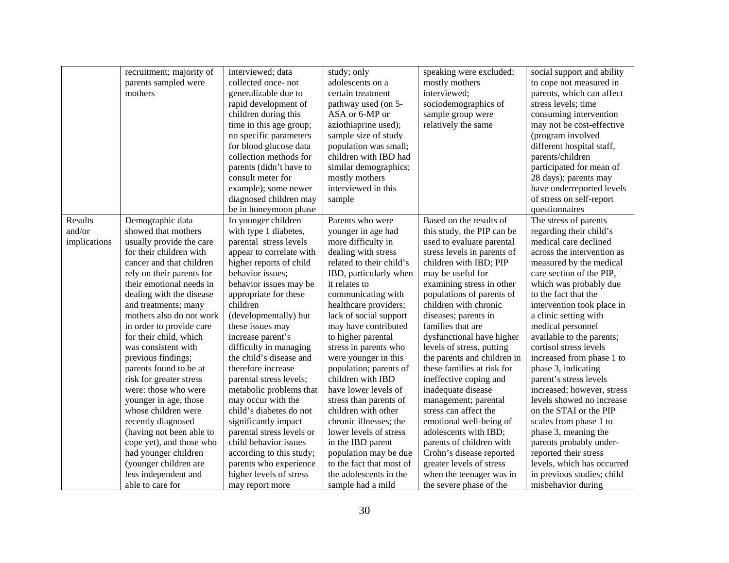| | | | | | |
|---|---|---|---|---|---|
| | recruitment; majority of parents sampled were mothers | interviewed; data collected once- not generalizable due to rapid development of children during this time in this age group; no specific parameters for blood glucose data collection methods for parents (didn't have to consult meter for example); some newer diagnosed children may be in honeymoon phase | study; only adolescents on a certain treatment pathway used (on 5-ASA or 6-MP or aziothiaprine used); sample size of study population was small; children with IBD had similar demographics; mostly mothers interviewed in this sample | speaking were excluded; mostly mothers interviewed; sociodemographics of sample group were relatively the same | social support and ability to cope not measured in parents, which can affect stress levels; time consuming intervention may not be cost-effective (program involved different hospital staff, parents/children participated for mean of 28 days); parents may have underreported levels of stress on self-report questionnaires |
| Results and/or implications | Demographic data showed that mothers usually provide the care for their children with cancer and that children rely on their parents for their emotional needs in dealing with the disease and treatments; many mothers also do not work in order to provide care for their child, which was consistent with previous findings; parents found to be at risk for greater stress were: those who were younger in age, those whose children were recently diagnosed (having not been able to cope yet), and those who had younger children (younger children are less independent and able to care for | In younger children with type 1 diabetes, parental stress levels appear to correlate with higher reports of child behavior issues; behavior issues may be appropriate for these children (developmentally) but these issues may increase parent's difficulty in managing the child's disease and therefore increase parental stress levels; metabolic problems that may occur with the child's diabetes do not significantly impact parental stress levels or child behavior issues according to this study; parents who experience higher levels of stress may report more | Parents who were younger in age had more difficulty in dealing with stress related to their child's IBD, particularly when it relates to communicating with healthcare providers; lack of social support may have contributed to higher parental stress in parents who were younger in this population; parents of children with IBD have lower levels of stress than parents of children with other chronic illnesses; the lower levels of stress in the IBD parent population may be due to the fact that most of the adolescents in the sample had a mild | Based on the results of this study, the PIP can be used to evaluate parental stress levels in parents of children with IBD; PIP may be useful for examining stress in other populations of parents of children with chronic diseases; parents in families that are dysfunctional have higher levels of stress, putting the parents and children in these families at risk for ineffective coping and inadequate disease management; parental stress can affect the emotional well-being of adolescents with IBD; parents of children with Crohn's disease reported greater levels of stress when the teenager was in the severe phase of the | The stress of parents regarding their child's medical care declined across the intervention as measured by the medical care section of the PIP, which was probably due to the fact that the intervention took place in a clinic setting with medical personnel available to the parents; cortisol stress levels increased from phase 1 to phase 3, indicating parent's stress levels increased; however, stress levels showed no increase on the STAI or the PIP scales from phase 1 to phase 3, meaning the parents probably under-reported their stress levels, which has occurred in previous studies; child misbehavior during |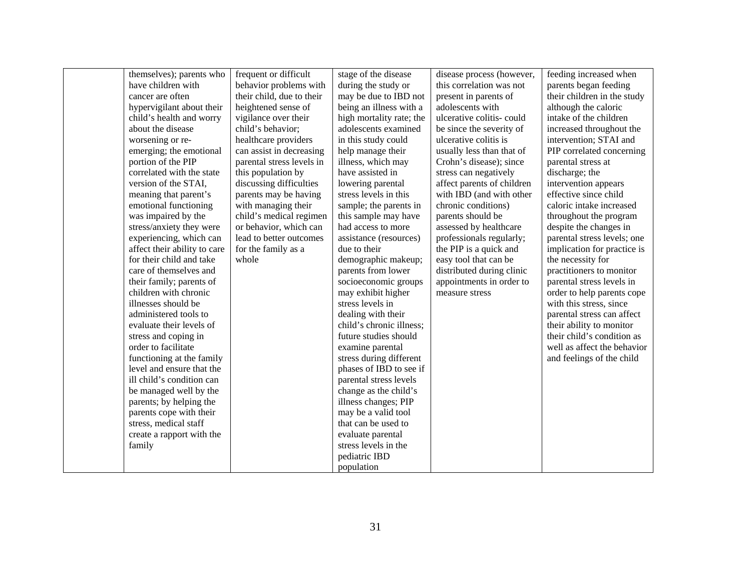| | | | | | |
|---|---|---|---|---|---|
| | themselves); parents who have children with cancer are often hypervigilant about their child's health and worry about the disease worsening or re-emerging; the emotional portion of the PIP correlated with the state version of the STAI, meaning that parent's emotional functioning was impaired by the stress/anxiety they were experiencing, which can affect their ability to care for their child and take care of themselves and their family; parents of children with chronic illnesses should be administered tools to evaluate their levels of stress and coping in order to facilitate functioning at the family level and ensure that the ill child's condition can be managed well by the parents; by helping the parents cope with their stress, medical staff create a rapport with the family | frequent or difficult behavior problems with their child, due to their heightened sense of vigilance over their child's behavior; healthcare providers can assist in decreasing parental stress levels in this population by discussing difficulties parents may be having with managing their child's medical regimen or behavior, which can lead to better outcomes for the family as a whole | stage of the disease during the study or may be due to IBD not being an illness with a high mortality rate; the adolescents examined in this study could help manage their illness, which may have assisted in lowering parental stress levels in this sample; the parents in this sample may have had access to more assistance (resources) due to their demographic makeup; parents from lower socioeconomic groups may exhibit higher stress levels in dealing with their child's chronic illness; future studies should examine parental stress during different phases of IBD to see if parental stress levels change as the child's illness changes; PIP may be a valid tool that can be used to evaluate parental stress levels in the pediatric IBD population | disease process (however, this correlation was not present in parents of adolescents with ulcerative colitis- could be since the severity of ulcerative colitis is usually less than that of Crohn's disease); since stress can negatively affect parents of children with IBD (and with other chronic conditions) parents should be assessed by healthcare professionals regularly; the PIP is a quick and easy tool that can be distributed during clinic appointments in order to measure stress | feeding increased when parents began feeding their children in the study although the caloric intake of the children increased throughout the intervention; STAI and PIP correlated concerning parental stress at discharge; the intervention appears effective since child caloric intake increased throughout the program despite the changes in parental stress levels; one implication for practice is the necessity for practitioners to monitor parental stress levels in order to help parents cope with this stress, since parental stress can affect their ability to monitor their child's condition as well as affect the behavior and feelings of the child |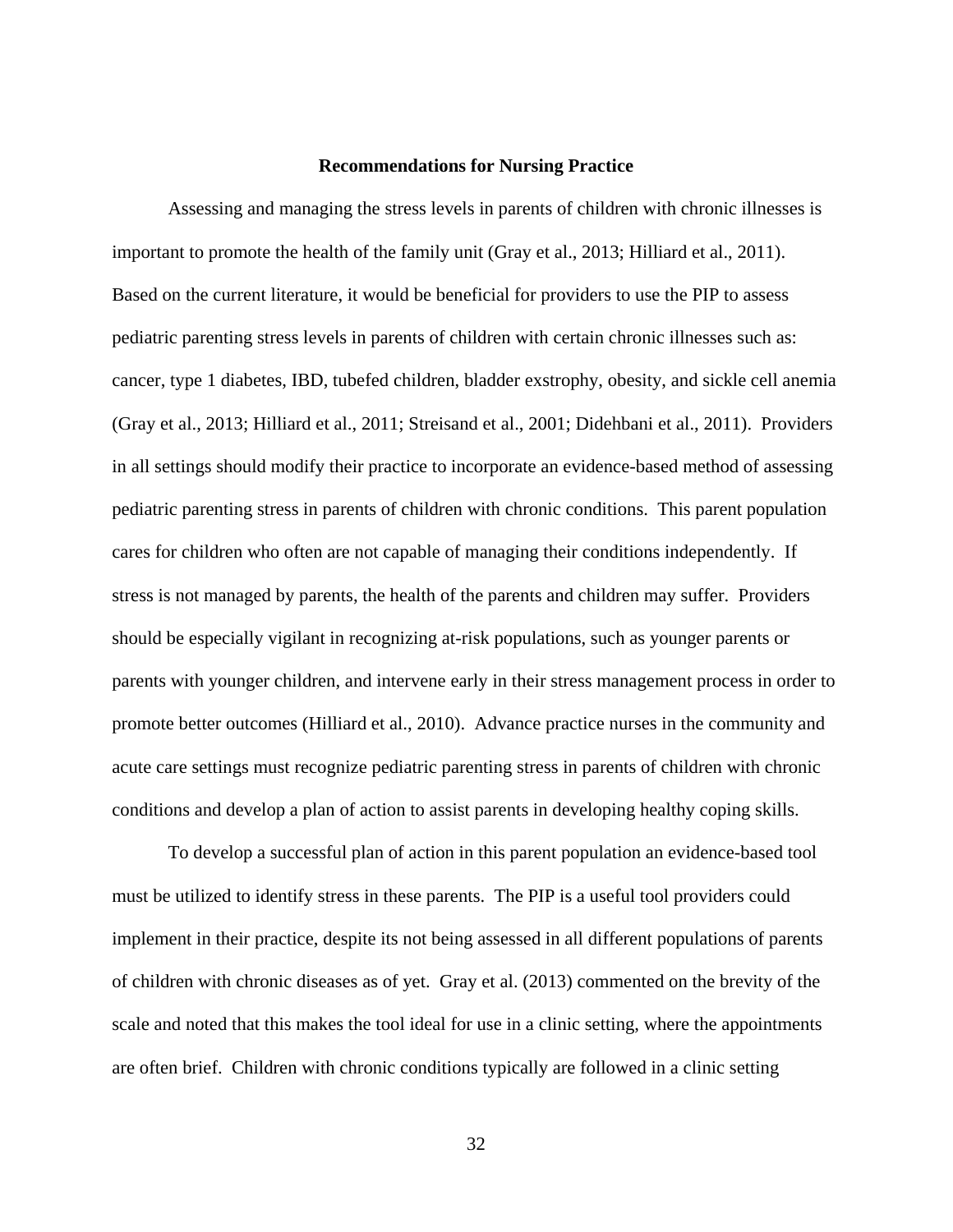## Recommendations for Nursing Practice

Assessing and managing the stress levels in parents of children with chronic illnesses is important to promote the health of the family unit (Gray et al., 2013; Hilliard et al., 2011). Based on the current literature, it would be beneficial for providers to use the PIP to assess pediatric parenting stress levels in parents of children with certain chronic illnesses such as: cancer, type 1 diabetes, IBD, tubefed children, bladder exstrophy, obesity, and sickle cell anemia (Gray et al., 2013; Hilliard et al., 2011; Streisand et al., 2001; Didehbani et al., 2011). Providers in all settings should modify their practice to incorporate an evidence-based method of assessing pediatric parenting stress in parents of children with chronic conditions. This parent population cares for children who often are not capable of managing their conditions independently. If stress is not managed by parents, the health of the parents and children may suffer. Providers should be especially vigilant in recognizing at-risk populations, such as younger parents or parents with younger children, and intervene early in their stress management process in order to promote better outcomes (Hilliard et al., 2010). Advance practice nurses in the community and acute care settings must recognize pediatric parenting stress in parents of children with chronic conditions and develop a plan of action to assist parents in developing healthy coping skills.

To develop a successful plan of action in this parent population an evidence-based tool must be utilized to identify stress in these parents. The PIP is a useful tool providers could implement in their practice, despite its not being assessed in all different populations of parents of children with chronic diseases as of yet. Gray et al. (2013) commented on the brevity of the scale and noted that this makes the tool ideal for use in a clinic setting, where the appointments are often brief. Children with chronic conditions typically are followed in a clinic setting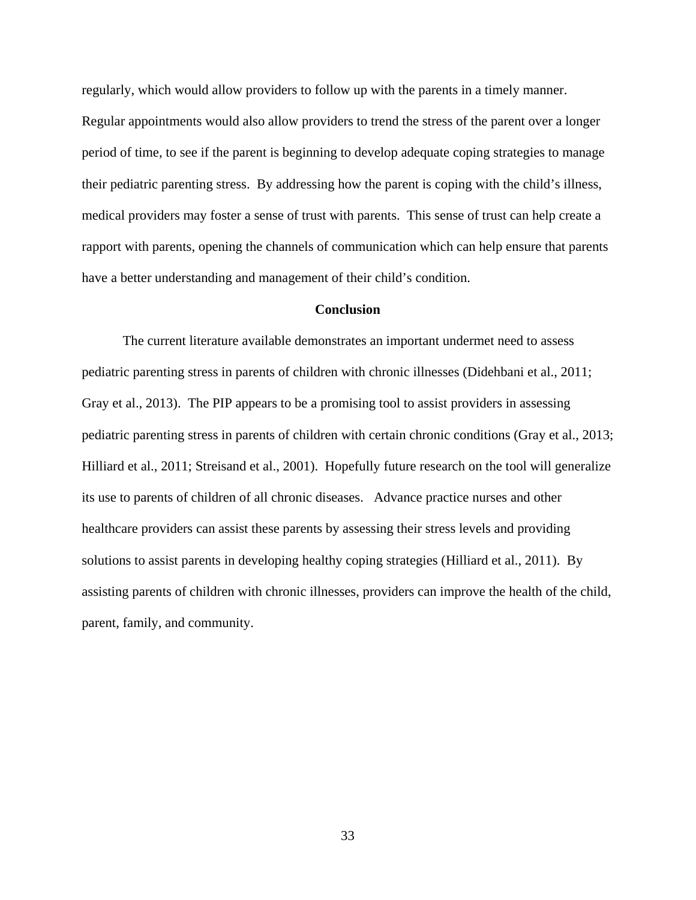regularly, which would allow providers to follow up with the parents in a timely manner. Regular appointments would also allow providers to trend the stress of the parent over a longer period of time, to see if the parent is beginning to develop adequate coping strategies to manage their pediatric parenting stress. By addressing how the parent is coping with the child's illness, medical providers may foster a sense of trust with parents. This sense of trust can help create a rapport with parents, opening the channels of communication which can help ensure that parents have a better understanding and management of their child's condition.

## Conclusion

The current literature available demonstrates an important undermet need to assess pediatric parenting stress in parents of children with chronic illnesses (Didehbani et al., 2011; Gray et al., 2013). The PIP appears to be a promising tool to assist providers in assessing pediatric parenting stress in parents of children with certain chronic conditions (Gray et al., 2013; Hilliard et al., 2011; Streisand et al., 2001). Hopefully future research on the tool will generalize its use to parents of children of all chronic diseases. Advance practice nurses and other healthcare providers can assist these parents by assessing their stress levels and providing solutions to assist parents in developing healthy coping strategies (Hilliard et al., 2011). By assisting parents of children with chronic illnesses, providers can improve the health of the child, parent, family, and community.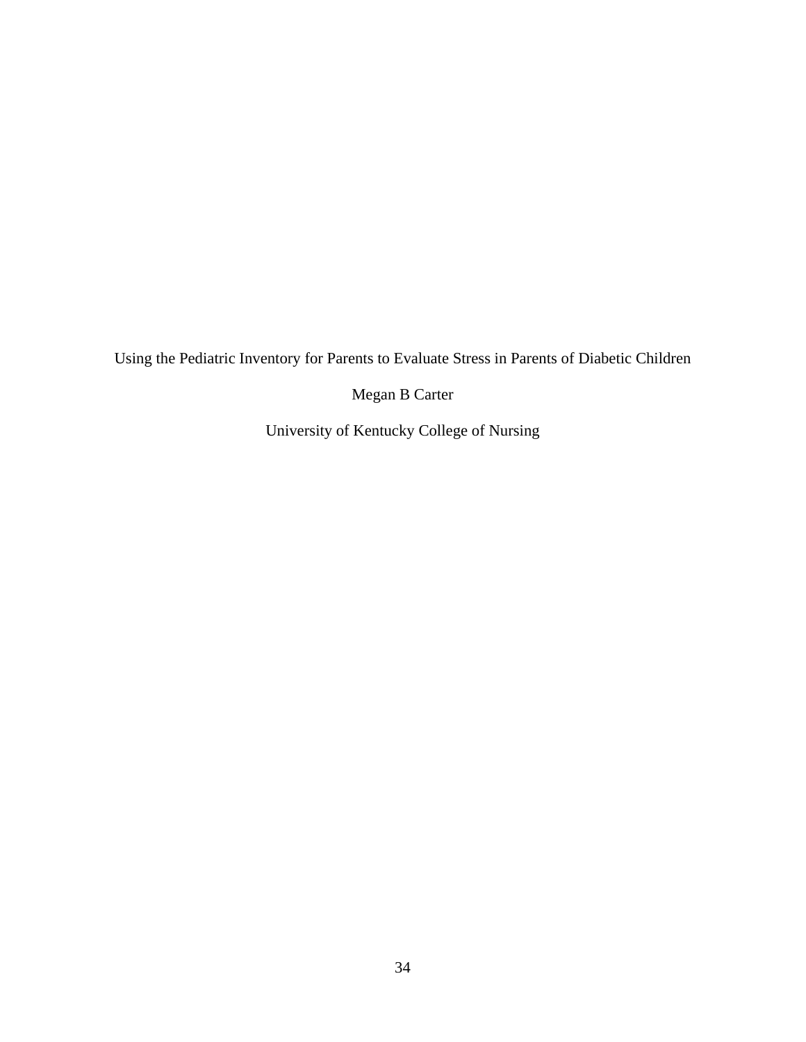Using the Pediatric Inventory for Parents to Evaluate Stress in Parents of Diabetic Children

Megan B Carter

University of Kentucky College of Nursing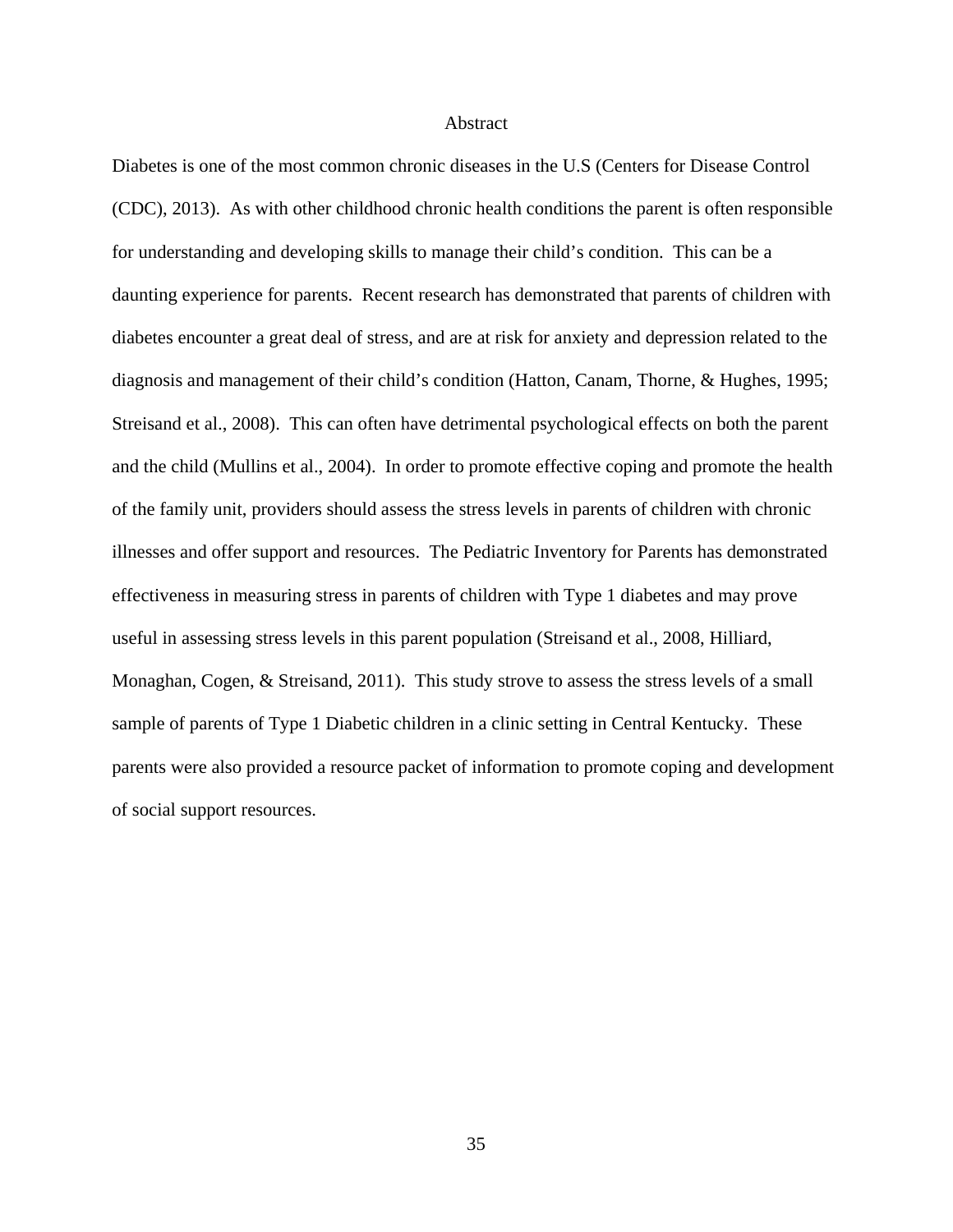## Abstract

Diabetes is one of the most common chronic diseases in the U.S (Centers for Disease Control (CDC), 2013). As with other childhood chronic health conditions the parent is often responsible for understanding and developing skills to manage their child's condition. This can be a daunting experience for parents. Recent research has demonstrated that parents of children with diabetes encounter a great deal of stress, and are at risk for anxiety and depression related to the diagnosis and management of their child's condition (Hatton, Canam, Thorne, & Hughes, 1995; Streisand et al., 2008). This can often have detrimental psychological effects on both the parent and the child (Mullins et al., 2004). In order to promote effective coping and promote the health of the family unit, providers should assess the stress levels in parents of children with chronic illnesses and offer support and resources. The Pediatric Inventory for Parents has demonstrated effectiveness in measuring stress in parents of children with Type 1 diabetes and may prove useful in assessing stress levels in this parent population (Streisand et al., 2008, Hilliard, Monaghan, Cogen, & Streisand, 2011). This study strove to assess the stress levels of a small sample of parents of Type 1 Diabetic children in a clinic setting in Central Kentucky. These parents were also provided a resource packet of information to promote coping and development of social support resources.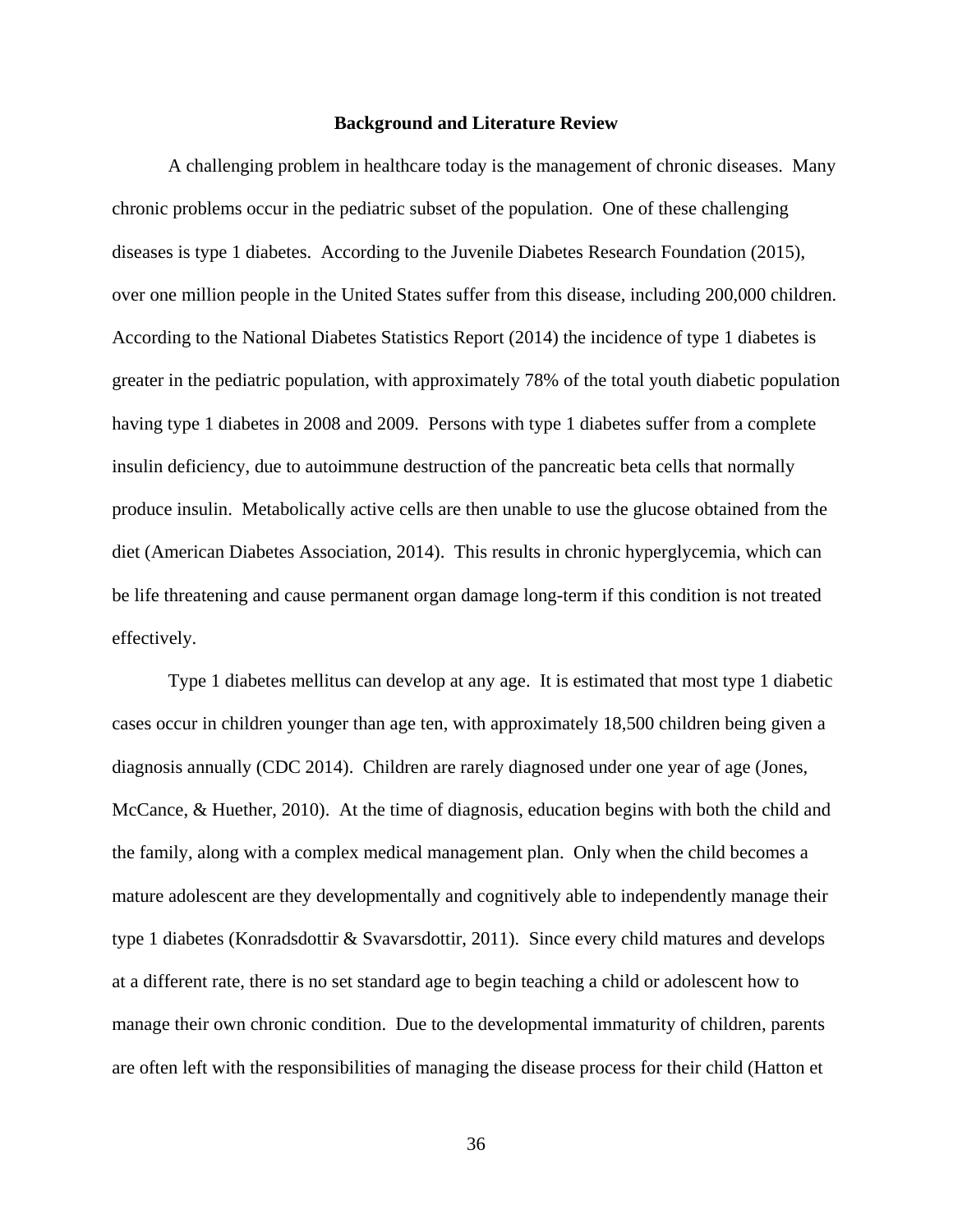## Background and Literature Review

A challenging problem in healthcare today is the management of chronic diseases. Many chronic problems occur in the pediatric subset of the population. One of these challenging diseases is type 1 diabetes. According to the Juvenile Diabetes Research Foundation (2015), over one million people in the United States suffer from this disease, including 200,000 children. According to the National Diabetes Statistics Report (2014) the incidence of type 1 diabetes is greater in the pediatric population, with approximately 78% of the total youth diabetic population having type 1 diabetes in 2008 and 2009. Persons with type 1 diabetes suffer from a complete insulin deficiency, due to autoimmune destruction of the pancreatic beta cells that normally produce insulin. Metabolically active cells are then unable to use the glucose obtained from the diet (American Diabetes Association, 2014). This results in chronic hyperglycemia, which can be life threatening and cause permanent organ damage long-term if this condition is not treated effectively.

Type 1 diabetes mellitus can develop at any age. It is estimated that most type 1 diabetic cases occur in children younger than age ten, with approximately 18,500 children being given a diagnosis annually (CDC 2014). Children are rarely diagnosed under one year of age (Jones, McCance, & Huether, 2010). At the time of diagnosis, education begins with both the child and the family, along with a complex medical management plan. Only when the child becomes a mature adolescent are they developmentally and cognitively able to independently manage their type 1 diabetes (Konradsdottir & Svavarsdottir, 2011). Since every child matures and develops at a different rate, there is no set standard age to begin teaching a child or adolescent how to manage their own chronic condition. Due to the developmental immaturity of children, parents are often left with the responsibilities of managing the disease process for their child (Hatton et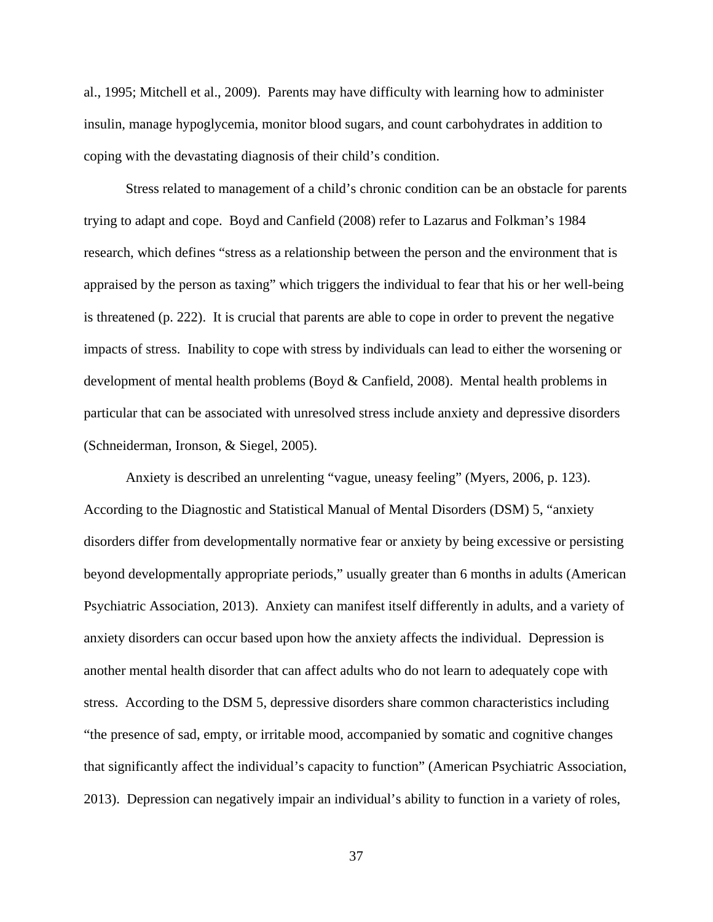al., 1995; Mitchell et al., 2009). Parents may have difficulty with learning how to administer insulin, manage hypoglycemia, monitor blood sugars, and count carbohydrates in addition to coping with the devastating diagnosis of their child's condition.

Stress related to management of a child's chronic condition can be an obstacle for parents trying to adapt and cope. Boyd and Canfield (2008) refer to Lazarus and Folkman's 1984 research, which defines "stress as a relationship between the person and the environment that is appraised by the person as taxing" which triggers the individual to fear that his or her well-being is threatened (p. 222). It is crucial that parents are able to cope in order to prevent the negative impacts of stress. Inability to cope with stress by individuals can lead to either the worsening or development of mental health problems (Boyd & Canfield, 2008). Mental health problems in particular that can be associated with unresolved stress include anxiety and depressive disorders (Schneiderman, Ironson, & Siegel, 2005).

Anxiety is described an unrelenting "vague, uneasy feeling" (Myers, 2006, p. 123). According to the Diagnostic and Statistical Manual of Mental Disorders (DSM) 5, "anxiety disorders differ from developmentally normative fear or anxiety by being excessive or persisting beyond developmentally appropriate periods," usually greater than 6 months in adults (American Psychiatric Association, 2013). Anxiety can manifest itself differently in adults, and a variety of anxiety disorders can occur based upon how the anxiety affects the individual. Depression is another mental health disorder that can affect adults who do not learn to adequately cope with stress. According to the DSM 5, depressive disorders share common characteristics including "the presence of sad, empty, or irritable mood, accompanied by somatic and cognitive changes that significantly affect the individual's capacity to function" (American Psychiatric Association, 2013). Depression can negatively impair an individual's ability to function in a variety of roles,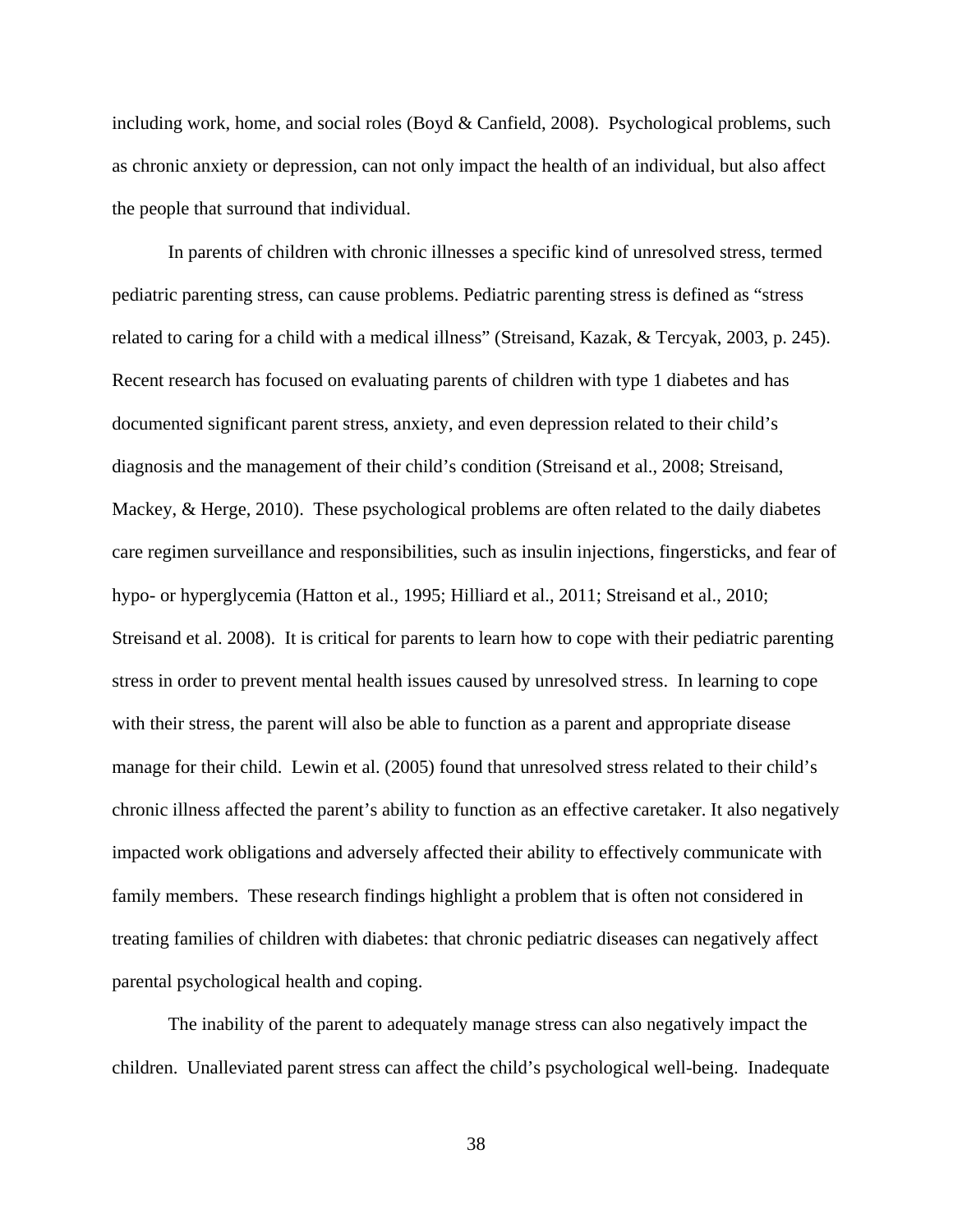including work, home, and social roles (Boyd & Canfield, 2008). Psychological problems, such as chronic anxiety or depression, can not only impact the health of an individual, but also affect the people that surround that individual.

In parents of children with chronic illnesses a specific kind of unresolved stress, termed pediatric parenting stress, can cause problems. Pediatric parenting stress is defined as "stress related to caring for a child with a medical illness" (Streisand, Kazak, & Tercyak, 2003, p. 245). Recent research has focused on evaluating parents of children with type 1 diabetes and has documented significant parent stress, anxiety, and even depression related to their child's diagnosis and the management of their child's condition (Streisand et al., 2008; Streisand, Mackey, & Herge, 2010). These psychological problems are often related to the daily diabetes care regimen surveillance and responsibilities, such as insulin injections, fingersticks, and fear of hypo- or hyperglycemia (Hatton et al., 1995; Hilliard et al., 2011; Streisand et al., 2010; Streisand et al. 2008). It is critical for parents to learn how to cope with their pediatric parenting stress in order to prevent mental health issues caused by unresolved stress. In learning to cope with their stress, the parent will also be able to function as a parent and appropriate disease manage for their child. Lewin et al. (2005) found that unresolved stress related to their child's chronic illness affected the parent's ability to function as an effective caretaker. It also negatively impacted work obligations and adversely affected their ability to effectively communicate with family members. These research findings highlight a problem that is often not considered in treating families of children with diabetes: that chronic pediatric diseases can negatively affect parental psychological health and coping.

The inability of the parent to adequately manage stress can also negatively impact the children. Unalleviated parent stress can affect the child's psychological well-being. Inadequate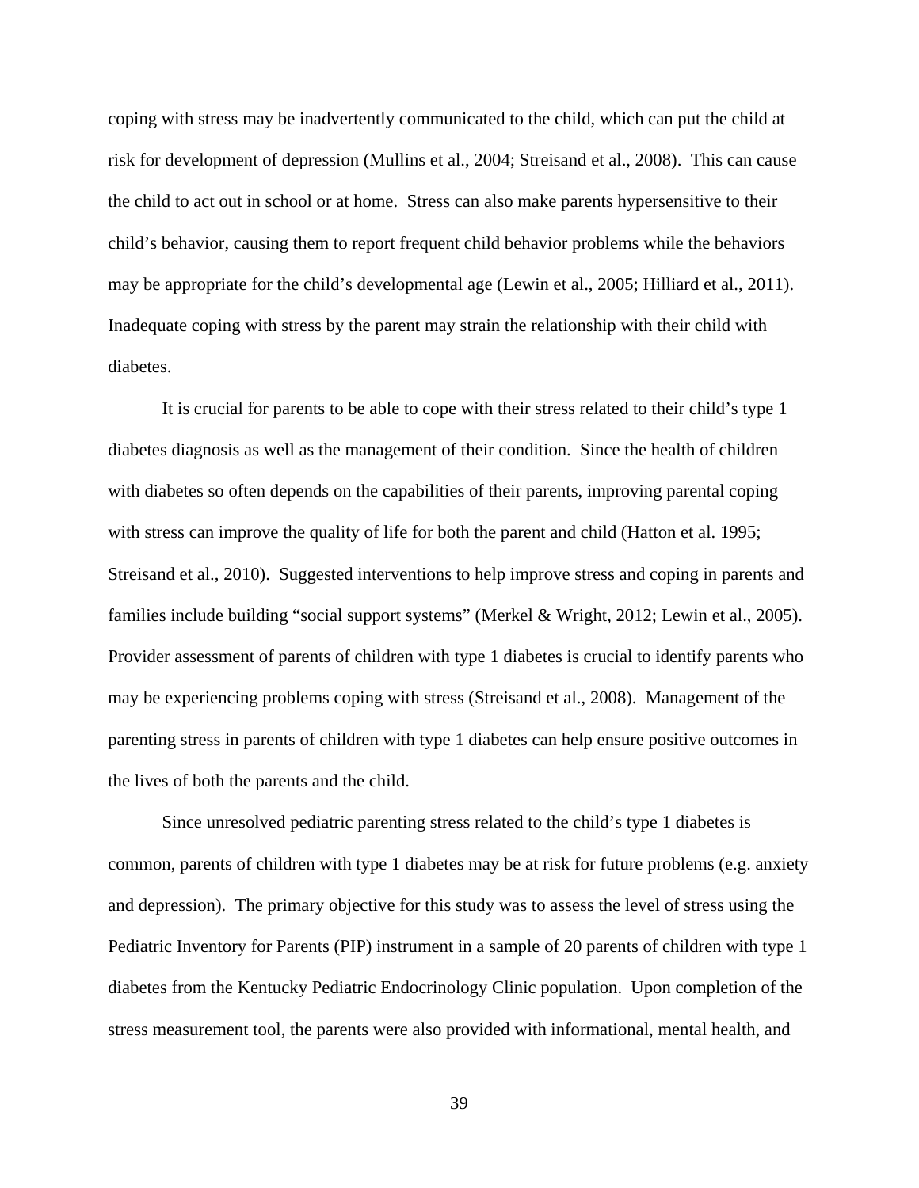coping with stress may be inadvertently communicated to the child, which can put the child at risk for development of depression (Mullins et al., 2004; Streisand et al., 2008). This can cause the child to act out in school or at home. Stress can also make parents hypersensitive to their child's behavior, causing them to report frequent child behavior problems while the behaviors may be appropriate for the child's developmental age (Lewin et al., 2005; Hilliard et al., 2011). Inadequate coping with stress by the parent may strain the relationship with their child with diabetes.

It is crucial for parents to be able to cope with their stress related to their child's type 1 diabetes diagnosis as well as the management of their condition. Since the health of children with diabetes so often depends on the capabilities of their parents, improving parental coping with stress can improve the quality of life for both the parent and child (Hatton et al. 1995; Streisand et al., 2010). Suggested interventions to help improve stress and coping in parents and families include building "social support systems" (Merkel & Wright, 2012; Lewin et al., 2005). Provider assessment of parents of children with type 1 diabetes is crucial to identify parents who may be experiencing problems coping with stress (Streisand et al., 2008). Management of the parenting stress in parents of children with type 1 diabetes can help ensure positive outcomes in the lives of both the parents and the child.

Since unresolved pediatric parenting stress related to the child's type 1 diabetes is common, parents of children with type 1 diabetes may be at risk for future problems (e.g. anxiety and depression). The primary objective for this study was to assess the level of stress using the Pediatric Inventory for Parents (PIP) instrument in a sample of 20 parents of children with type 1 diabetes from the Kentucky Pediatric Endocrinology Clinic population. Upon completion of the stress measurement tool, the parents were also provided with informational, mental health, and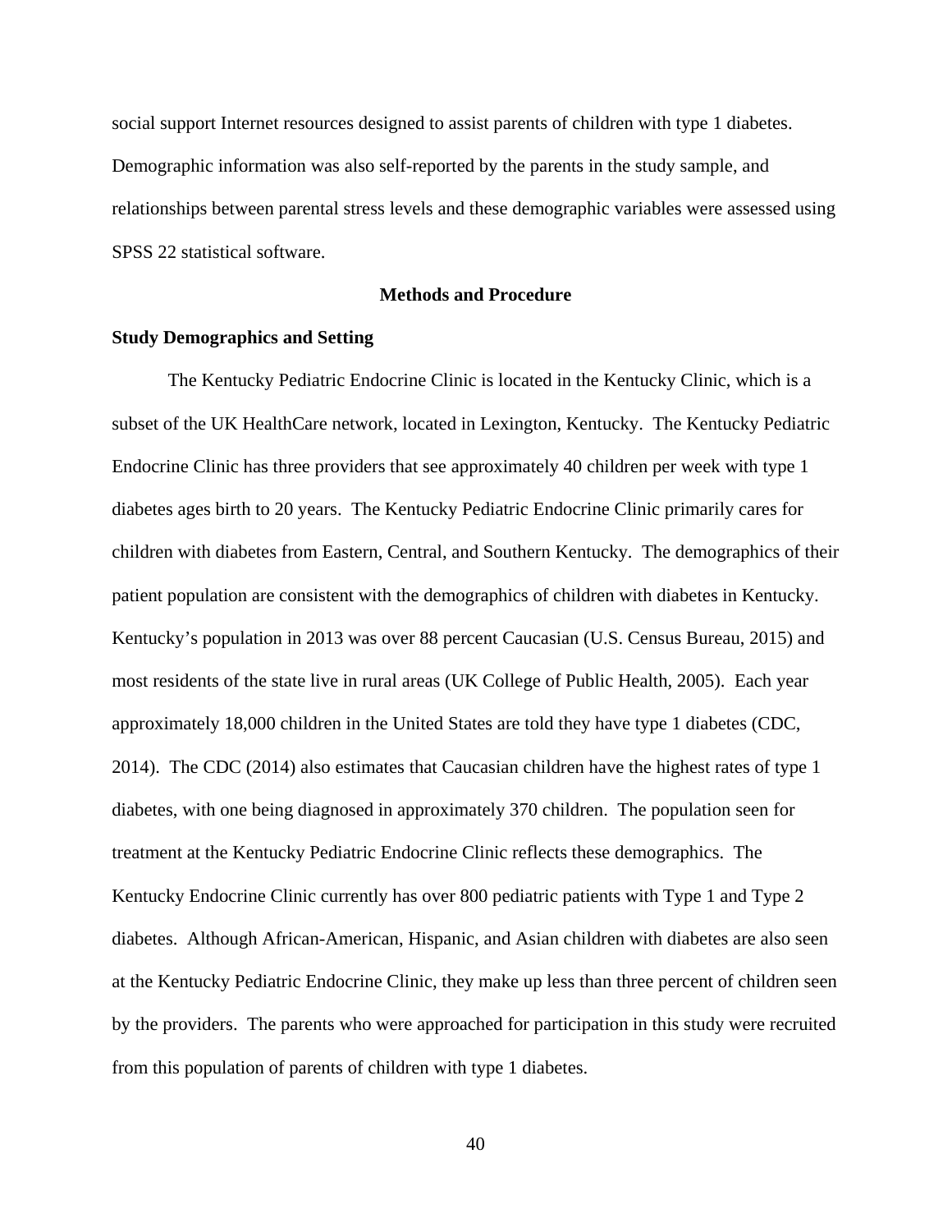social support Internet resources designed to assist parents of children with type 1 diabetes. Demographic information was also self-reported by the parents in the study sample, and relationships between parental stress levels and these demographic variables were assessed using SPSS 22 statistical software.

## Methods and Procedure

### Study Demographics and Setting

The Kentucky Pediatric Endocrine Clinic is located in the Kentucky Clinic, which is a subset of the UK HealthCare network, located in Lexington, Kentucky. The Kentucky Pediatric Endocrine Clinic has three providers that see approximately 40 children per week with type 1 diabetes ages birth to 20 years. The Kentucky Pediatric Endocrine Clinic primarily cares for children with diabetes from Eastern, Central, and Southern Kentucky. The demographics of their patient population are consistent with the demographics of children with diabetes in Kentucky. Kentucky's population in 2013 was over 88 percent Caucasian (U.S. Census Bureau, 2015) and most residents of the state live in rural areas (UK College of Public Health, 2005). Each year approximately 18,000 children in the United States are told they have type 1 diabetes (CDC, 2014). The CDC (2014) also estimates that Caucasian children have the highest rates of type 1 diabetes, with one being diagnosed in approximately 370 children. The population seen for treatment at the Kentucky Pediatric Endocrine Clinic reflects these demographics. The Kentucky Endocrine Clinic currently has over 800 pediatric patients with Type 1 and Type 2 diabetes. Although African-American, Hispanic, and Asian children with diabetes are also seen at the Kentucky Pediatric Endocrine Clinic, they make up less than three percent of children seen by the providers. The parents who were approached for participation in this study were recruited from this population of parents of children with type 1 diabetes.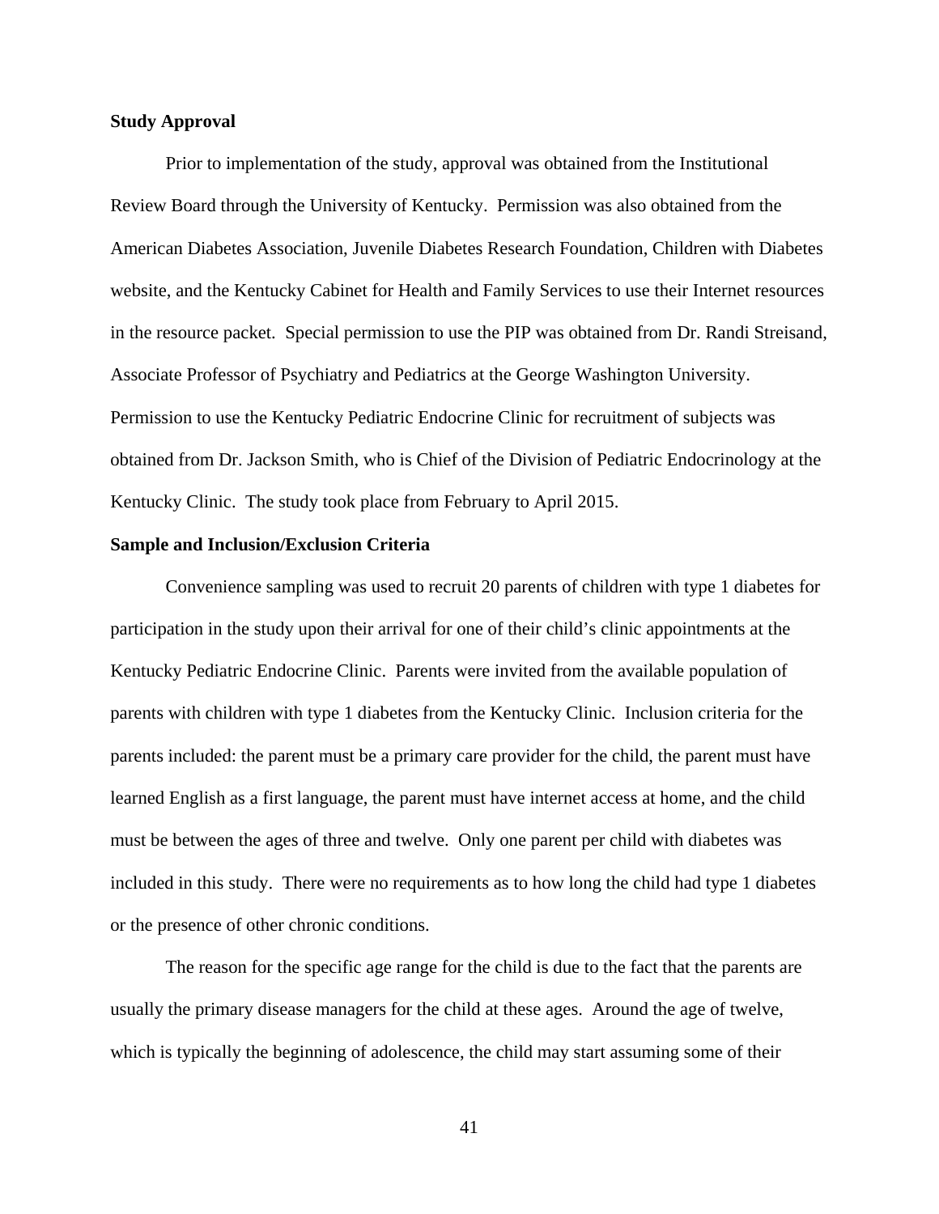**Study Approval**

Prior to implementation of the study, approval was obtained from the Institutional Review Board through the University of Kentucky. Permission was also obtained from the American Diabetes Association, Juvenile Diabetes Research Foundation, Children with Diabetes website, and the Kentucky Cabinet for Health and Family Services to use their Internet resources in the resource packet. Special permission to use the PIP was obtained from Dr. Randi Streisand, Associate Professor of Psychiatry and Pediatrics at the George Washington University. Permission to use the Kentucky Pediatric Endocrine Clinic for recruitment of subjects was obtained from Dr. Jackson Smith, who is Chief of the Division of Pediatric Endocrinology at the Kentucky Clinic. The study took place from February to April 2015.

**Sample and Inclusion/Exclusion Criteria**

Convenience sampling was used to recruit 20 parents of children with type 1 diabetes for participation in the study upon their arrival for one of their child's clinic appointments at the Kentucky Pediatric Endocrine Clinic. Parents were invited from the available population of parents with children with type 1 diabetes from the Kentucky Clinic. Inclusion criteria for the parents included: the parent must be a primary care provider for the child, the parent must have learned English as a first language, the parent must have internet access at home, and the child must be between the ages of three and twelve. Only one parent per child with diabetes was included in this study. There were no requirements as to how long the child had type 1 diabetes or the presence of other chronic conditions.

The reason for the specific age range for the child is due to the fact that the parents are usually the primary disease managers for the child at these ages. Around the age of twelve, which is typically the beginning of adolescence, the child may start assuming some of their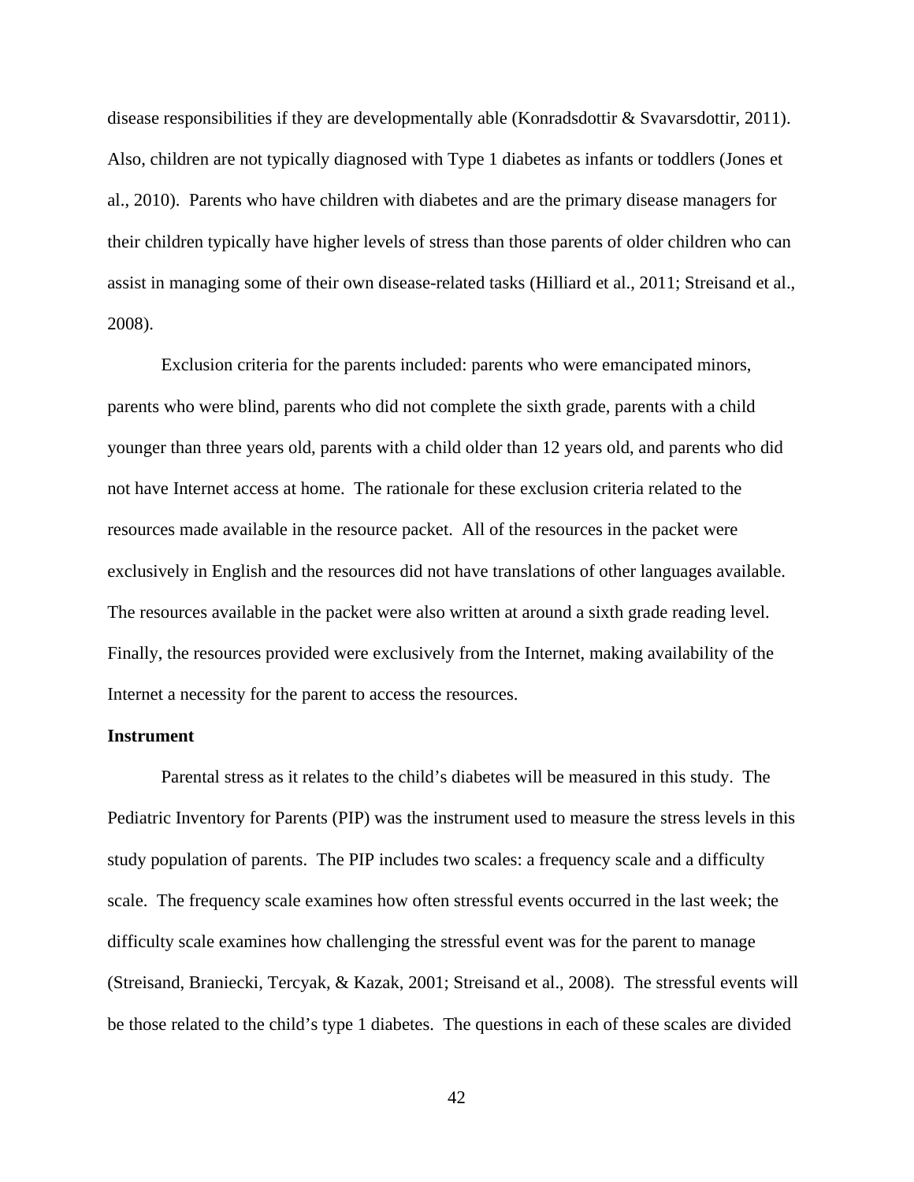disease responsibilities if they are developmentally able (Konradsdottir & Svavarsdottir, 2011). Also, children are not typically diagnosed with Type 1 diabetes as infants or toddlers (Jones et al., 2010). Parents who have children with diabetes and are the primary disease managers for their children typically have higher levels of stress than those parents of older children who can assist in managing some of their own disease-related tasks (Hilliard et al., 2011; Streisand et al., 2008).

Exclusion criteria for the parents included: parents who were emancipated minors, parents who were blind, parents who did not complete the sixth grade, parents with a child younger than three years old, parents with a child older than 12 years old, and parents who did not have Internet access at home. The rationale for these exclusion criteria related to the resources made available in the resource packet. All of the resources in the packet were exclusively in English and the resources did not have translations of other languages available. The resources available in the packet were also written at around a sixth grade reading level. Finally, the resources provided were exclusively from the Internet, making availability of the Internet a necessity for the parent to access the resources.

**Instrument**

Parental stress as it relates to the child's diabetes will be measured in this study. The Pediatric Inventory for Parents (PIP) was the instrument used to measure the stress levels in this study population of parents. The PIP includes two scales: a frequency scale and a difficulty scale. The frequency scale examines how often stressful events occurred in the last week; the difficulty scale examines how challenging the stressful event was for the parent to manage (Streisand, Braniecki, Tercyak, & Kazak, 2001; Streisand et al., 2008). The stressful events will be those related to the child's type 1 diabetes. The questions in each of these scales are divided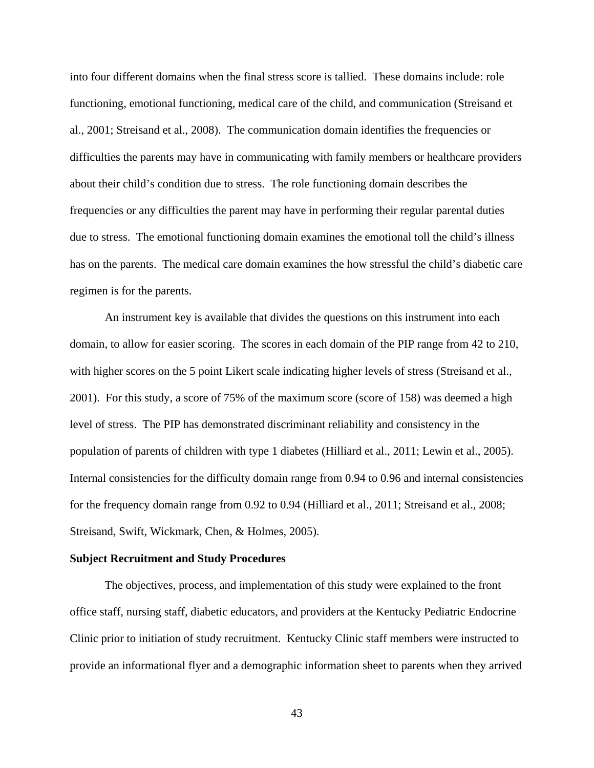into four different domains when the final stress score is tallied. These domains include: role functioning, emotional functioning, medical care of the child, and communication (Streisand et al., 2001; Streisand et al., 2008). The communication domain identifies the frequencies or difficulties the parents may have in communicating with family members or healthcare providers about their child's condition due to stress. The role functioning domain describes the frequencies or any difficulties the parent may have in performing their regular parental duties due to stress. The emotional functioning domain examines the emotional toll the child's illness has on the parents. The medical care domain examines the how stressful the child's diabetic care regimen is for the parents.

An instrument key is available that divides the questions on this instrument into each domain, to allow for easier scoring. The scores in each domain of the PIP range from 42 to 210, with higher scores on the 5 point Likert scale indicating higher levels of stress (Streisand et al., 2001). For this study, a score of 75% of the maximum score (score of 158) was deemed a high level of stress. The PIP has demonstrated discriminant reliability and consistency in the population of parents of children with type 1 diabetes (Hilliard et al., 2011; Lewin et al., 2005). Internal consistencies for the difficulty domain range from 0.94 to 0.96 and internal consistencies for the frequency domain range from 0.92 to 0.94 (Hilliard et al., 2011; Streisand et al., 2008; Streisand, Swift, Wickmark, Chen, & Holmes, 2005).

**Subject Recruitment and Study Procedures**

The objectives, process, and implementation of this study were explained to the front office staff, nursing staff, diabetic educators, and providers at the Kentucky Pediatric Endocrine Clinic prior to initiation of study recruitment. Kentucky Clinic staff members were instructed to provide an informational flyer and a demographic information sheet to parents when they arrived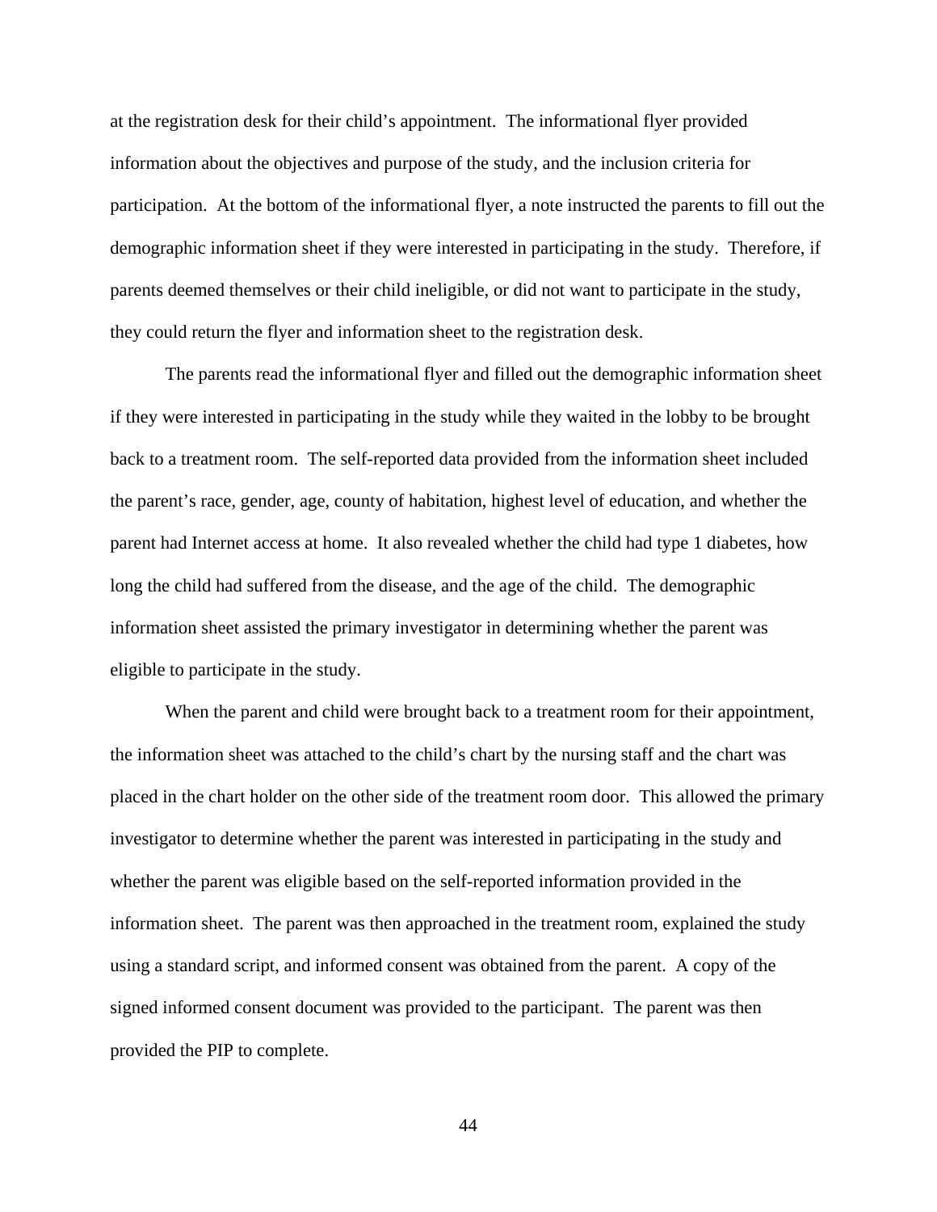at the registration desk for their child's appointment. The informational flyer provided information about the objectives and purpose of the study, and the inclusion criteria for participation. At the bottom of the informational flyer, a note instructed the parents to fill out the demographic information sheet if they were interested in participating in the study. Therefore, if parents deemed themselves or their child ineligible, or did not want to participate in the study, they could return the flyer and information sheet to the registration desk.

The parents read the informational flyer and filled out the demographic information sheet if they were interested in participating in the study while they waited in the lobby to be brought back to a treatment room. The self-reported data provided from the information sheet included the parent's race, gender, age, county of habitation, highest level of education, and whether the parent had Internet access at home. It also revealed whether the child had type 1 diabetes, how long the child had suffered from the disease, and the age of the child. The demographic information sheet assisted the primary investigator in determining whether the parent was eligible to participate in the study.

When the parent and child were brought back to a treatment room for their appointment, the information sheet was attached to the child's chart by the nursing staff and the chart was placed in the chart holder on the other side of the treatment room door. This allowed the primary investigator to determine whether the parent was interested in participating in the study and whether the parent was eligible based on the self-reported information provided in the information sheet. The parent was then approached in the treatment room, explained the study using a standard script, and informed consent was obtained from the parent. A copy of the signed informed consent document was provided to the participant. The parent was then provided the PIP to complete.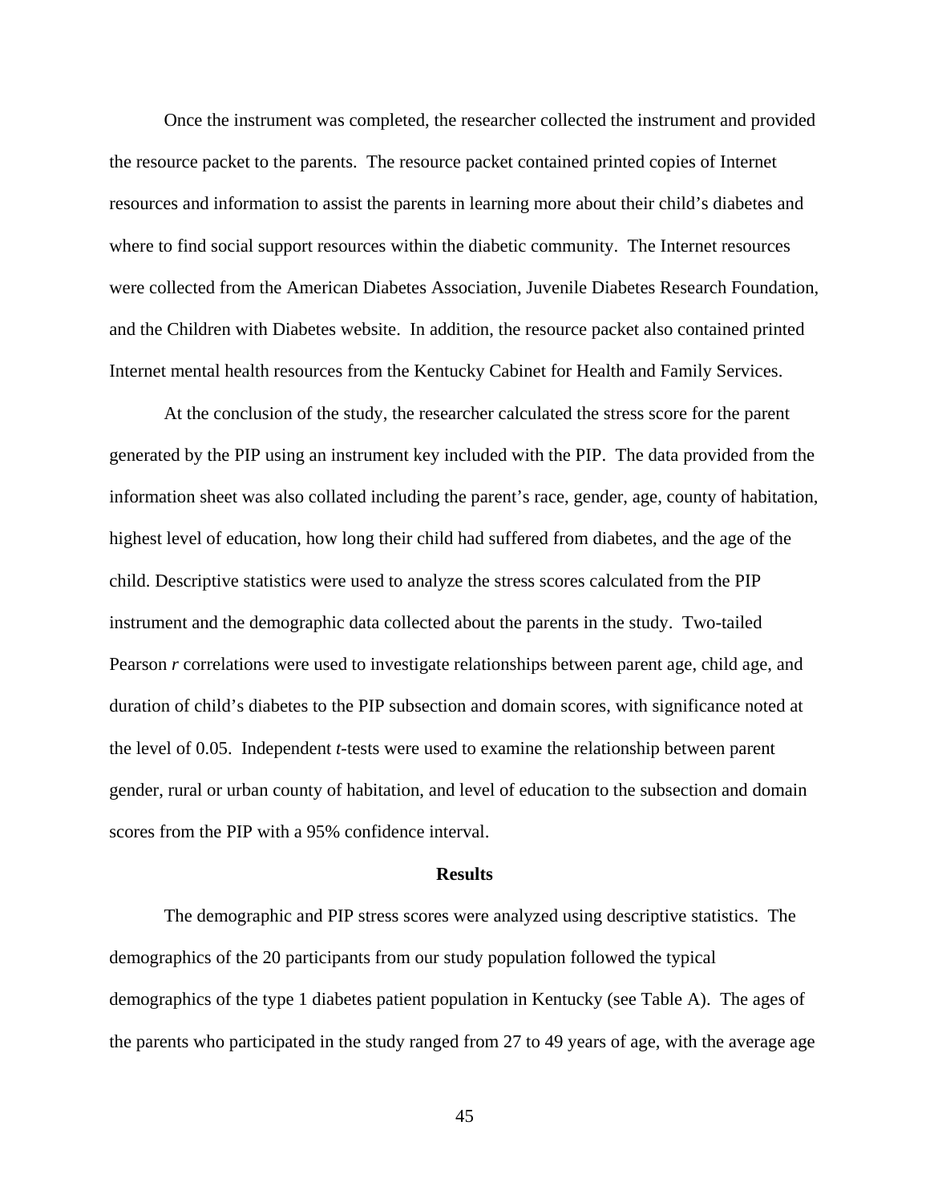Once the instrument was completed, the researcher collected the instrument and provided the resource packet to the parents. The resource packet contained printed copies of Internet resources and information to assist the parents in learning more about their child's diabetes and where to find social support resources within the diabetic community. The Internet resources were collected from the American Diabetes Association, Juvenile Diabetes Research Foundation, and the Children with Diabetes website. In addition, the resource packet also contained printed Internet mental health resources from the Kentucky Cabinet for Health and Family Services.

At the conclusion of the study, the researcher calculated the stress score for the parent generated by the PIP using an instrument key included with the PIP. The data provided from the information sheet was also collated including the parent's race, gender, age, county of habitation, highest level of education, how long their child had suffered from diabetes, and the age of the child. Descriptive statistics were used to analyze the stress scores calculated from the PIP instrument and the demographic data collected about the parents in the study. Two-tailed Pearson *r* correlations were used to investigate relationships between parent age, child age, and duration of child's diabetes to the PIP subsection and domain scores, with significance noted at the level of 0.05. Independent *t*-tests were used to examine the relationship between parent gender, rural or urban county of habitation, and level of education to the subsection and domain scores from the PIP with a 95% confidence interval.

## Results

The demographic and PIP stress scores were analyzed using descriptive statistics. The demographics of the 20 participants from our study population followed the typical demographics of the type 1 diabetes patient population in Kentucky (see Table A). The ages of the parents who participated in the study ranged from 27 to 49 years of age, with the average age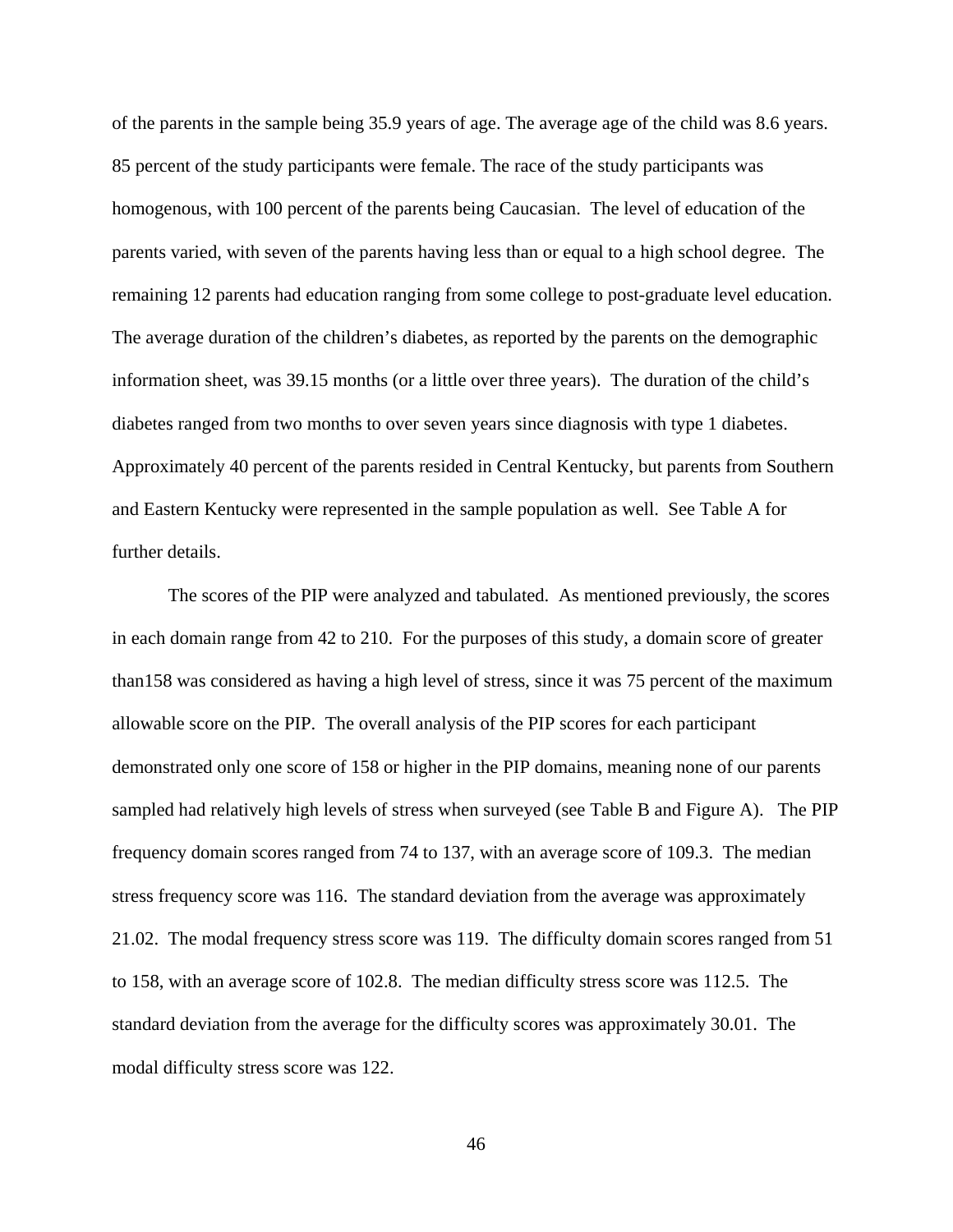of the parents in the sample being 35.9 years of age. The average age of the child was 8.6 years. 85 percent of the study participants were female. The race of the study participants was homogenous, with 100 percent of the parents being Caucasian. The level of education of the parents varied, with seven of the parents having less than or equal to a high school degree. The remaining 12 parents had education ranging from some college to post-graduate level education. The average duration of the children's diabetes, as reported by the parents on the demographic information sheet, was 39.15 months (or a little over three years). The duration of the child's diabetes ranged from two months to over seven years since diagnosis with type 1 diabetes. Approximately 40 percent of the parents resided in Central Kentucky, but parents from Southern and Eastern Kentucky were represented in the sample population as well. See Table A for further details.

The scores of the PIP were analyzed and tabulated. As mentioned previously, the scores in each domain range from 42 to 210. For the purposes of this study, a domain score of greater than158 was considered as having a high level of stress, since it was 75 percent of the maximum allowable score on the PIP. The overall analysis of the PIP scores for each participant demonstrated only one score of 158 or higher in the PIP domains, meaning none of our parents sampled had relatively high levels of stress when surveyed (see Table B and Figure A). The PIP frequency domain scores ranged from 74 to 137, with an average score of 109.3. The median stress frequency score was 116. The standard deviation from the average was approximately 21.02. The modal frequency stress score was 119. The difficulty domain scores ranged from 51 to 158, with an average score of 102.8. The median difficulty stress score was 112.5. The standard deviation from the average for the difficulty scores was approximately 30.01. The modal difficulty stress score was 122.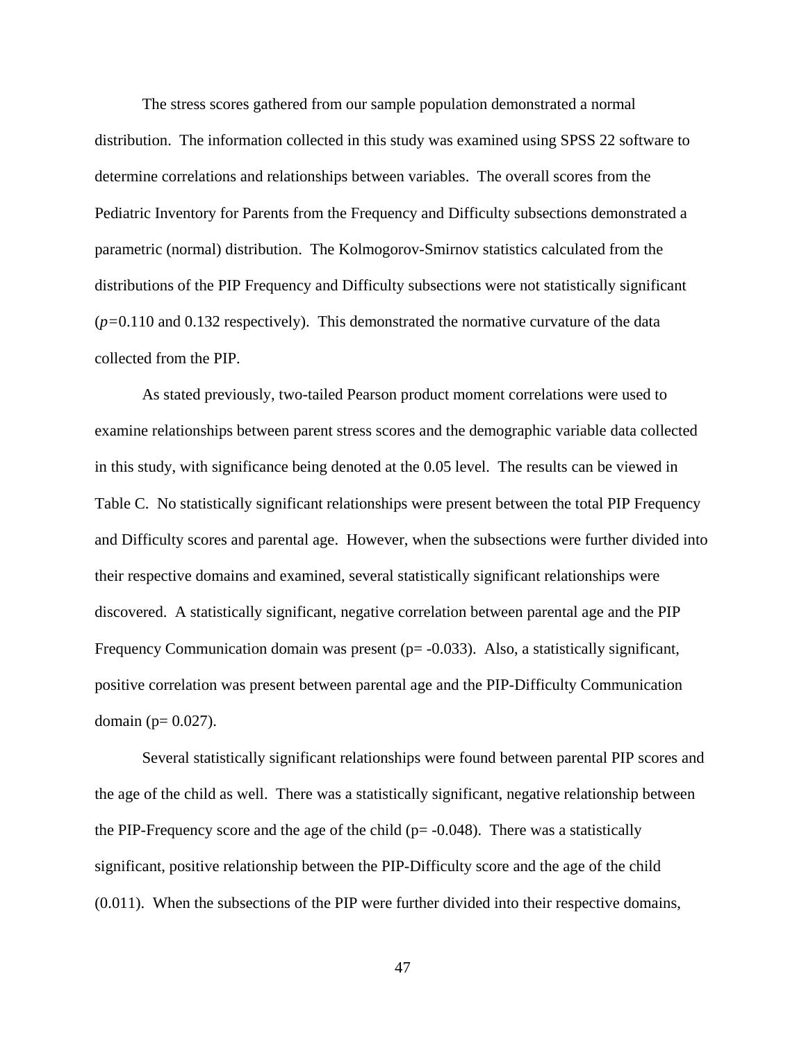The stress scores gathered from our sample population demonstrated a normal distribution. The information collected in this study was examined using SPSS 22 software to determine correlations and relationships between variables. The overall scores from the Pediatric Inventory for Parents from the Frequency and Difficulty subsections demonstrated a parametric (normal) distribution. The Kolmogorov-Smirnov statistics calculated from the distributions of the PIP Frequency and Difficulty subsections were not statistically significant ($p$=0.110 and 0.132 respectively). This demonstrated the normative curvature of the data collected from the PIP.

As stated previously, two-tailed Pearson product moment correlations were used to examine relationships between parent stress scores and the demographic variable data collected in this study, with significance being denoted at the 0.05 level. The results can be viewed in Table C. No statistically significant relationships were present between the total PIP Frequency and Difficulty scores and parental age. However, when the subsections were further divided into their respective domains and examined, several statistically significant relationships were discovered. A statistically significant, negative correlation between parental age and the PIP Frequency Communication domain was present (p= -0.033). Also, a statistically significant, positive correlation was present between parental age and the PIP-Difficulty Communication domain (p= 0.027).

Several statistically significant relationships were found between parental PIP scores and the age of the child as well. There was a statistically significant, negative relationship between the PIP-Frequency score and the age of the child (p= -0.048). There was a statistically significant, positive relationship between the PIP-Difficulty score and the age of the child (0.011). When the subsections of the PIP were further divided into their respective domains,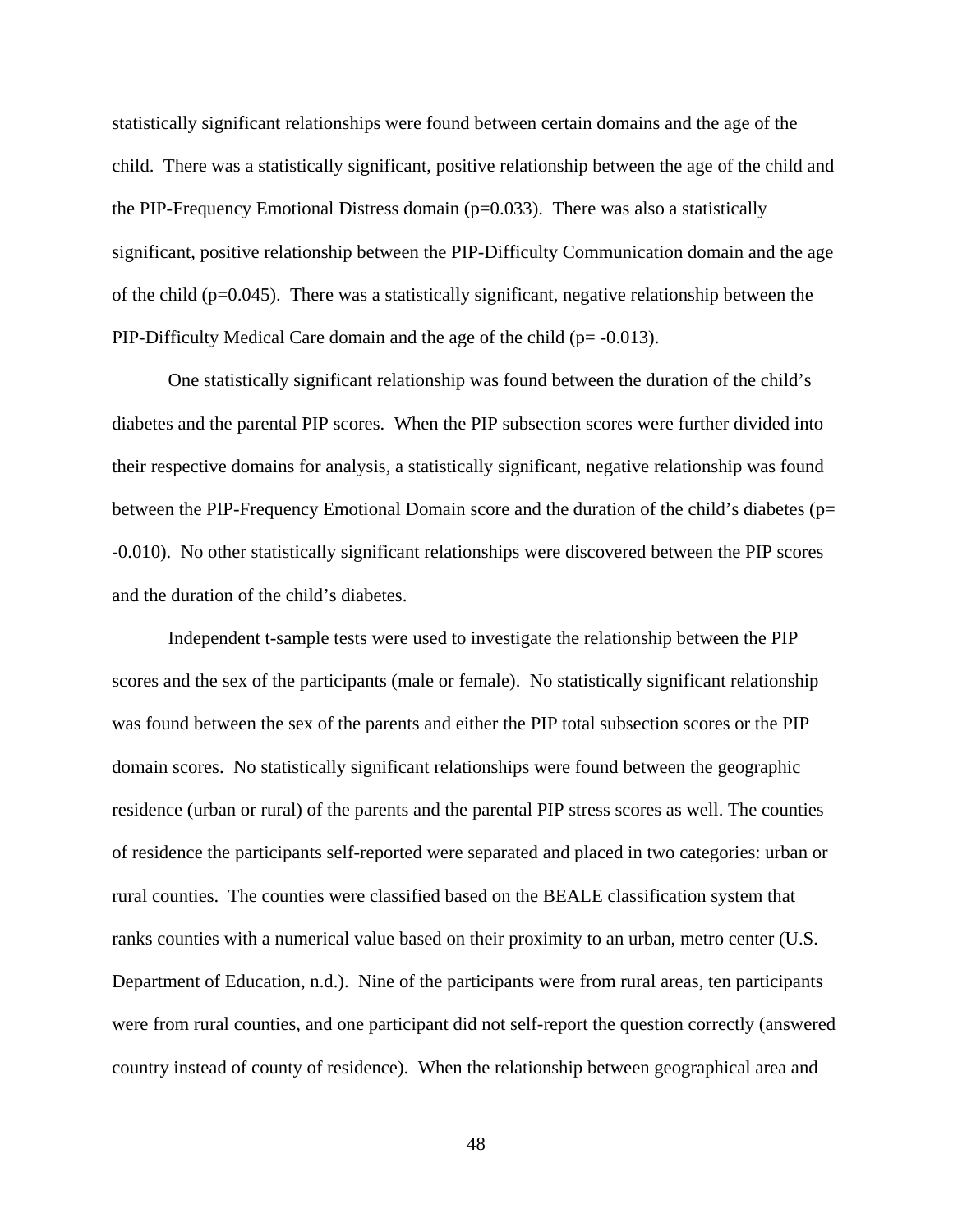statistically significant relationships were found between certain domains and the age of the child. There was a statistically significant, positive relationship between the age of the child and the PIP-Frequency Emotional Distress domain ($p=0.033$). There was also a statistically significant, positive relationship between the PIP-Difficulty Communication domain and the age of the child ($p=0.045$). There was a statistically significant, negative relationship between the PIP-Difficulty Medical Care domain and the age of the child ($p= -0.013$).

One statistically significant relationship was found between the duration of the child's diabetes and the parental PIP scores. When the PIP subsection scores were further divided into their respective domains for analysis, a statistically significant, negative relationship was found between the PIP-Frequency Emotional Domain score and the duration of the child's diabetes ($p= -0.010$). No other statistically significant relationships were discovered between the PIP scores and the duration of the child's diabetes.

Independent t-sample tests were used to investigate the relationship between the PIP scores and the sex of the participants (male or female). No statistically significant relationship was found between the sex of the parents and either the PIP total subsection scores or the PIP domain scores. No statistically significant relationships were found between the geographic residence (urban or rural) of the parents and the parental PIP stress scores as well. The counties of residence the participants self-reported were separated and placed in two categories: urban or rural counties. The counties were classified based on the BEALE classification system that ranks counties with a numerical value based on their proximity to an urban, metro center (U.S. Department of Education, n.d.). Nine of the participants were from rural areas, ten participants were from rural counties, and one participant did not self-report the question correctly (answered country instead of county of residence). When the relationship between geographical area and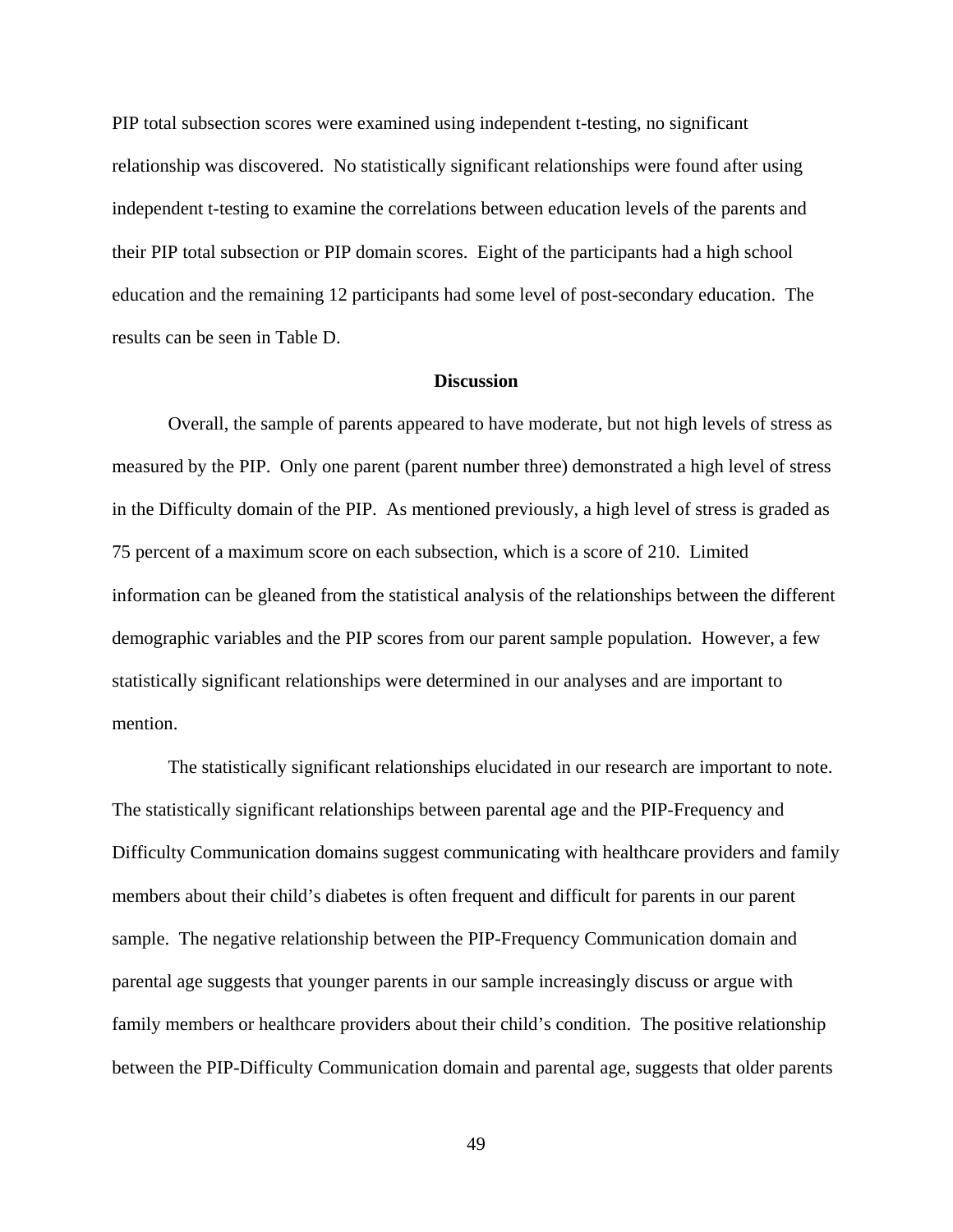PIP total subsection scores were examined using independent t-testing, no significant relationship was discovered. No statistically significant relationships were found after using independent t-testing to examine the correlations between education levels of the parents and their PIP total subsection or PIP domain scores. Eight of the participants had a high school education and the remaining 12 participants had some level of post-secondary education. The results can be seen in Table D.

## Discussion

Overall, the sample of parents appeared to have moderate, but not high levels of stress as measured by the PIP. Only one parent (parent number three) demonstrated a high level of stress in the Difficulty domain of the PIP. As mentioned previously, a high level of stress is graded as 75 percent of a maximum score on each subsection, which is a score of 210. Limited information can be gleaned from the statistical analysis of the relationships between the different demographic variables and the PIP scores from our parent sample population. However, a few statistically significant relationships were determined in our analyses and are important to mention.

The statistically significant relationships elucidated in our research are important to note. The statistically significant relationships between parental age and the PIP-Frequency and Difficulty Communication domains suggest communicating with healthcare providers and family members about their child's diabetes is often frequent and difficult for parents in our parent sample. The negative relationship between the PIP-Frequency Communication domain and parental age suggests that younger parents in our sample increasingly discuss or argue with family members or healthcare providers about their child's condition. The positive relationship between the PIP-Difficulty Communication domain and parental age, suggests that older parents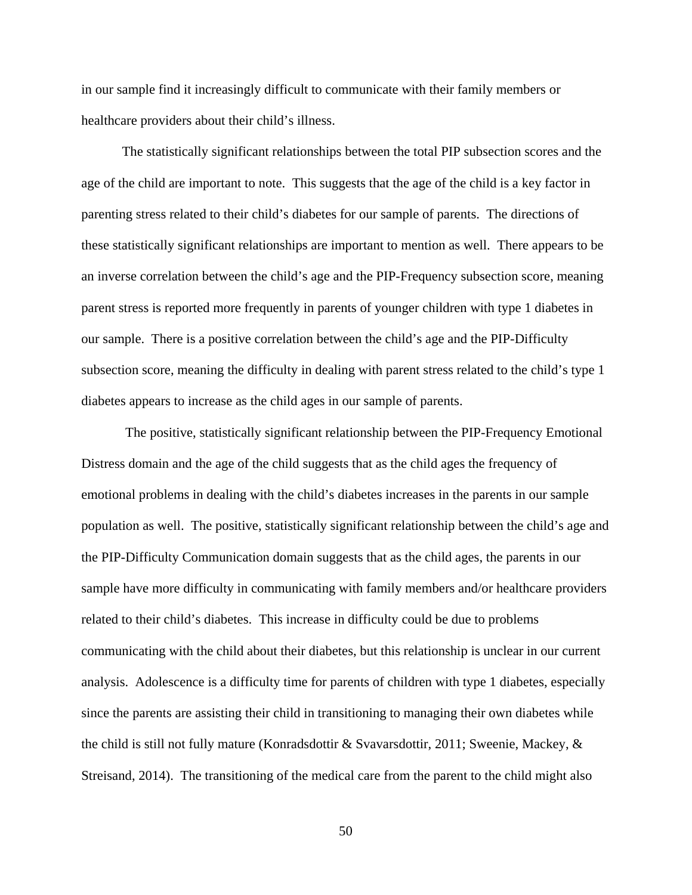in our sample find it increasingly difficult to communicate with their family members or healthcare providers about their child's illness.

The statistically significant relationships between the total PIP subsection scores and the age of the child are important to note. This suggests that the age of the child is a key factor in parenting stress related to their child's diabetes for our sample of parents. The directions of these statistically significant relationships are important to mention as well. There appears to be an inverse correlation between the child's age and the PIP-Frequency subsection score, meaning parent stress is reported more frequently in parents of younger children with type 1 diabetes in our sample. There is a positive correlation between the child's age and the PIP-Difficulty subsection score, meaning the difficulty in dealing with parent stress related to the child's type 1 diabetes appears to increase as the child ages in our sample of parents.

The positive, statistically significant relationship between the PIP-Frequency Emotional Distress domain and the age of the child suggests that as the child ages the frequency of emotional problems in dealing with the child's diabetes increases in the parents in our sample population as well. The positive, statistically significant relationship between the child's age and the PIP-Difficulty Communication domain suggests that as the child ages, the parents in our sample have more difficulty in communicating with family members and/or healthcare providers related to their child's diabetes. This increase in difficulty could be due to problems communicating with the child about their diabetes, but this relationship is unclear in our current analysis. Adolescence is a difficulty time for parents of children with type 1 diabetes, especially since the parents are assisting their child in transitioning to managing their own diabetes while the child is still not fully mature (Konradsdottir & Svavarsdottir, 2011; Sweenie, Mackey, & Streisand, 2014). The transitioning of the medical care from the parent to the child might also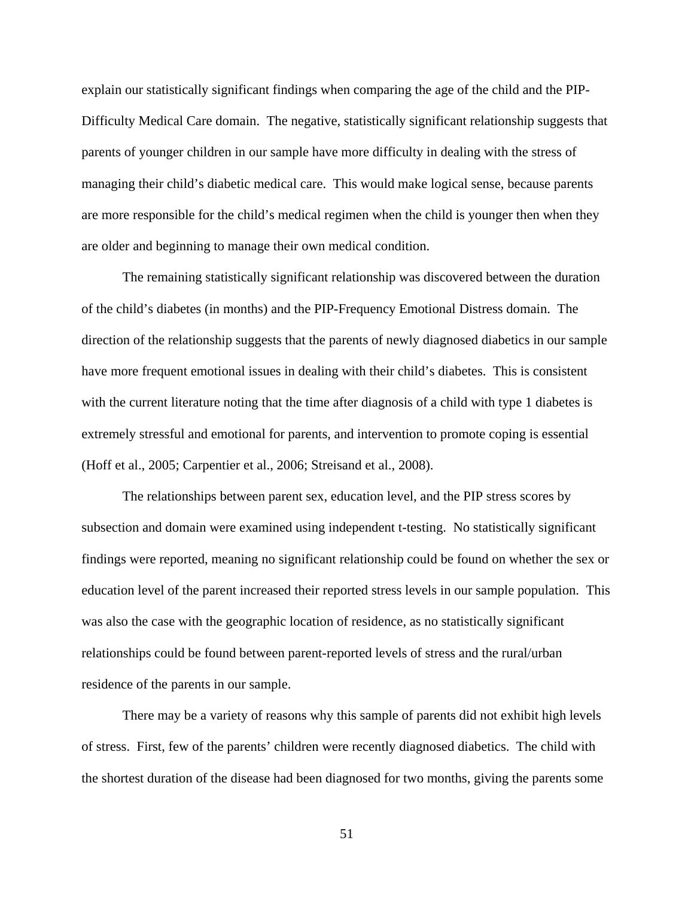explain our statistically significant findings when comparing the age of the child and the PIP-Difficulty Medical Care domain. The negative, statistically significant relationship suggests that parents of younger children in our sample have more difficulty in dealing with the stress of managing their child's diabetic medical care. This would make logical sense, because parents are more responsible for the child's medical regimen when the child is younger then when they are older and beginning to manage their own medical condition.

The remaining statistically significant relationship was discovered between the duration of the child's diabetes (in months) and the PIP-Frequency Emotional Distress domain. The direction of the relationship suggests that the parents of newly diagnosed diabetics in our sample have more frequent emotional issues in dealing with their child's diabetes. This is consistent with the current literature noting that the time after diagnosis of a child with type 1 diabetes is extremely stressful and emotional for parents, and intervention to promote coping is essential (Hoff et al., 2005; Carpentier et al., 2006; Streisand et al., 2008).

The relationships between parent sex, education level, and the PIP stress scores by subsection and domain were examined using independent t-testing. No statistically significant findings were reported, meaning no significant relationship could be found on whether the sex or education level of the parent increased their reported stress levels in our sample population. This was also the case with the geographic location of residence, as no statistically significant relationships could be found between parent-reported levels of stress and the rural/urban residence of the parents in our sample.

There may be a variety of reasons why this sample of parents did not exhibit high levels of stress. First, few of the parents' children were recently diagnosed diabetics. The child with the shortest duration of the disease had been diagnosed for two months, giving the parents some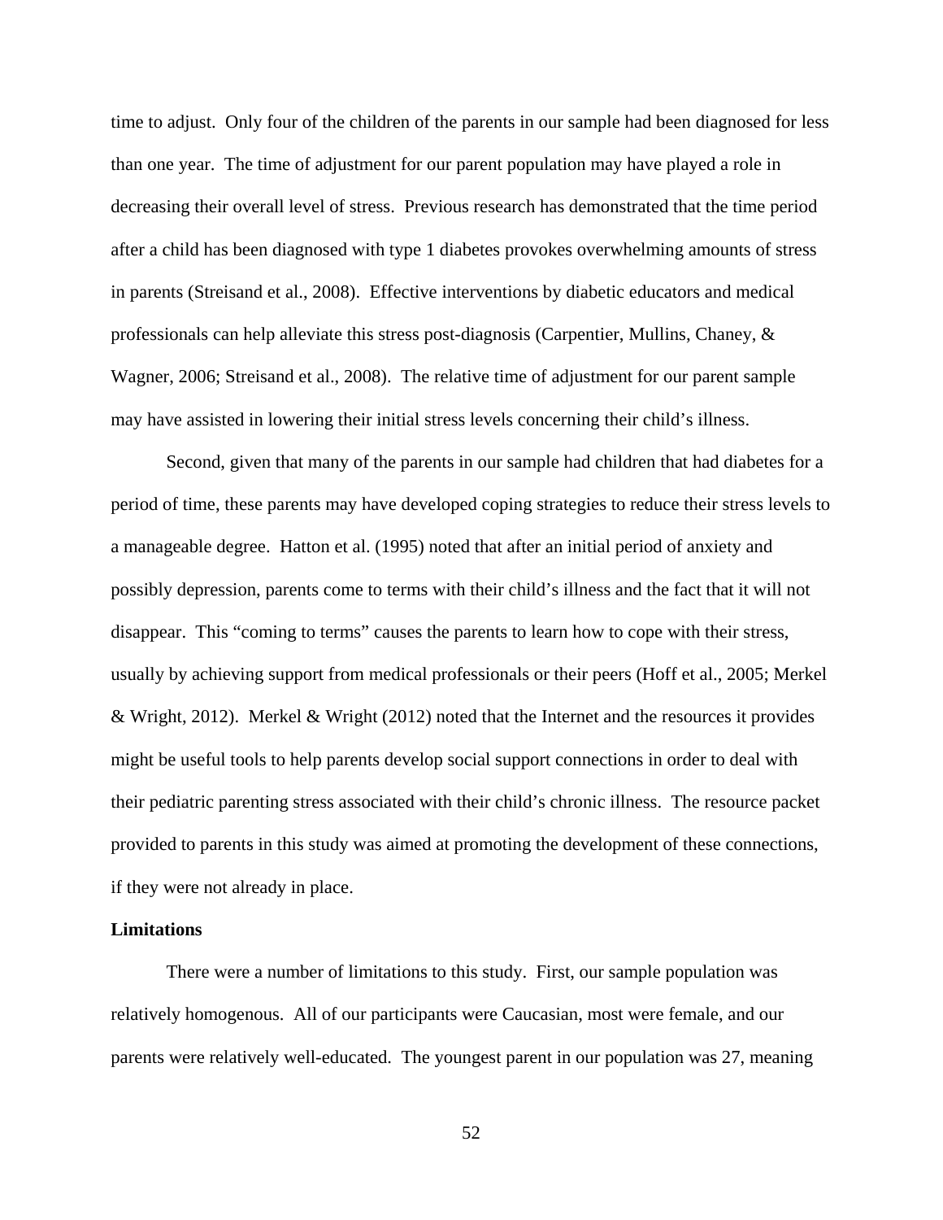time to adjust. Only four of the children of the parents in our sample had been diagnosed for less than one year. The time of adjustment for our parent population may have played a role in decreasing their overall level of stress. Previous research has demonstrated that the time period after a child has been diagnosed with type 1 diabetes provokes overwhelming amounts of stress in parents (Streisand et al., 2008). Effective interventions by diabetic educators and medical professionals can help alleviate this stress post-diagnosis (Carpentier, Mullins, Chaney, & Wagner, 2006; Streisand et al., 2008). The relative time of adjustment for our parent sample may have assisted in lowering their initial stress levels concerning their child's illness.

Second, given that many of the parents in our sample had children that had diabetes for a period of time, these parents may have developed coping strategies to reduce their stress levels to a manageable degree. Hatton et al. (1995) noted that after an initial period of anxiety and possibly depression, parents come to terms with their child's illness and the fact that it will not disappear. This "coming to terms" causes the parents to learn how to cope with their stress, usually by achieving support from medical professionals or their peers (Hoff et al., 2005; Merkel & Wright, 2012). Merkel & Wright (2012) noted that the Internet and the resources it provides might be useful tools to help parents develop social support connections in order to deal with their pediatric parenting stress associated with their child's chronic illness. The resource packet provided to parents in this study was aimed at promoting the development of these connections, if they were not already in place.

**Limitations**

There were a number of limitations to this study. First, our sample population was relatively homogenous. All of our participants were Caucasian, most were female, and our parents were relatively well-educated. The youngest parent in our population was 27, meaning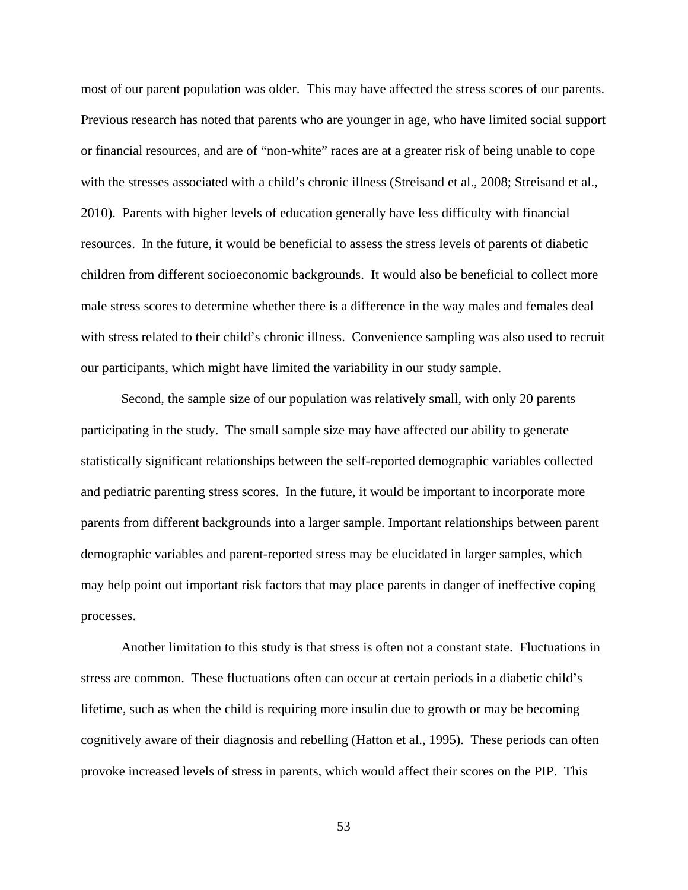most of our parent population was older. This may have affected the stress scores of our parents. Previous research has noted that parents who are younger in age, who have limited social support or financial resources, and are of "non-white" races are at a greater risk of being unable to cope with the stresses associated with a child's chronic illness (Streisand et al., 2008; Streisand et al., 2010). Parents with higher levels of education generally have less difficulty with financial resources. In the future, it would be beneficial to assess the stress levels of parents of diabetic children from different socioeconomic backgrounds. It would also be beneficial to collect more male stress scores to determine whether there is a difference in the way males and females deal with stress related to their child's chronic illness. Convenience sampling was also used to recruit our participants, which might have limited the variability in our study sample.

Second, the sample size of our population was relatively small, with only 20 parents participating in the study. The small sample size may have affected our ability to generate statistically significant relationships between the self-reported demographic variables collected and pediatric parenting stress scores. In the future, it would be important to incorporate more parents from different backgrounds into a larger sample. Important relationships between parent demographic variables and parent-reported stress may be elucidated in larger samples, which may help point out important risk factors that may place parents in danger of ineffective coping processes.

Another limitation to this study is that stress is often not a constant state. Fluctuations in stress are common. These fluctuations often can occur at certain periods in a diabetic child's lifetime, such as when the child is requiring more insulin due to growth or may be becoming cognitively aware of their diagnosis and rebelling (Hatton et al., 1995). These periods can often provoke increased levels of stress in parents, which would affect their scores on the PIP. This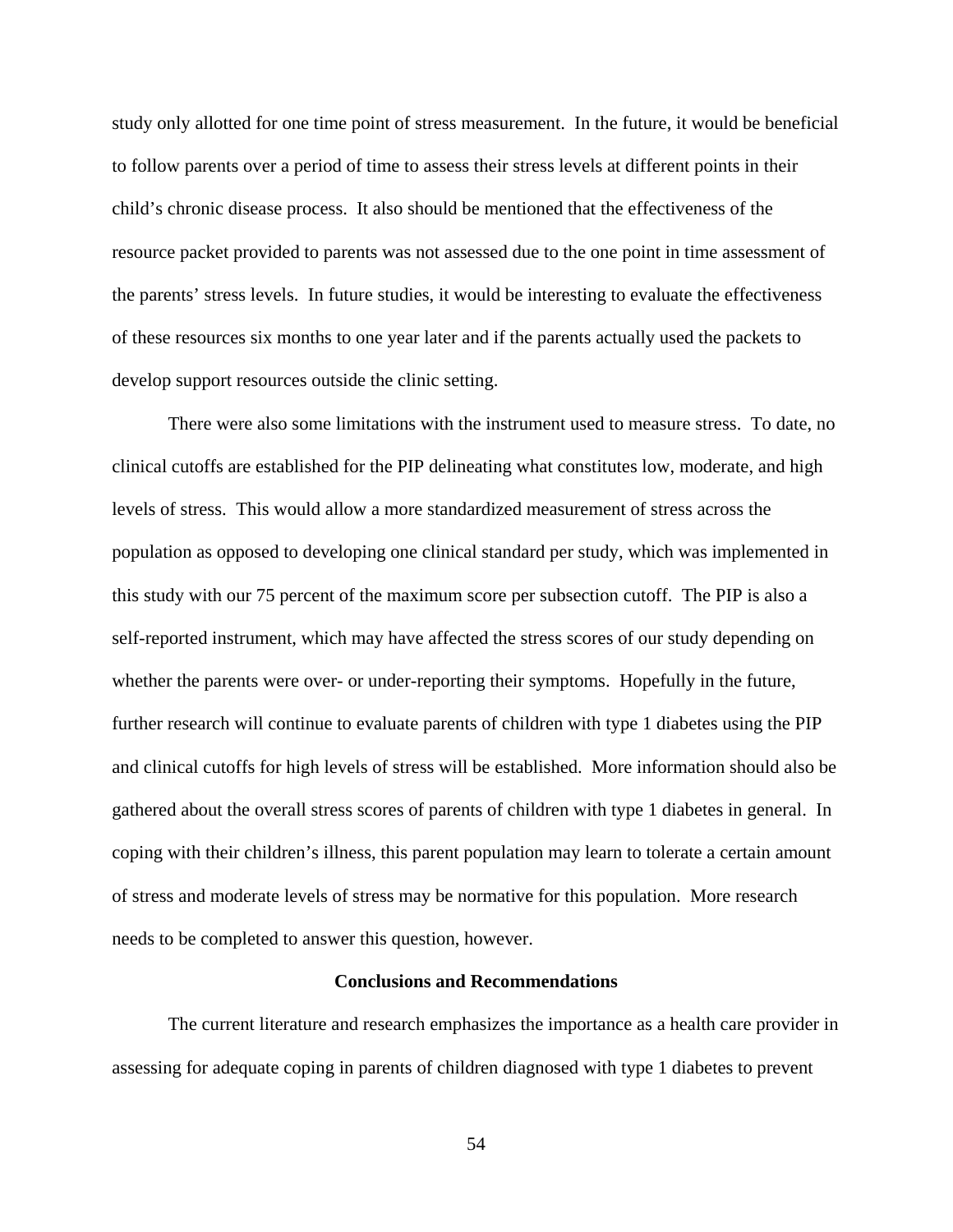study only allotted for one time point of stress measurement. In the future, it would be beneficial to follow parents over a period of time to assess their stress levels at different points in their child's chronic disease process. It also should be mentioned that the effectiveness of the resource packet provided to parents was not assessed due to the one point in time assessment of the parents' stress levels. In future studies, it would be interesting to evaluate the effectiveness of these resources six months to one year later and if the parents actually used the packets to develop support resources outside the clinic setting.

There were also some limitations with the instrument used to measure stress. To date, no clinical cutoffs are established for the PIP delineating what constitutes low, moderate, and high levels of stress. This would allow a more standardized measurement of stress across the population as opposed to developing one clinical standard per study, which was implemented in this study with our 75 percent of the maximum score per subsection cutoff. The PIP is also a self-reported instrument, which may have affected the stress scores of our study depending on whether the parents were over- or under-reporting their symptoms. Hopefully in the future, further research will continue to evaluate parents of children with type 1 diabetes using the PIP and clinical cutoffs for high levels of stress will be established. More information should also be gathered about the overall stress scores of parents of children with type 1 diabetes in general. In coping with their children's illness, this parent population may learn to tolerate a certain amount of stress and moderate levels of stress may be normative for this population. More research needs to be completed to answer this question, however.

## Conclusions and Recommendations

The current literature and research emphasizes the importance as a health care provider in assessing for adequate coping in parents of children diagnosed with type 1 diabetes to prevent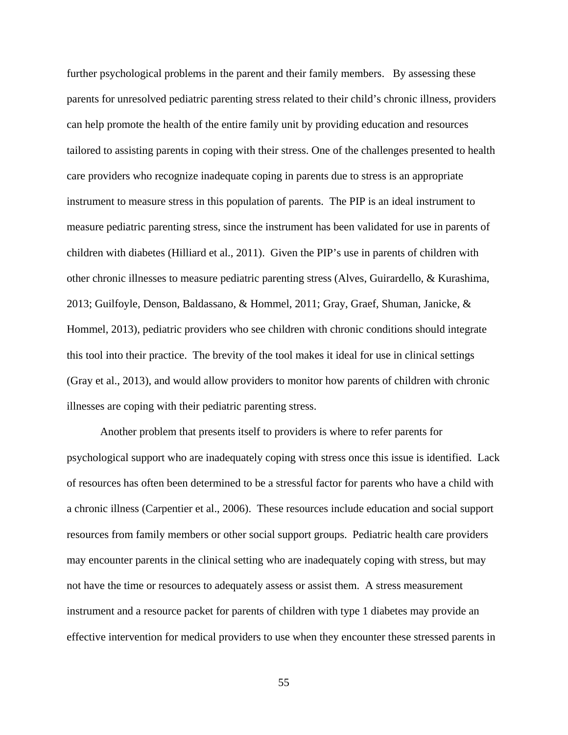further psychological problems in the parent and their family members. By assessing these parents for unresolved pediatric parenting stress related to their child's chronic illness, providers can help promote the health of the entire family unit by providing education and resources tailored to assisting parents in coping with their stress. One of the challenges presented to health care providers who recognize inadequate coping in parents due to stress is an appropriate instrument to measure stress in this population of parents. The PIP is an ideal instrument to measure pediatric parenting stress, since the instrument has been validated for use in parents of children with diabetes (Hilliard et al., 2011). Given the PIP's use in parents of children with other chronic illnesses to measure pediatric parenting stress (Alves, Guirardello, & Kurashima, 2013; Guilfoyle, Denson, Baldassano, & Hommel, 2011; Gray, Graef, Shuman, Janicke, & Hommel, 2013), pediatric providers who see children with chronic conditions should integrate this tool into their practice. The brevity of the tool makes it ideal for use in clinical settings (Gray et al., 2013), and would allow providers to monitor how parents of children with chronic illnesses are coping with their pediatric parenting stress.

Another problem that presents itself to providers is where to refer parents for psychological support who are inadequately coping with stress once this issue is identified. Lack of resources has often been determined to be a stressful factor for parents who have a child with a chronic illness (Carpentier et al., 2006). These resources include education and social support resources from family members or other social support groups. Pediatric health care providers may encounter parents in the clinical setting who are inadequately coping with stress, but may not have the time or resources to adequately assess or assist them. A stress measurement instrument and a resource packet for parents of children with type 1 diabetes may provide an effective intervention for medical providers to use when they encounter these stressed parents in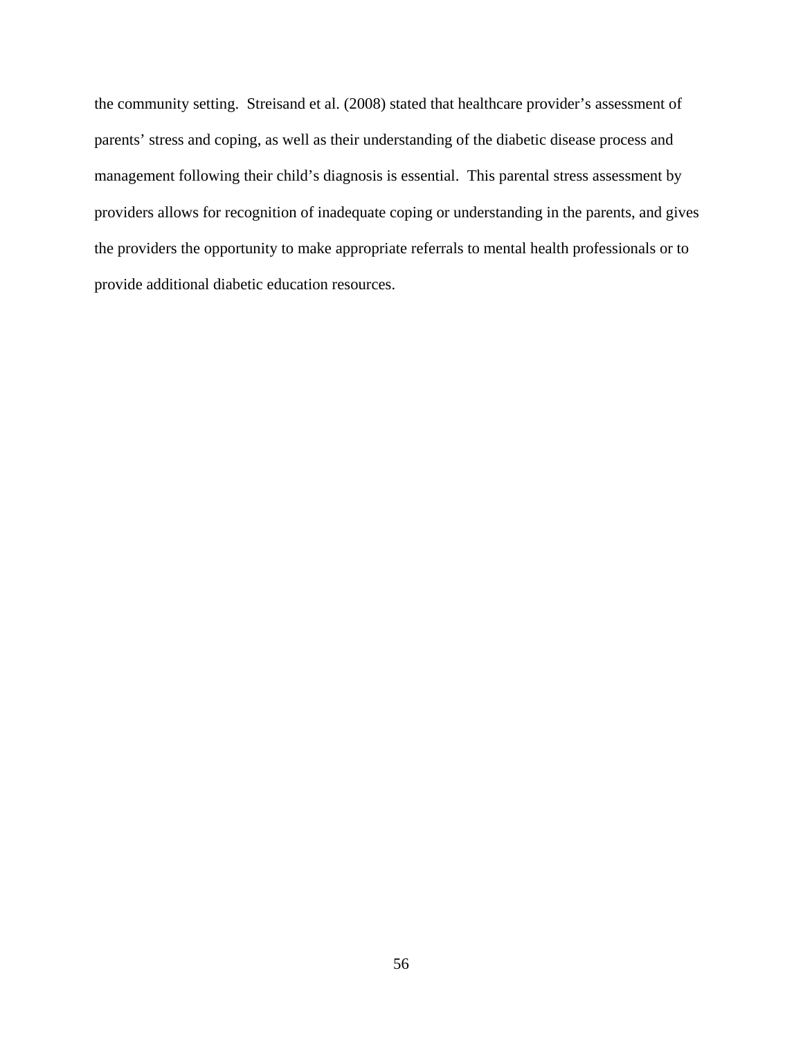the community setting. Streisand et al. (2008) stated that healthcare provider’s assessment of parents’ stress and coping, as well as their understanding of the diabetic disease process and management following their child’s diagnosis is essential. This parental stress assessment by providers allows for recognition of inadequate coping or understanding in the parents, and gives the providers the opportunity to make appropriate referrals to mental health professionals or to provide additional diabetic education resources.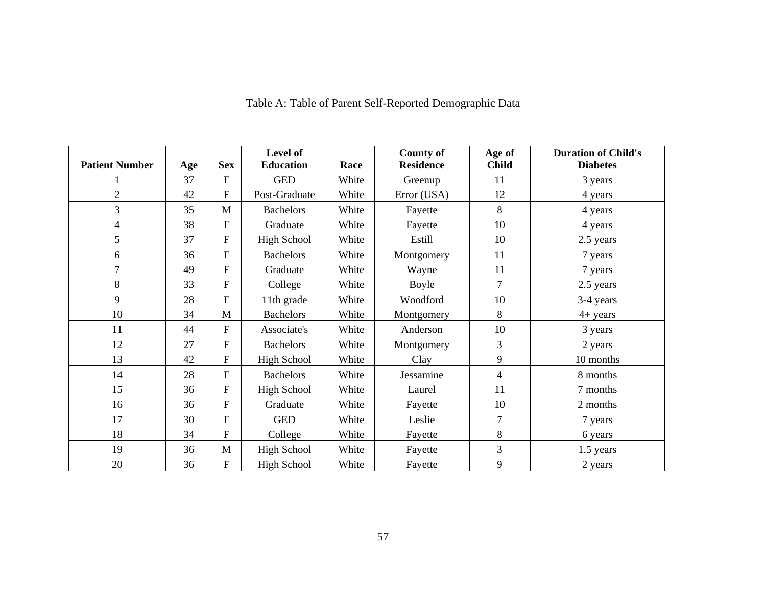Table A: Table of Parent Self-Reported Demographic Data

| Patient Number | Age | Sex | Level of Education | Race | County of Residence | Age of Child | Duration of Child's Diabetes |
|---|---|---|---|---|---|---|---|
| 1 | 37 | F | GED | White | Greenup | 11 | 3 years |
| 2 | 42 | F | Post-Graduate | White | Error (USA) | 12 | 4 years |
| 3 | 35 | M | Bachelors | White | Fayette | 8 | 4 years |
| 4 | 38 | F | Graduate | White | Fayette | 10 | 4 years |
| 5 | 37 | F | High School | White | Estill | 10 | 2.5 years |
| 6 | 36 | F | Bachelors | White | Montgomery | 11 | 7 years |
| 7 | 49 | F | Graduate | White | Wayne | 11 | 7 years |
| 8 | 33 | F | College | White | Boyle | 7 | 2.5 years |
| 9 | 28 | F | 11th grade | White | Woodford | 10 | 3-4 years |
| 10 | 34 | M | Bachelors | White | Montgomery | 8 | 4+ years |
| 11 | 44 | F | Associate's | White | Anderson | 10 | 3 years |
| 12 | 27 | F | Bachelors | White | Montgomery | 3 | 2 years |
| 13 | 42 | F | High School | White | Clay | 9 | 10 months |
| 14 | 28 | F | Bachelors | White | Jessamine | 4 | 8 months |
| 15 | 36 | F | High School | White | Laurel | 11 | 7 months |
| 16 | 36 | F | Graduate | White | Fayette | 10 | 2 months |
| 17 | 30 | F | GED | White | Leslie | 7 | 7 years |
| 18 | 34 | F | College | White | Fayette | 8 | 6 years |
| 19 | 36 | M | High School | White | Fayette | 3 | 1.5 years |
| 20 | 36 | F | High School | White | Fayette | 9 | 2 years |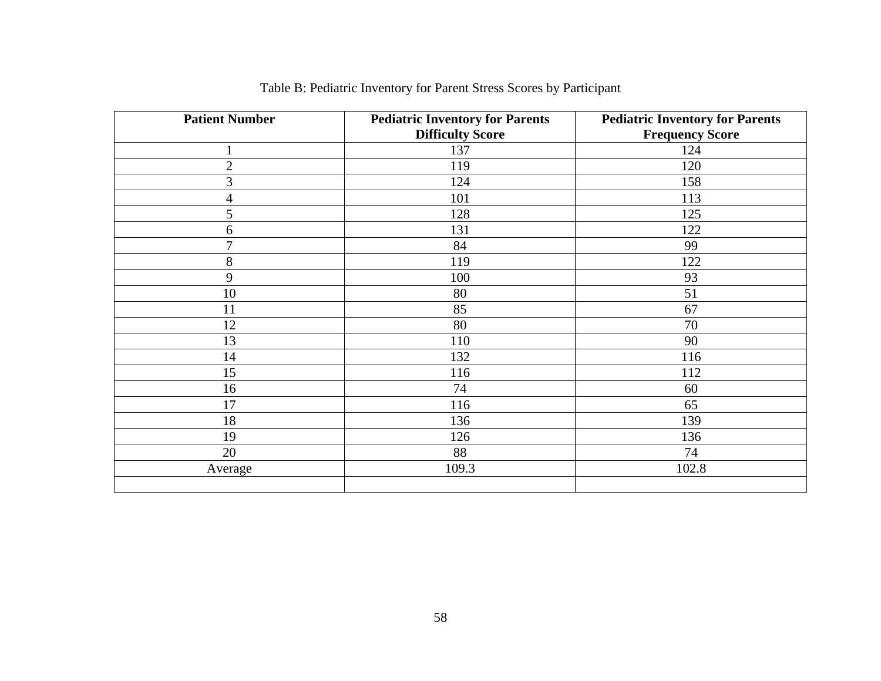Table B: Pediatric Inventory for Parent Stress Scores by Participant

| Patient Number | Pediatric Inventory for Parents Difficulty Score | Pediatric Inventory for Parents Frequency Score |
|---|---|---|
| 1 | 137 | 124 |
| 2 | 119 | 120 |
| 3 | 124 | 158 |
| 4 | 101 | 113 |
| 5 | 128 | 125 |
| 6 | 131 | 122 |
| 7 | 84 | 99 |
| 8 | 119 | 122 |
| 9 | 100 | 93 |
| 10 | 80 | 51 |
| 11 | 85 | 67 |
| 12 | 80 | 70 |
| 13 | 110 | 90 |
| 14 | 132 | 116 |
| 15 | 116 | 112 |
| 16 | 74 | 60 |
| 17 | 116 | 65 |
| 18 | 136 | 139 |
| 19 | 126 | 136 |
| 20 | 88 | 74 |
| Average | 109.3 | 102.8 |
| | | |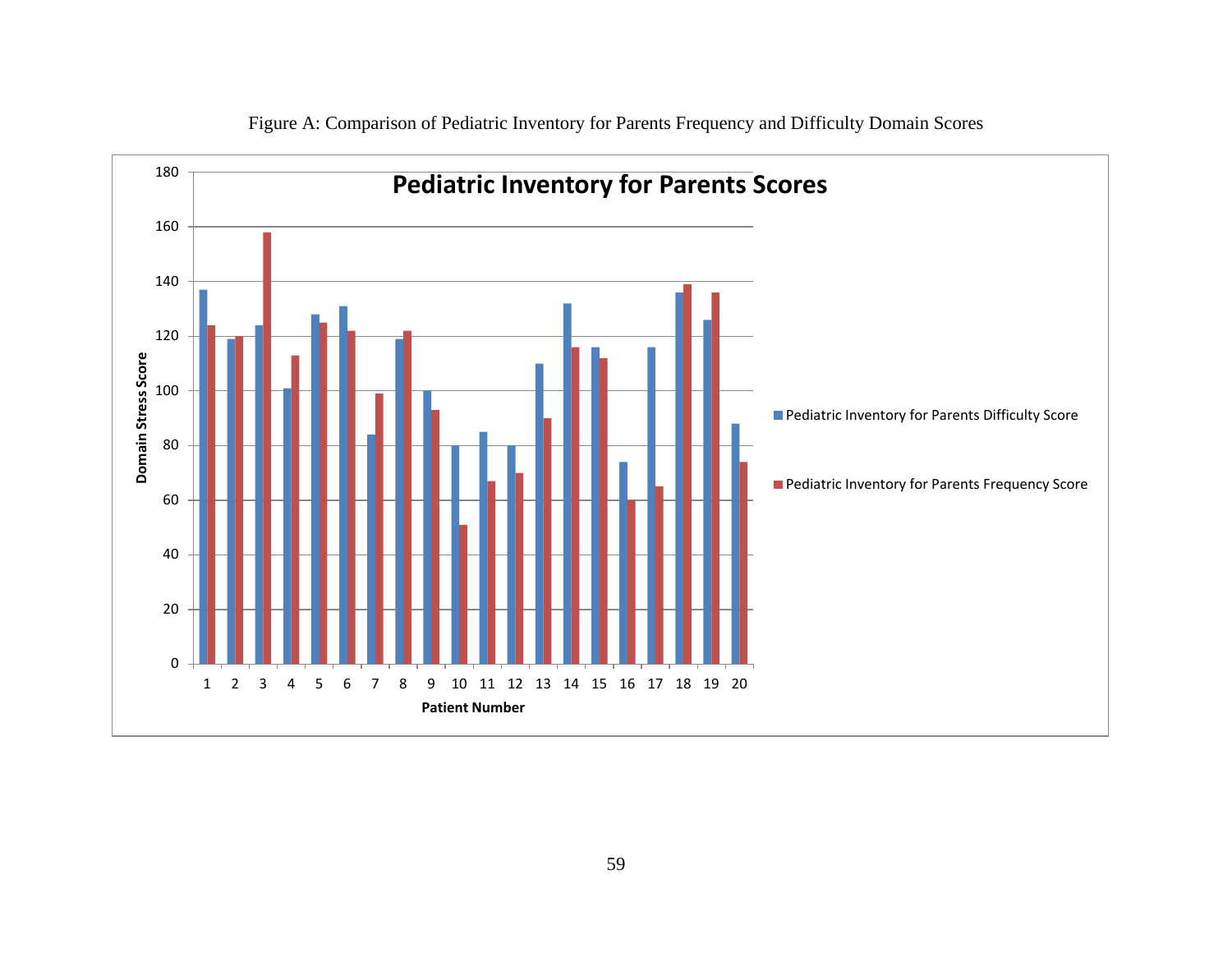Figure A: Comparison of Pediatric Inventory for Parents Frequency and Difficulty Domain Scores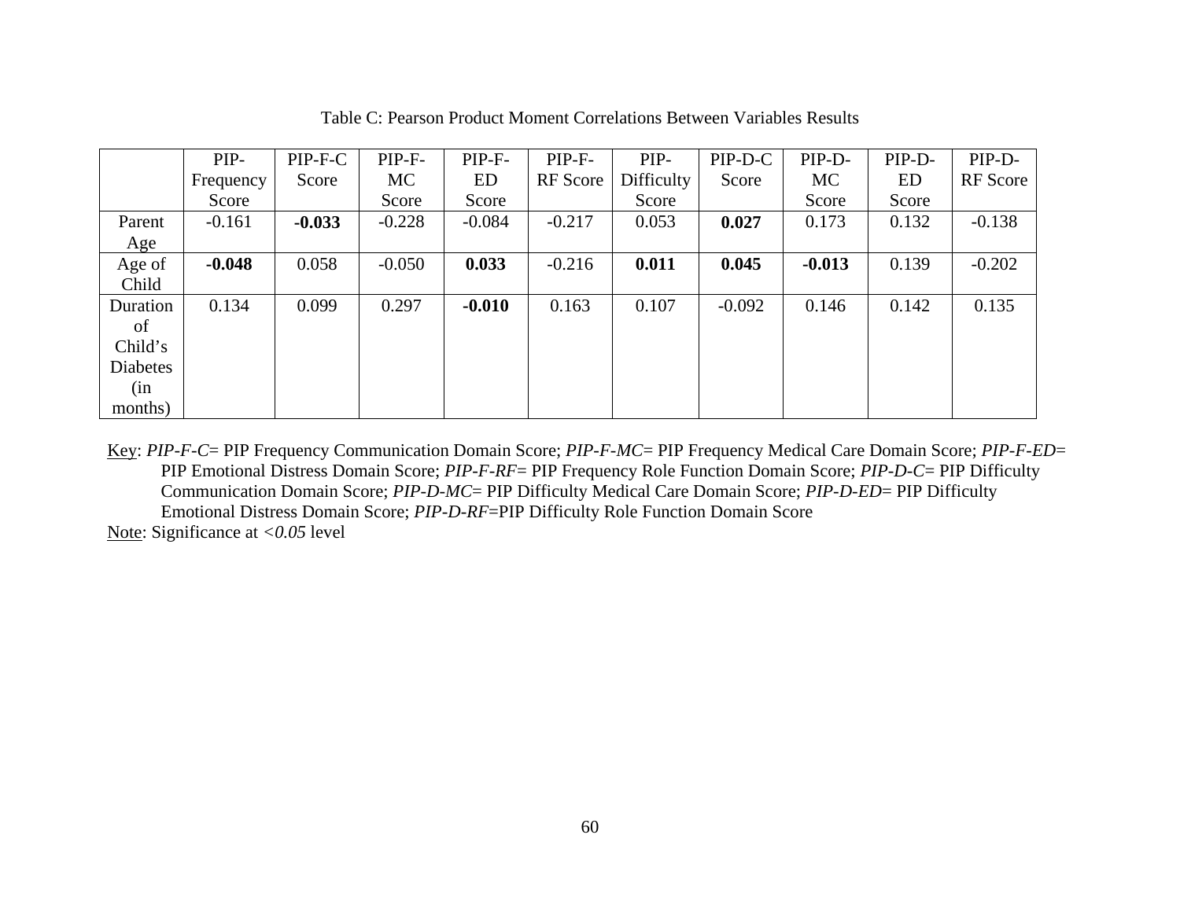Table C: Pearson Product Moment Correlations Between Variables Results

| | PIP-Frequency Score | PIP-F-C Score | PIP-F-MC Score | PIP-F-ED Score | PIP-F-RF Score | PIP-Difficulty Score | PIP-D-C Score | PIP-D-MC Score | PIP-D-ED Score | PIP-D-RF Score |
|---|---|---|---|---|---|---|---|---|---|---|
| Parent Age | -0.161 | **-0.033** | -0.228 | -0.084 | -0.217 | 0.053 | **0.027** | 0.173 | 0.132 | -0.138 |
| Age of Child | **-0.048** | 0.058 | -0.050 | **0.033** | -0.216 | **0.011** | **0.045** | **-0.013** | 0.139 | -0.202 |
| Duration of Child's Diabetes (in months) | 0.134 | 0.099 | 0.297 | **-0.010** | 0.163 | 0.107 | -0.092 | 0.146 | 0.142 | 0.135 |

Key: *PIP-F-C*= PIP Frequency Communication Domain Score; *PIP-F-MC*= PIP Frequency Medical Care Domain Score; *PIP-F-ED*= PIP Emotional Distress Domain Score; *PIP-F-RF*= PIP Frequency Role Function Domain Score; *PIP-D-C*= PIP Difficulty Communication Domain Score; *PIP-D-MC*= PIP Difficulty Medical Care Domain Score; *PIP-D-ED*= PIP Difficulty Emotional Distress Domain Score; *PIP-D-RF*=PIP Difficulty Role Function Domain Score

Note: Significance at *<0.05* level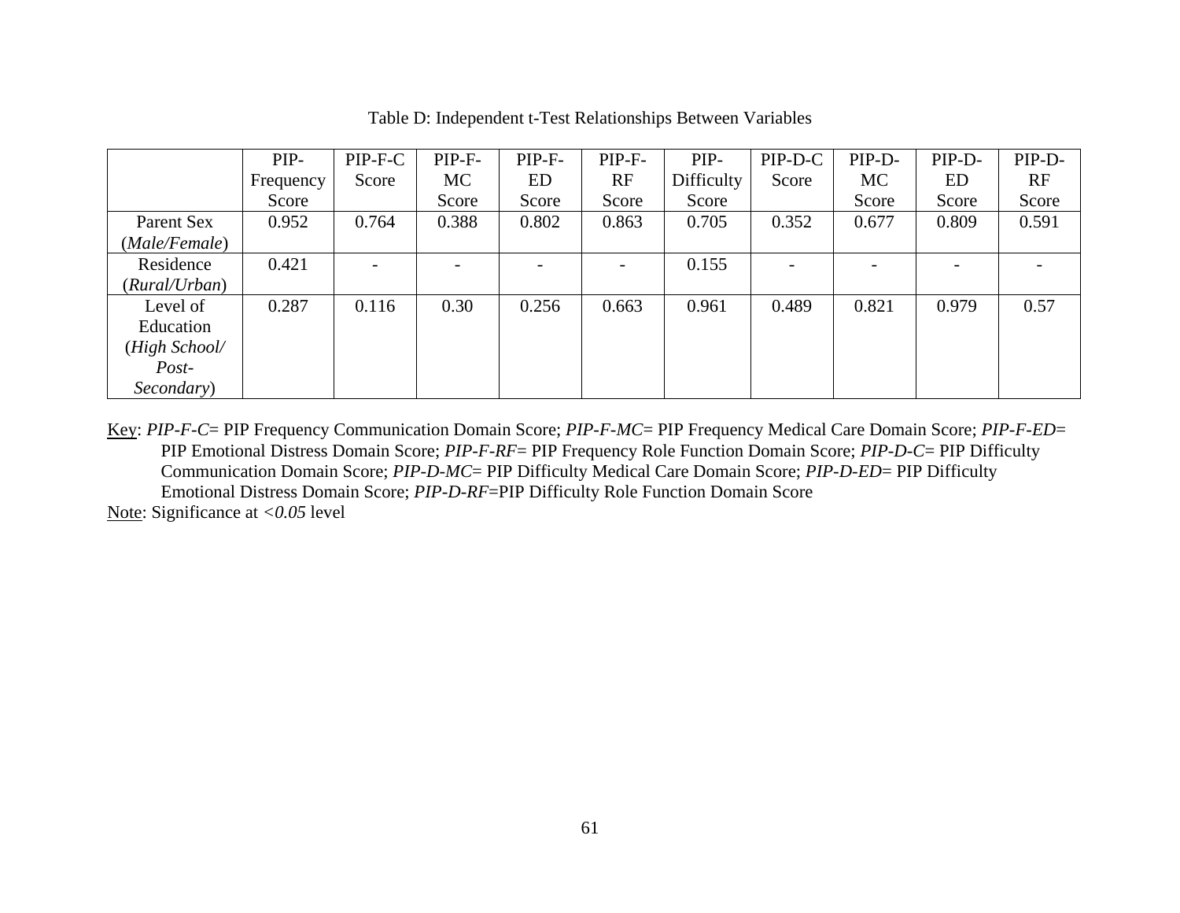Table D: Independent t-Test Relationships Between Variables

| | PIP-Frequency Score | PIP-F-C Score | PIP-F-MC Score | PIP-F-ED Score | PIP-F-RF Score | PIP-Difficulty Score | PIP-D-C Score | PIP-D-MC Score | PIP-D-ED Score | PIP-D-RF Score |
|---|---|---|---|---|---|---|---|---|---|---|
| Parent Sex (*Male/Female*) | 0.952 | 0.764 | 0.388 | 0.802 | 0.863 | 0.705 | 0.352 | 0.677 | 0.809 | 0.591 |
| Residence (*Rural/Urban*) | 0.421 | - | - | - | - | 0.155 | - | - | - | - |
| Level of Education (*High School/ Post-Secondary*) | 0.287 | 0.116 | 0.30 | 0.256 | 0.663 | 0.961 | 0.489 | 0.821 | 0.979 | 0.57 |

Key: *PIP-F-C*= PIP Frequency Communication Domain Score; *PIP-F-MC*= PIP Frequency Medical Care Domain Score; *PIP-F-ED*= PIP Emotional Distress Domain Score; *PIP-F-RF*= PIP Frequency Role Function Domain Score; *PIP-D-C*= PIP Difficulty Communication Domain Score; *PIP-D-MC*= PIP Difficulty Medical Care Domain Score; *PIP-D-ED*= PIP Difficulty Emotional Distress Domain Score; *PIP-D-RF*=PIP Difficulty Role Function Domain Score

Note: Significance at *<0.05* level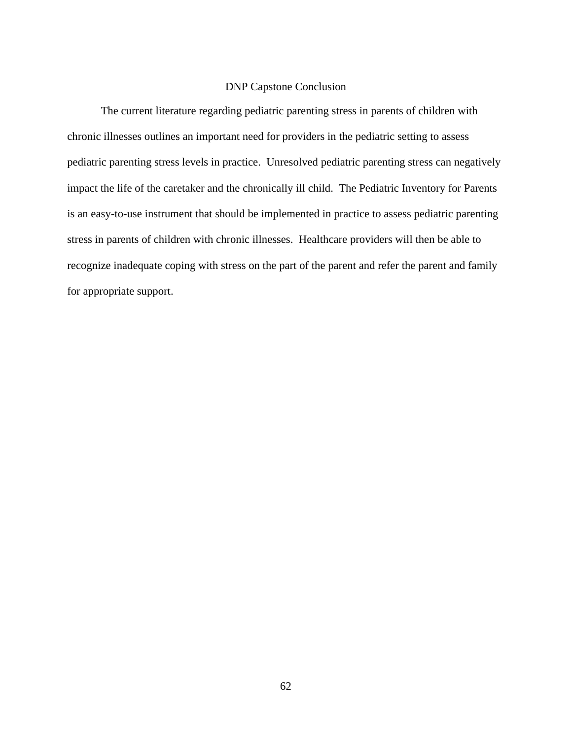# DNP Capstone Conclusion

The current literature regarding pediatric parenting stress in parents of children with chronic illnesses outlines an important need for providers in the pediatric setting to assess pediatric parenting stress levels in practice.  Unresolved pediatric parenting stress can negatively impact the life of the caretaker and the chronically ill child.  The Pediatric Inventory for Parents is an easy-to-use instrument that should be implemented in practice to assess pediatric parenting stress in parents of children with chronic illnesses.  Healthcare providers will then be able to recognize inadequate coping with stress on the part of the parent and refer the parent and family for appropriate support.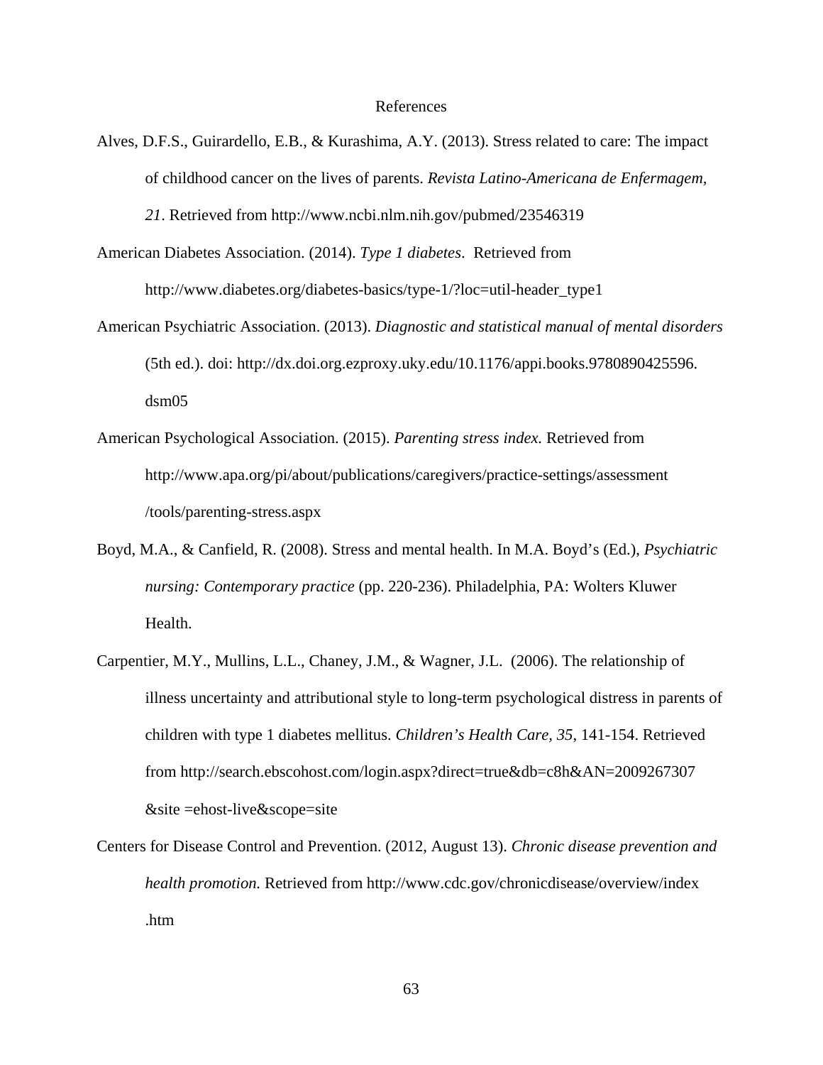# References

Alves, D.F.S., Guirardello, E.B., & Kurashima, A.Y. (2013). Stress related to care: The impact of childhood cancer on the lives of parents. *Revista Latino-Americana de Enfermagem, 21*. Retrieved from http://www.ncbi.nlm.nih.gov/pubmed/23546319

American Diabetes Association. (2014). *Type 1 diabetes*. Retrieved from http://www.diabetes.org/diabetes-basics/type-1/?loc=util-header_type1

American Psychiatric Association. (2013). *Diagnostic and statistical manual of mental disorders* (5th ed.). doi: http://dx.doi.org.ezproxy.uky.edu/10.1176/appi.books.9780890425596.dsm05

American Psychological Association. (2015). *Parenting stress index.* Retrieved from http://www.apa.org/pi/about/publications/caregivers/practice-settings/assessment/tools/parenting-stress.aspx

Boyd, M.A., & Canfield, R. (2008). Stress and mental health. In M.A. Boyd's (Ed.), *Psychiatric nursing: Contemporary practice* (pp. 220-236). Philadelphia, PA: Wolters Kluwer Health.

Carpentier, M.Y., Mullins, L.L., Chaney, J.M., & Wagner, J.L. (2006). The relationship of illness uncertainty and attributional style to long-term psychological distress in parents of children with type 1 diabetes mellitus. *Children's Health Care, 35*, 141-154. Retrieved from http://search.ebscohost.com/login.aspx?direct=true&db=c8h&AN=2009267307&site =ehost-live&scope=site

Centers for Disease Control and Prevention. (2012, August 13). *Chronic disease prevention and health promotion.* Retrieved from http://www.cdc.gov/chronicdisease/overview/index.htm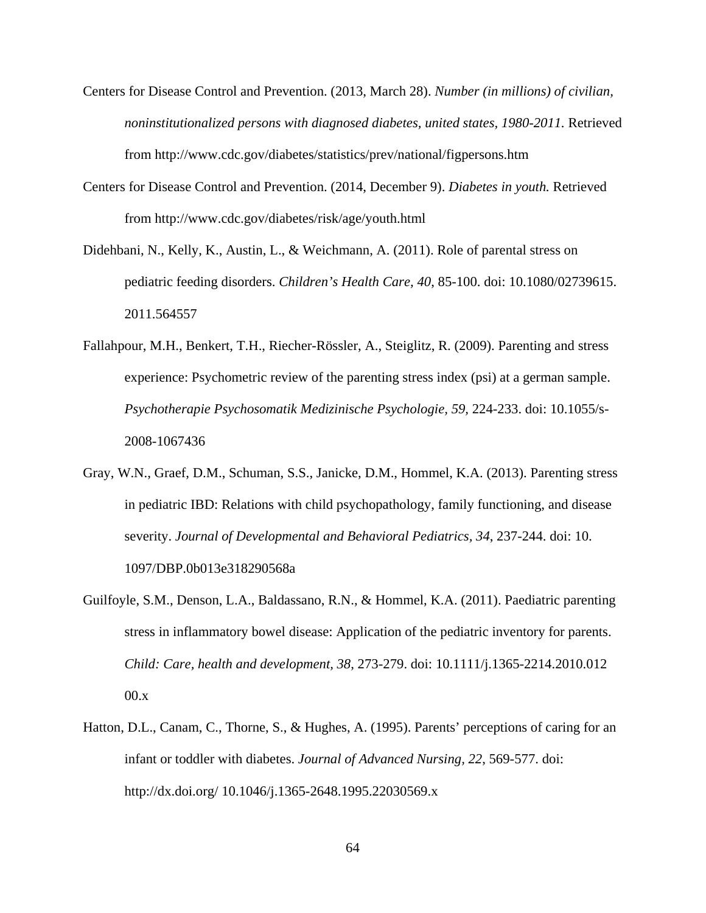Centers for Disease Control and Prevention. (2013, March 28). *Number (in millions) of civilian, noninstitutionalized persons with diagnosed diabetes, united states, 1980-2011.* Retrieved from http://www.cdc.gov/diabetes/statistics/prev/national/figpersons.htm

Centers for Disease Control and Prevention. (2014, December 9). *Diabetes in youth.* Retrieved from http://www.cdc.gov/diabetes/risk/age/youth.html

Didehbani, N., Kelly, K., Austin, L., & Weichmann, A. (2011). Role of parental stress on pediatric feeding disorders. *Children's Health Care, 40,* 85-100. doi: 10.1080/02739615. 2011.564557

Fallahpour, M.H., Benkert, T.H., Riecher-Rössler, A., Steiglitz, R. (2009). Parenting and stress experience: Psychometric review of the parenting stress index (psi) at a german sample. *Psychotherapie Psychosomatik Medizinische Psychologie, 59,* 224-233. doi: 10.1055/s-2008-1067436

Gray, W.N., Graef, D.M., Schuman, S.S., Janicke, D.M., Hommel, K.A. (2013). Parenting stress in pediatric IBD: Relations with child psychopathology, family functioning, and disease severity. *Journal of Developmental and Behavioral Pediatrics, 34*, 237-244. doi: 10. 1097/DBP.0b013e318290568a

Guilfoyle, S.M., Denson, L.A., Baldassano, R.N., & Hommel, K.A. (2011). Paediatric parenting stress in inflammatory bowel disease: Application of the pediatric inventory for parents. *Child: Care, health and development, 38*, 273-279. doi: 10.1111/j.1365-2214.2010.012 00.x

Hatton, D.L., Canam, C., Thorne, S., & Hughes, A. (1995). Parents' perceptions of caring for an infant or toddler with diabetes. *Journal of Advanced Nursing, 22*, 569-577. doi: http://dx.doi.org/ 10.1046/j.1365-2648.1995.22030569.x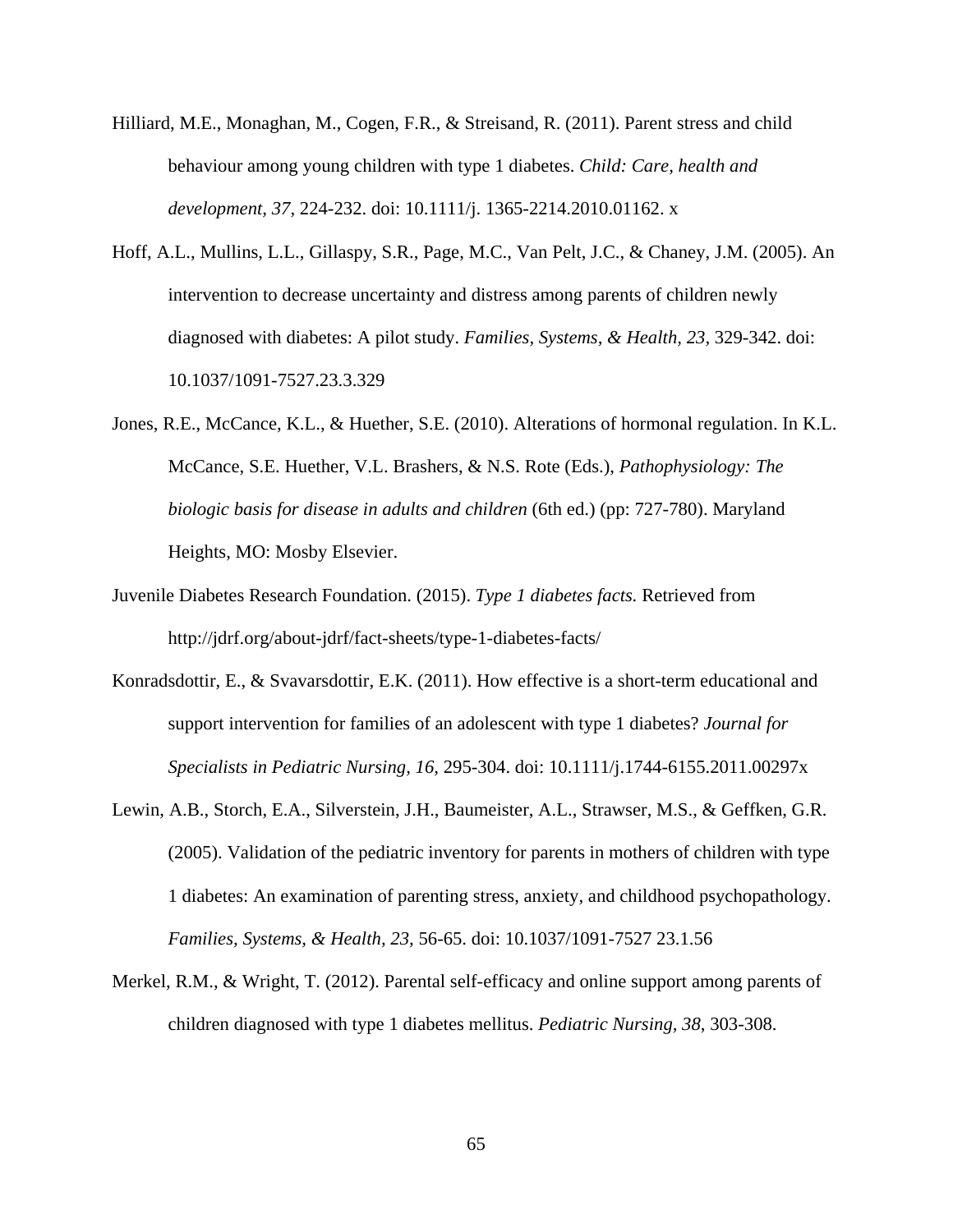Hilliard, M.E., Monaghan, M., Cogen, F.R., & Streisand, R. (2011). Parent stress and child behaviour among young children with type 1 diabetes. *Child: Care, health and development, 37*, 224-232. doi: 10.1111/j. 1365-2214.2010.01162. x

Hoff, A.L., Mullins, L.L., Gillaspy, S.R., Page, M.C., Van Pelt, J.C., & Chaney, J.M. (2005). An intervention to decrease uncertainty and distress among parents of children newly diagnosed with diabetes: A pilot study. *Families, Systems, & Health, 23*, 329-342. doi: 10.1037/1091-7527.23.3.329

Jones, R.E., McCance, K.L., & Huether, S.E. (2010). Alterations of hormonal regulation. In K.L. McCance, S.E. Huether, V.L. Brashers, & N.S. Rote (Eds.), *Pathophysiology: The biologic basis for disease in adults and children* (6th ed.) (pp: 727-780). Maryland Heights, MO: Mosby Elsevier.

Juvenile Diabetes Research Foundation. (2015). *Type 1 diabetes facts.* Retrieved from http://jdrf.org/about-jdrf/fact-sheets/type-1-diabetes-facts/

Konradsdottir, E., & Svavarsdottir, E.K. (2011). How effective is a short-term educational and support intervention for families of an adolescent with type 1 diabetes? *Journal for Specialists in Pediatric Nursing, 16*, 295-304. doi: 10.1111/j.1744-6155.2011.00297x

Lewin, A.B., Storch, E.A., Silverstein, J.H., Baumeister, A.L., Strawser, M.S., & Geffken, G.R. (2005). Validation of the pediatric inventory for parents in mothers of children with type 1 diabetes: An examination of parenting stress, anxiety, and childhood psychopathology. *Families, Systems, & Health, 23*, 56-65. doi: 10.1037/1091-7527 23.1.56

Merkel, R.M., & Wright, T. (2012). Parental self-efficacy and online support among parents of children diagnosed with type 1 diabetes mellitus. *Pediatric Nursing, 38*, 303-308.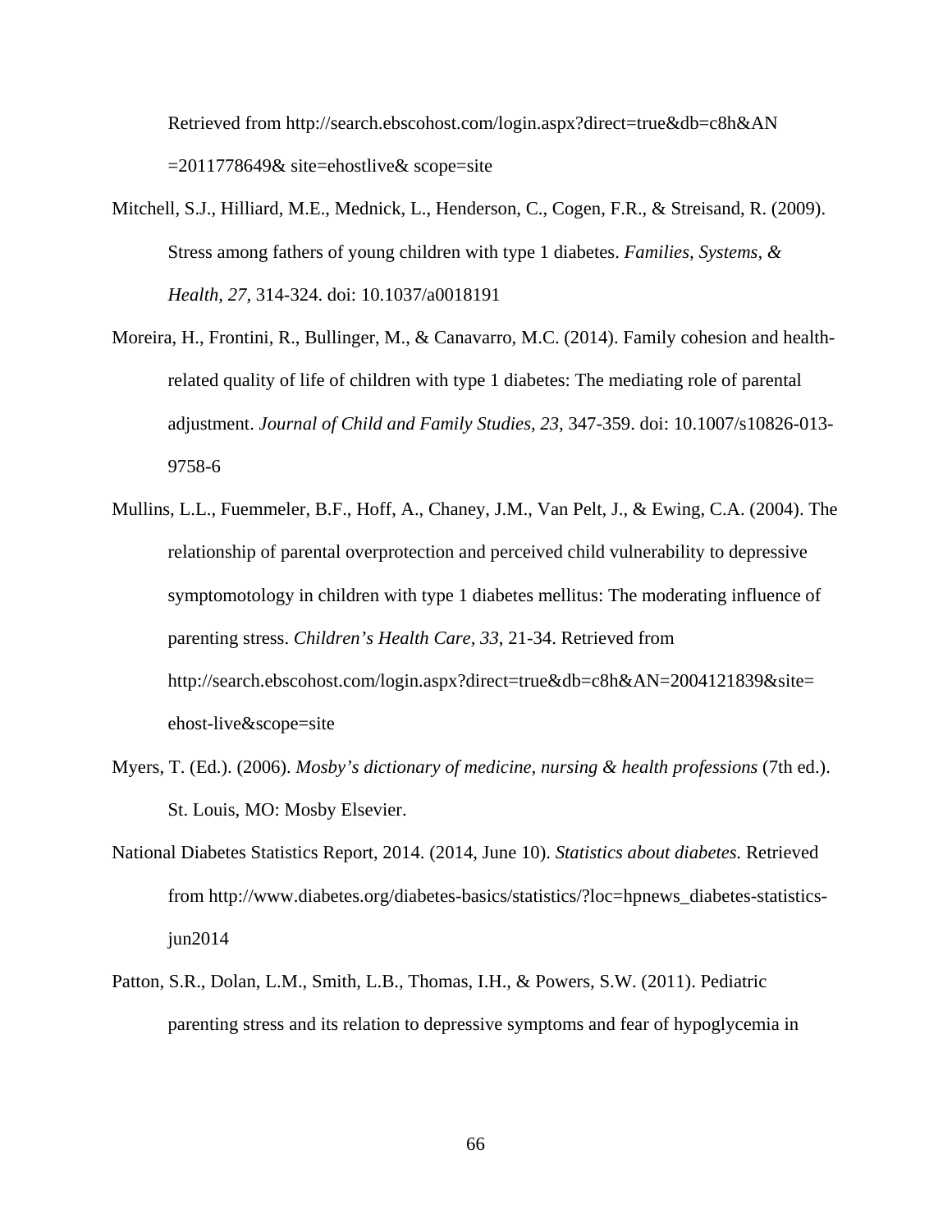Retrieved from http://search.ebscohost.com/login.aspx?direct=true&db=c8h&AN =2011778649& site=ehostlive& scope=site

Mitchell, S.J., Hilliard, M.E., Mednick, L., Henderson, C., Cogen, F.R., & Streisand, R. (2009). Stress among fathers of young children with type 1 diabetes. *Families, Systems, & Health, 27,* 314-324. doi: 10.1037/a0018191

Moreira, H., Frontini, R., Bullinger, M., & Canavarro, M.C. (2014). Family cohesion and health-related quality of life of children with type 1 diabetes: The mediating role of parental adjustment. *Journal of Child and Family Studies, 23,* 347-359. doi: 10.1007/s10826-013-9758-6

Mullins, L.L., Fuemmeler, B.F., Hoff, A., Chaney, J.M., Van Pelt, J., & Ewing, C.A. (2004). The relationship of parental overprotection and perceived child vulnerability to depressive symptomotology in children with type 1 diabetes mellitus: The moderating influence of parenting stress. *Children's Health Care, 33,* 21-34. Retrieved from http://search.ebscohost.com/login.aspx?direct=true&db=c8h&AN=2004121839&site=ehost-live&scope=site

Myers, T. (Ed.). (2006). *Mosby's dictionary of medicine, nursing & health professions* (7th ed.). St. Louis, MO: Mosby Elsevier.

National Diabetes Statistics Report, 2014. (2014, June 10). *Statistics about diabetes.* Retrieved from http://www.diabetes.org/diabetes-basics/statistics/?loc=hpnews_diabetes-statistics-jun2014

Patton, S.R., Dolan, L.M., Smith, L.B., Thomas, I.H., & Powers, S.W. (2011). Pediatric parenting stress and its relation to depressive symptoms and fear of hypoglycemia in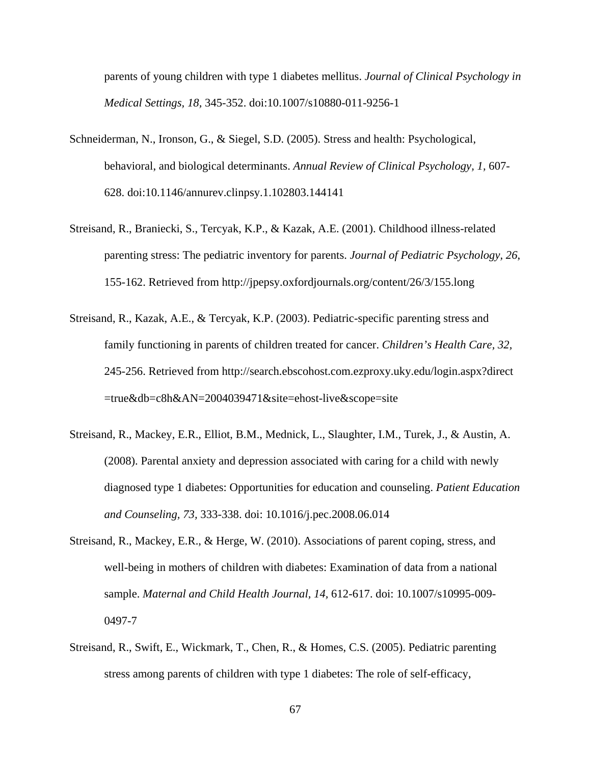parents of young children with type 1 diabetes mellitus. *Journal of Clinical Psychology in Medical Settings, 18*, 345-352. doi:10.1007/s10880-011-9256-1

Schneiderman, N., Ironson, G., & Siegel, S.D. (2005). Stress and health: Psychological, behavioral, and biological determinants. *Annual Review of Clinical Psychology, 1*, 607-628. doi:10.1146/annurev.clinpsy.1.102803.144141

Streisand, R., Braniecki, S., Tercyak, K.P., & Kazak, A.E. (2001). Childhood illness-related parenting stress: The pediatric inventory for parents. *Journal of Pediatric Psychology, 26*, 155-162. Retrieved from http://jpepsy.oxfordjournals.org/content/26/3/155.long

Streisand, R., Kazak, A.E., & Tercyak, K.P. (2003). Pediatric-specific parenting stress and family functioning in parents of children treated for cancer. *Children's Health Care*, *32*, 245-256. Retrieved from http://search.ebscohost.com.ezproxy.uky.edu/login.aspx?direct=true&db=c8h&AN=2004039471&site=ehost-live&scope=site

Streisand, R., Mackey, E.R., Elliot, B.M., Mednick, L., Slaughter, I.M., Turek, J., & Austin, A. (2008). Parental anxiety and depression associated with caring for a child with newly diagnosed type 1 diabetes: Opportunities for education and counseling. *Patient Education and Counseling, 73*, 333-338. doi: 10.1016/j.pec.2008.06.014

Streisand, R., Mackey, E.R., & Herge, W. (2010). Associations of parent coping, stress, and well-being in mothers of children with diabetes: Examination of data from a national sample. *Maternal and Child Health Journal, 14*, 612-617. doi: 10.1007/s10995-009-0497-7

Streisand, R., Swift, E., Wickmark, T., Chen, R., & Homes, C.S. (2005). Pediatric parenting stress among parents of children with type 1 diabetes: The role of self-efficacy,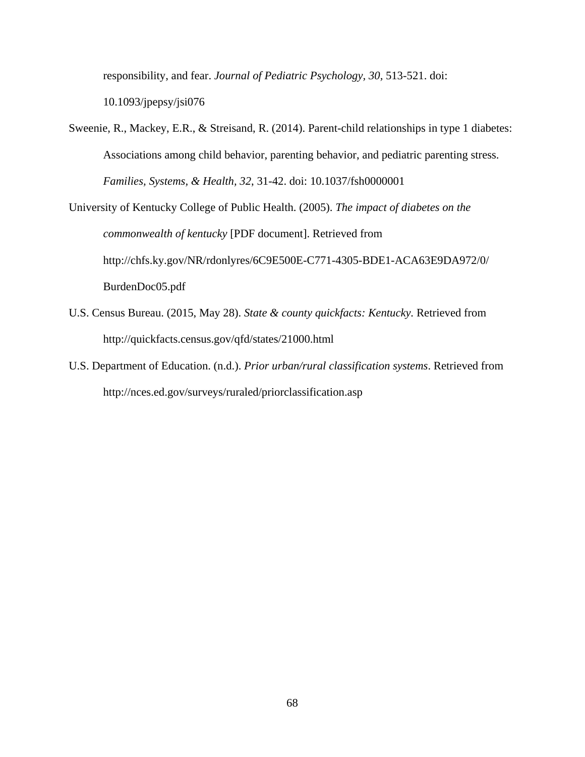responsibility, and fear. *Journal of Pediatric Psychology, 30,* 513-521. doi: 10.1093/jpepsy/jsi076

Sweenie, R., Mackey, E.R., & Streisand, R. (2014). Parent-child relationships in type 1 diabetes: Associations among child behavior, parenting behavior, and pediatric parenting stress. *Families, Systems, & Health, 32*, 31-42. doi: 10.1037/fsh0000001

University of Kentucky College of Public Health. (2005). *The impact of diabetes on the commonwealth of kentucky* [PDF document]. Retrieved from http://chfs.ky.gov/NR/rdonlyres/6C9E500E-C771-4305-BDE1-ACA63E9DA972/0/BurdenDoc05.pdf

U.S. Census Bureau. (2015, May 28). *State & county quickfacts: Kentucky.* Retrieved from http://quickfacts.census.gov/qfd/states/21000.html

U.S. Department of Education. (n.d.). *Prior urban/rural classification systems*. Retrieved from http://nces.ed.gov/surveys/ruraled/priorclassification.asp